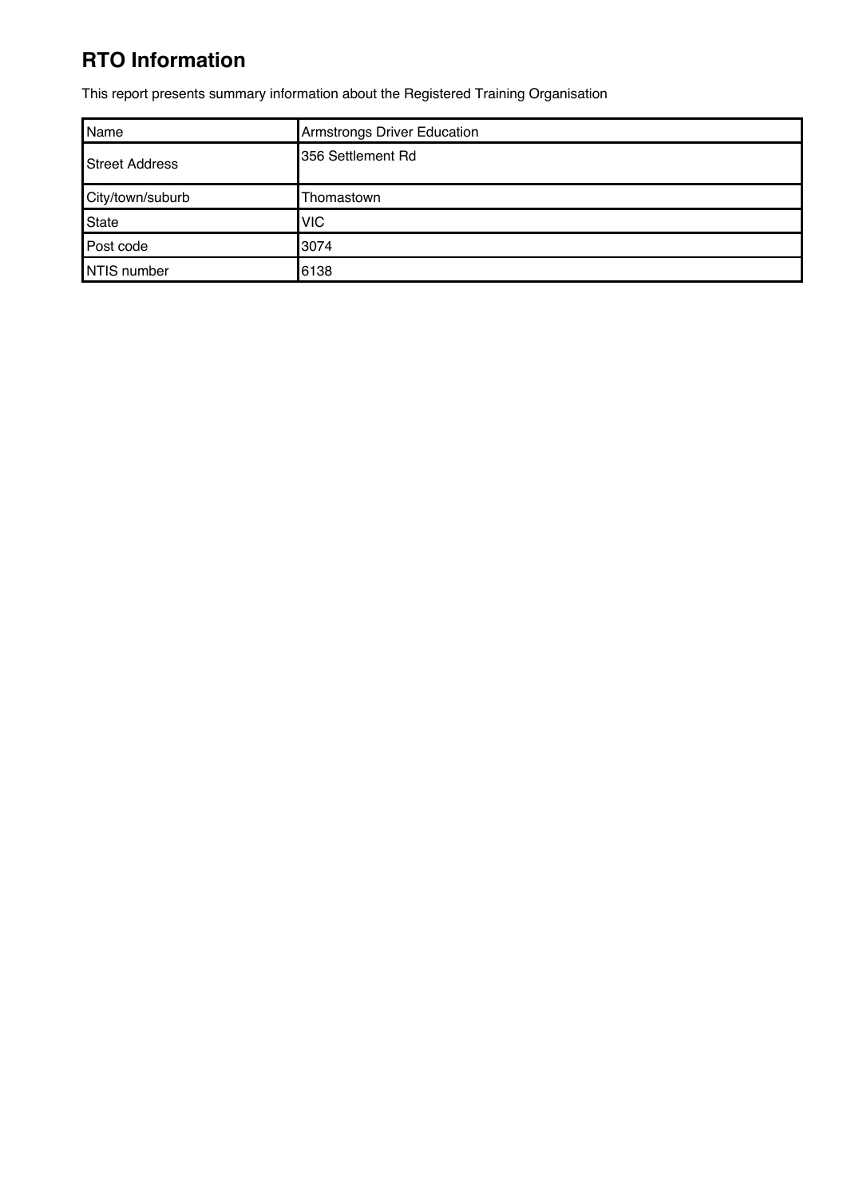# RTO Information

This report presents summary information about the Registered Training Organisation

| Name | Armstrongs Driver Education |
|---|---|
| Street Address | 356 Settlement Rd |
| City/town/suburb | Thomastown |
| State | VIC |
| Post code | 3074 |
| NTIS number | 6138 |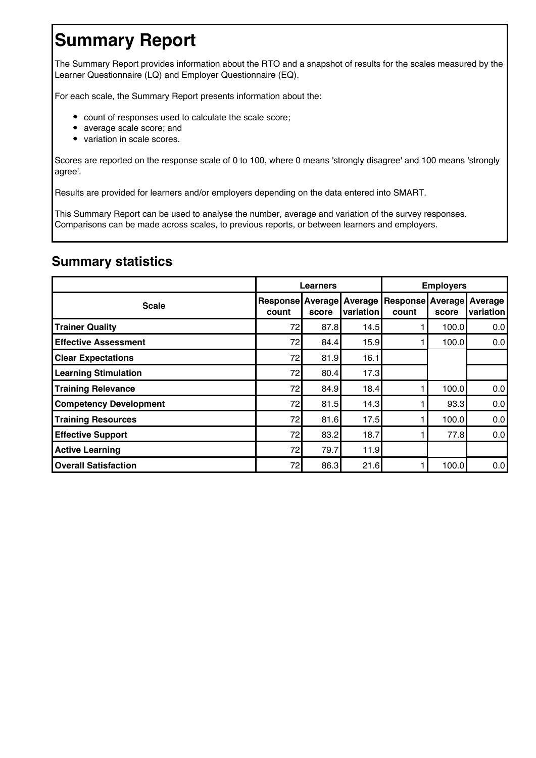# Summary Report

The Summary Report provides information about the RTO and a snapshot of results for the scales measured by the Learner Questionnaire (LQ) and Employer Questionnaire (EQ).

For each scale, the Summary Report presents information about the:

- count of responses used to calculate the scale score;
- average scale score; and
- variation in scale scores.

Scores are reported on the response scale of 0 to 100, where 0 means 'strongly disagree' and 100 means 'strongly agree'.

Results are provided for learners and/or employers depending on the data entered into SMART.

This Summary Report can be used to analyse the number, average and variation of the survey responses. Comparisons can be made across scales, to previous reports, or between learners and employers.

## Summary statistics

| | Learners | | | Employers | | |
|---|---|---|---|---|---|---|
| **Scale** | **Response count** | **Average score** | **Average variation** | **Response count** | **Average score** | **Average variation** |
| **Trainer Quality** | 72 | 87.8 | 14.5 | 1 | 100.0 | 0.0 |
| **Effective Assessment** | 72 | 84.4 | 15.9 | 1 | 100.0 | 0.0 |
| **Clear Expectations** | 72 | 81.9 | 16.1 | | | |
| **Learning Stimulation** | 72 | 80.4 | 17.3 | | | |
| **Training Relevance** | 72 | 84.9 | 18.4 | 1 | 100.0 | 0.0 |
| **Competency Development** | 72 | 81.5 | 14.3 | 1 | 93.3 | 0.0 |
| **Training Resources** | 72 | 81.6 | 17.5 | 1 | 100.0 | 0.0 |
| **Effective Support** | 72 | 83.2 | 18.7 | 1 | 77.8 | 0.0 |
| **Active Learning** | 72 | 79.7 | 11.9 | | | |
| **Overall Satisfaction** | 72 | 86.3 | 21.6 | 1 | 100.0 | 0.0 |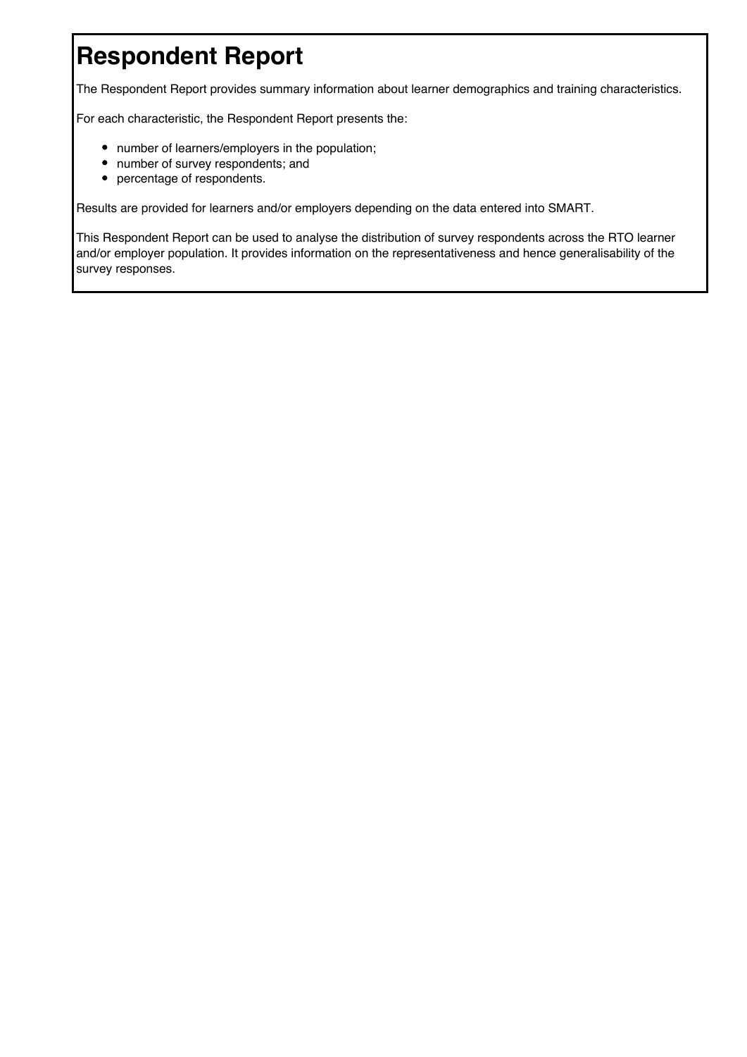# Respondent Report

The Respondent Report provides summary information about learner demographics and training characteristics.

For each characteristic, the Respondent Report presents the:

- number of learners/employers in the population;
- number of survey respondents; and
- percentage of respondents.

Results are provided for learners and/or employers depending on the data entered into SMART.

This Respondent Report can be used to analyse the distribution of survey respondents across the RTO learner and/or employer population. It provides information on the representativeness and hence generalisability of the survey responses.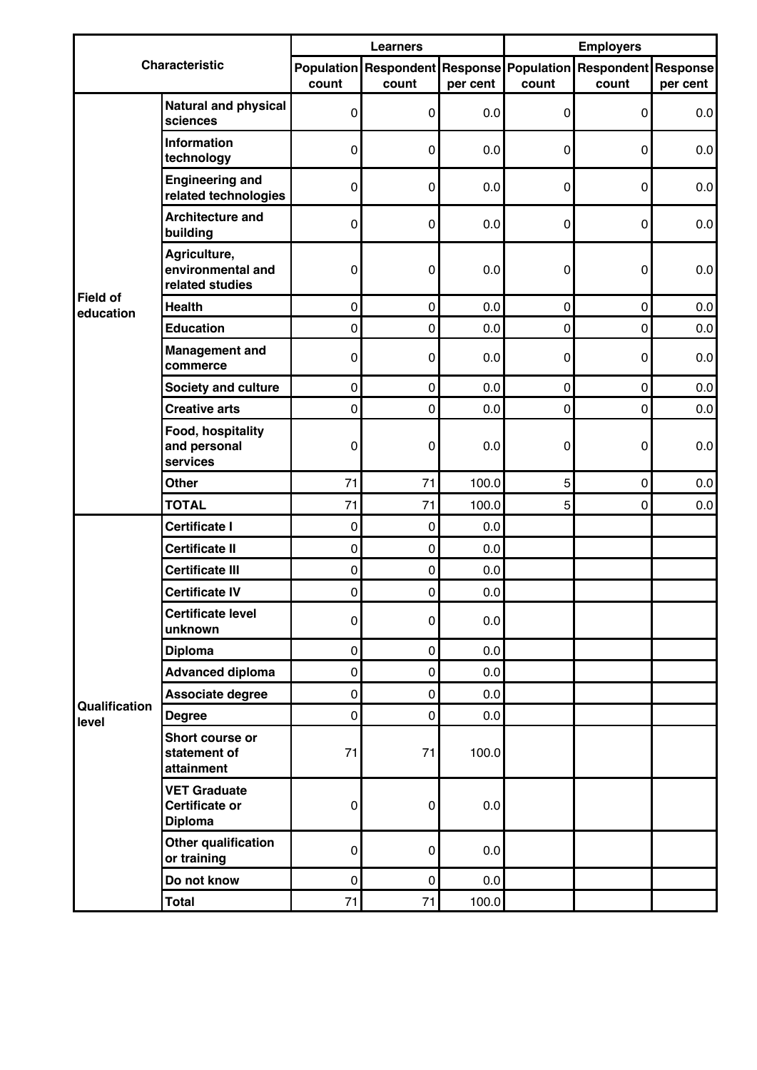| Characteristic | | Learners | | | Employers | | |
|---|---|---|---|---|---|---|---|
| | | Population count | Respondent count | Response per cent | Population count | Respondent count | Response per cent |
| Field of education | Natural and physical sciences | 0 | 0 | 0.0 | 0 | 0 | 0.0 |
| | Information technology | 0 | 0 | 0.0 | 0 | 0 | 0.0 |
| | Engineering and related technologies | 0 | 0 | 0.0 | 0 | 0 | 0.0 |
| | Architecture and building | 0 | 0 | 0.0 | 0 | 0 | 0.0 |
| | Agriculture, environmental and related studies | 0 | 0 | 0.0 | 0 | 0 | 0.0 |
| | Health | 0 | 0 | 0.0 | 0 | 0 | 0.0 |
| | Education | 0 | 0 | 0.0 | 0 | 0 | 0.0 |
| | Management and commerce | 0 | 0 | 0.0 | 0 | 0 | 0.0 |
| | Society and culture | 0 | 0 | 0.0 | 0 | 0 | 0.0 |
| | Creative arts | 0 | 0 | 0.0 | 0 | 0 | 0.0 |
| | Food, hospitality and personal services | 0 | 0 | 0.0 | 0 | 0 | 0.0 |
| | Other | 71 | 71 | 100.0 | 5 | 0 | 0.0 |
| | TOTAL | 71 | 71 | 100.0 | 5 | 0 | 0.0 |
| Qualification level | Certificate I | 0 | 0 | 0.0 | | | |
| | Certificate II | 0 | 0 | 0.0 | | | |
| | Certificate III | 0 | 0 | 0.0 | | | |
| | Certificate IV | 0 | 0 | 0.0 | | | |
| | Certificate level unknown | 0 | 0 | 0.0 | | | |
| | Diploma | 0 | 0 | 0.0 | | | |
| | Advanced diploma | 0 | 0 | 0.0 | | | |
| | Associate degree | 0 | 0 | 0.0 | | | |
| | Degree | 0 | 0 | 0.0 | | | |
| | Short course or statement of attainment | 71 | 71 | 100.0 | | | |
| | VET Graduate Certificate or Diploma | 0 | 0 | 0.0 | | | |
| | Other qualification or training | 0 | 0 | 0.0 | | | |
| | Do not know | 0 | 0 | 0.0 | | | |
| | Total | 71 | 71 | 100.0 | | | |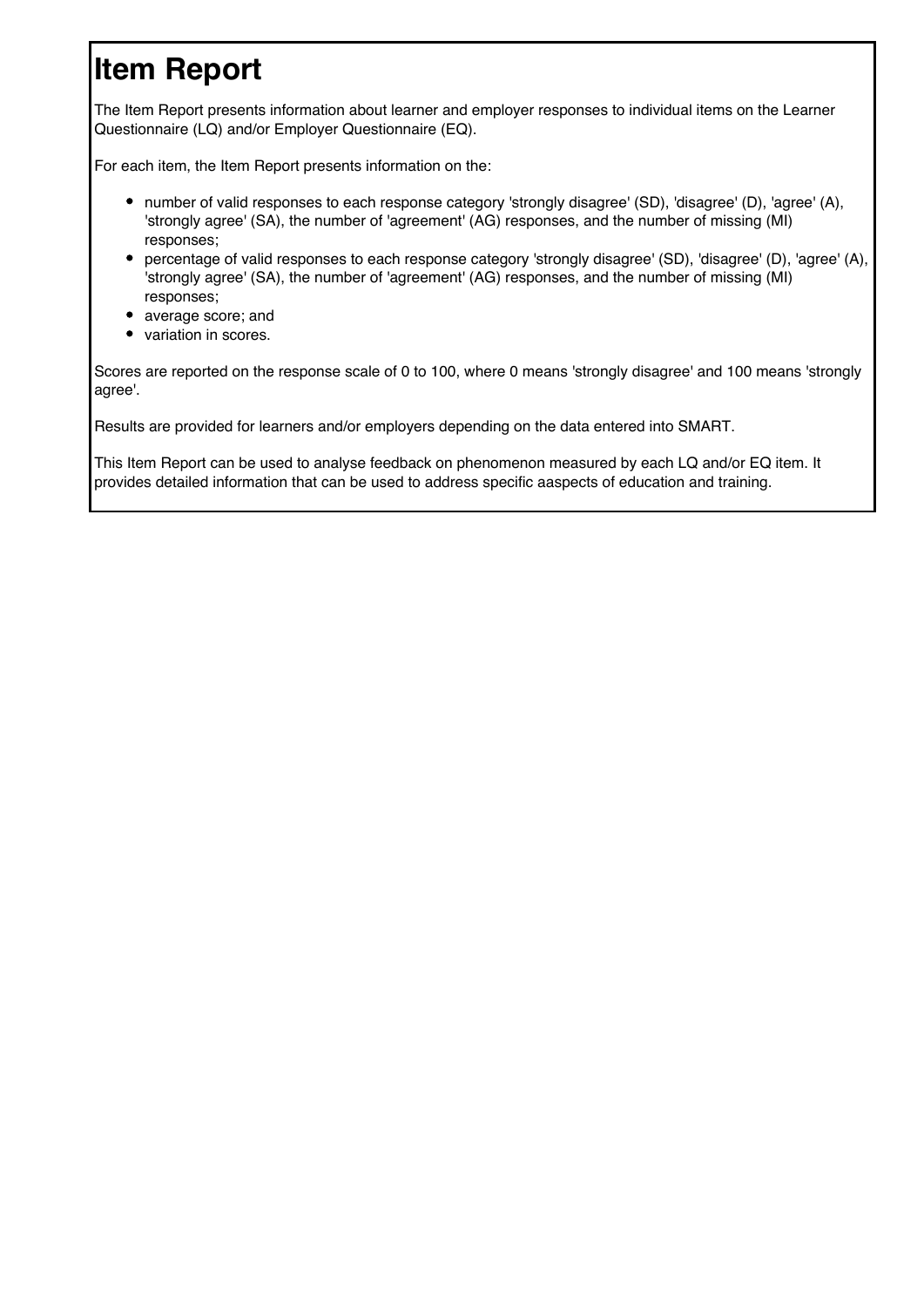# Item Report

The Item Report presents information about learner and employer responses to individual items on the Learner Questionnaire (LQ) and/or Employer Questionnaire (EQ).

For each item, the Item Report presents information on the:

- number of valid responses to each response category 'strongly disagree' (SD), 'disagree' (D), 'agree' (A), 'strongly agree' (SA), the number of 'agreement' (AG) responses, and the number of missing (MI) responses;
- percentage of valid responses to each response category 'strongly disagree' (SD), 'disagree' (D), 'agree' (A), 'strongly agree' (SA), the number of 'agreement' (AG) responses, and the number of missing (MI) responses;
- average score; and
- variation in scores.

Scores are reported on the response scale of 0 to 100, where 0 means 'strongly disagree' and 100 means 'strongly agree'.

Results are provided for learners and/or employers depending on the data entered into SMART.

This Item Report can be used to analyse feedback on phenomenon measured by each LQ and/or EQ item. It provides detailed information that can be used to address specific aaspects of education and training.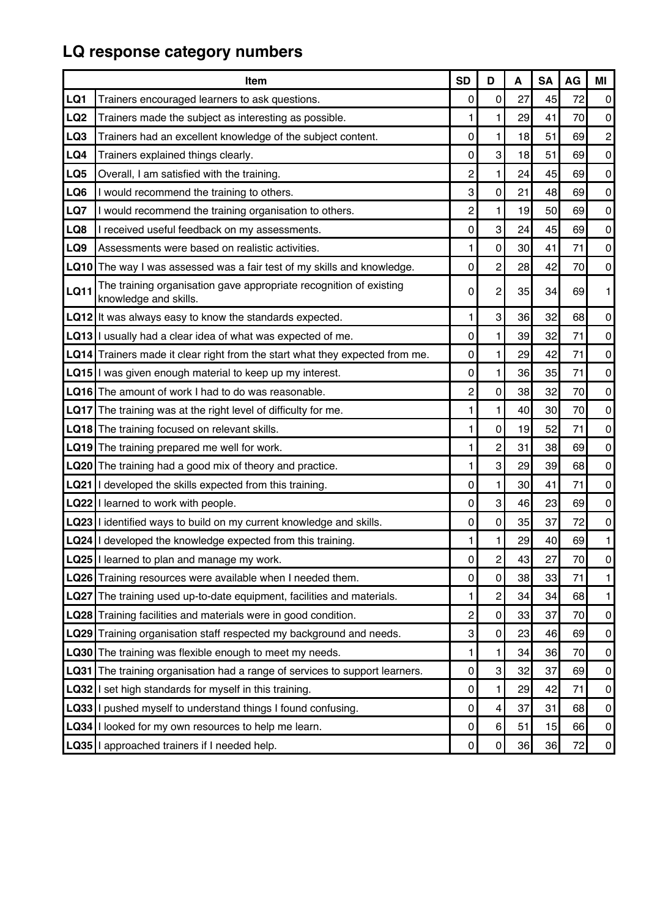## LQ response category numbers

| | Item | SD | D | A | SA | AG | MI |
|---|---|---|---|---|---|---|---|
| **LQ1** | Trainers encouraged learners to ask questions. | 0 | 0 | 27 | 45 | 72 | 0 |
| **LQ2** | Trainers made the subject as interesting as possible. | 1 | 1 | 29 | 41 | 70 | 0 |
| **LQ3** | Trainers had an excellent knowledge of the subject content. | 0 | 1 | 18 | 51 | 69 | 2 |
| **LQ4** | Trainers explained things clearly. | 0 | 3 | 18 | 51 | 69 | 0 |
| **LQ5** | Overall, I am satisfied with the training. | 2 | 1 | 24 | 45 | 69 | 0 |
| **LQ6** | I would recommend the training to others. | 3 | 0 | 21 | 48 | 69 | 0 |
| **LQ7** | I would recommend the training organisation to others. | 2 | 1 | 19 | 50 | 69 | 0 |
| **LQ8** | I received useful feedback on my assessments. | 0 | 3 | 24 | 45 | 69 | 0 |
| **LQ9** | Assessments were based on realistic activities. | 1 | 0 | 30 | 41 | 71 | 0 |
| **LQ10** | The way I was assessed was a fair test of my skills and knowledge. | 0 | 2 | 28 | 42 | 70 | 0 |
| **LQ11** | The training organisation gave appropriate recognition of existing knowledge and skills. | 0 | 2 | 35 | 34 | 69 | 1 |
| **LQ12** | It was always easy to know the standards expected. | 1 | 3 | 36 | 32 | 68 | 0 |
| **LQ13** | I usually had a clear idea of what was expected of me. | 0 | 1 | 39 | 32 | 71 | 0 |
| **LQ14** | Trainers made it clear right from the start what they expected from me. | 0 | 1 | 29 | 42 | 71 | 0 |
| **LQ15** | I was given enough material to keep up my interest. | 0 | 1 | 36 | 35 | 71 | 0 |
| **LQ16** | The amount of work I had to do was reasonable. | 2 | 0 | 38 | 32 | 70 | 0 |
| **LQ17** | The training was at the right level of difficulty for me. | 1 | 1 | 40 | 30 | 70 | 0 |
| **LQ18** | The training focused on relevant skills. | 1 | 0 | 19 | 52 | 71 | 0 |
| **LQ19** | The training prepared me well for work. | 1 | 2 | 31 | 38 | 69 | 0 |
| **LQ20** | The training had a good mix of theory and practice. | 1 | 3 | 29 | 39 | 68 | 0 |
| **LQ21** | I developed the skills expected from this training. | 0 | 1 | 30 | 41 | 71 | 0 |
| **LQ22** | I learned to work with people. | 0 | 3 | 46 | 23 | 69 | 0 |
| **LQ23** | I identified ways to build on my current knowledge and skills. | 0 | 0 | 35 | 37 | 72 | 0 |
| **LQ24** | I developed the knowledge expected from this training. | 1 | 1 | 29 | 40 | 69 | 1 |
| **LQ25** | I learned to plan and manage my work. | 0 | 2 | 43 | 27 | 70 | 0 |
| **LQ26** | Training resources were available when I needed them. | 0 | 0 | 38 | 33 | 71 | 1 |
| **LQ27** | The training used up-to-date equipment, facilities and materials. | 1 | 2 | 34 | 34 | 68 | 1 |
| **LQ28** | Training facilities and materials were in good condition. | 2 | 0 | 33 | 37 | 70 | 0 |
| **LQ29** | Training organisation staff respected my background and needs. | 3 | 0 | 23 | 46 | 69 | 0 |
| **LQ30** | The training was flexible enough to meet my needs. | 1 | 1 | 34 | 36 | 70 | 0 |
| **LQ31** | The training organisation had a range of services to support learners. | 0 | 3 | 32 | 37 | 69 | 0 |
| **LQ32** | I set high standards for myself in this training. | 0 | 1 | 29 | 42 | 71 | 0 |
| **LQ33** | I pushed myself to understand things I found confusing. | 0 | 4 | 37 | 31 | 68 | 0 |
| **LQ34** | I looked for my own resources to help me learn. | 0 | 6 | 51 | 15 | 66 | 0 |
| **LQ35** | I approached trainers if I needed help. | 0 | 0 | 36 | 36 | 72 | 0 |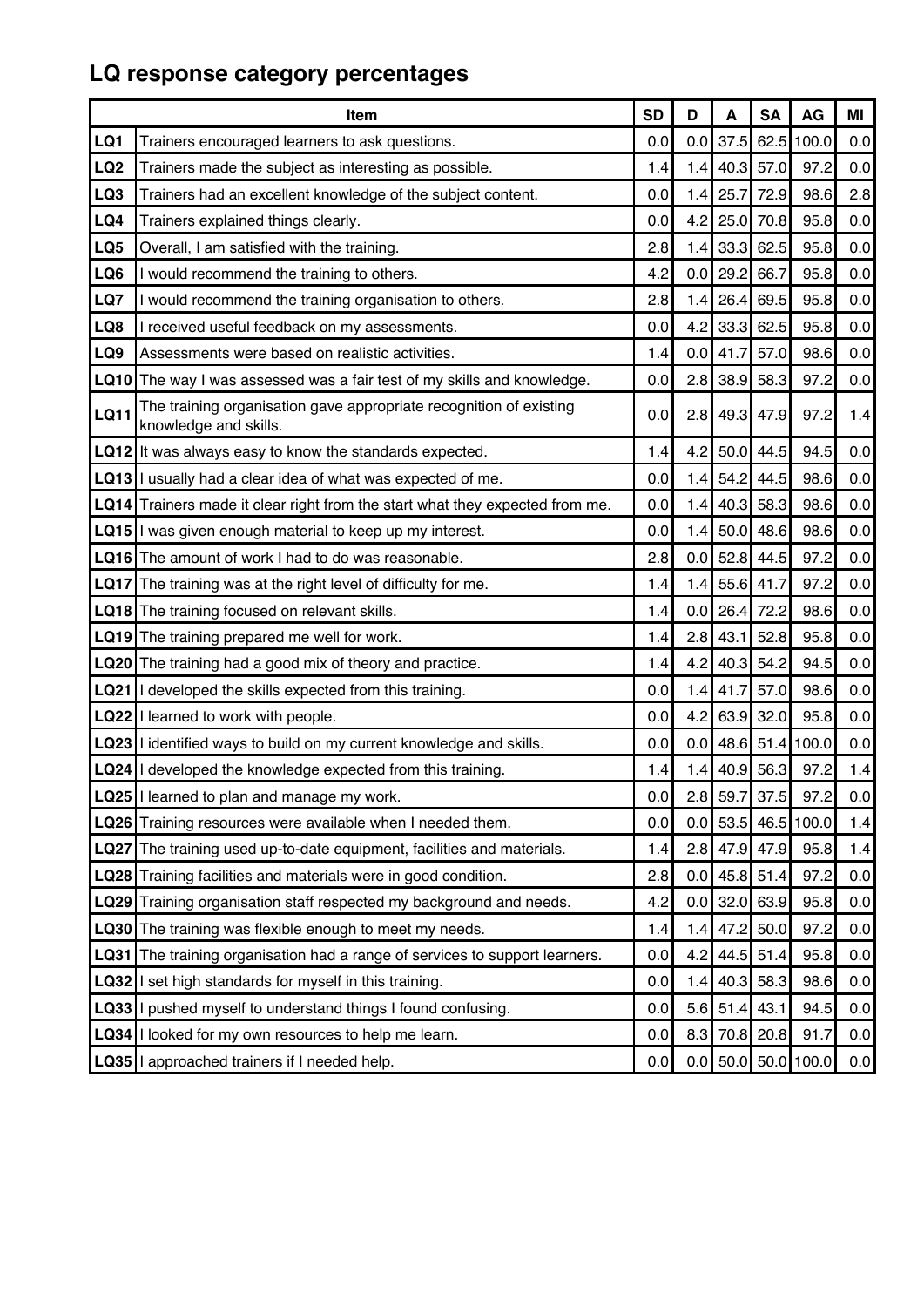## LQ response category percentages

| | Item | SD | D | A | SA | AG | MI |
|---|---|---|---|---|---|---|---|
| LQ1 | Trainers encouraged learners to ask questions. | 0.0 | 0.0 | 37.5 | 62.5 | 100.0 | 0.0 |
| LQ2 | Trainers made the subject as interesting as possible. | 1.4 | 1.4 | 40.3 | 57.0 | 97.2 | 0.0 |
| LQ3 | Trainers had an excellent knowledge of the subject content. | 0.0 | 1.4 | 25.7 | 72.9 | 98.6 | 2.8 |
| LQ4 | Trainers explained things clearly. | 0.0 | 4.2 | 25.0 | 70.8 | 95.8 | 0.0 |
| LQ5 | Overall, I am satisfied with the training. | 2.8 | 1.4 | 33.3 | 62.5 | 95.8 | 0.0 |
| LQ6 | I would recommend the training to others. | 4.2 | 0.0 | 29.2 | 66.7 | 95.8 | 0.0 |
| LQ7 | I would recommend the training organisation to others. | 2.8 | 1.4 | 26.4 | 69.5 | 95.8 | 0.0 |
| LQ8 | I received useful feedback on my assessments. | 0.0 | 4.2 | 33.3 | 62.5 | 95.8 | 0.0 |
| LQ9 | Assessments were based on realistic activities. | 1.4 | 0.0 | 41.7 | 57.0 | 98.6 | 0.0 |
| LQ10 | The way I was assessed was a fair test of my skills and knowledge. | 0.0 | 2.8 | 38.9 | 58.3 | 97.2 | 0.0 |
| LQ11 | The training organisation gave appropriate recognition of existing knowledge and skills. | 0.0 | 2.8 | 49.3 | 47.9 | 97.2 | 1.4 |
| LQ12 | It was always easy to know the standards expected. | 1.4 | 4.2 | 50.0 | 44.5 | 94.5 | 0.0 |
| LQ13 | I usually had a clear idea of what was expected of me. | 0.0 | 1.4 | 54.2 | 44.5 | 98.6 | 0.0 |
| LQ14 | Trainers made it clear right from the start what they expected from me. | 0.0 | 1.4 | 40.3 | 58.3 | 98.6 | 0.0 |
| LQ15 | I was given enough material to keep up my interest. | 0.0 | 1.4 | 50.0 | 48.6 | 98.6 | 0.0 |
| LQ16 | The amount of work I had to do was reasonable. | 2.8 | 0.0 | 52.8 | 44.5 | 97.2 | 0.0 |
| LQ17 | The training was at the right level of difficulty for me. | 1.4 | 1.4 | 55.6 | 41.7 | 97.2 | 0.0 |
| LQ18 | The training focused on relevant skills. | 1.4 | 0.0 | 26.4 | 72.2 | 98.6 | 0.0 |
| LQ19 | The training prepared me well for work. | 1.4 | 2.8 | 43.1 | 52.8 | 95.8 | 0.0 |
| LQ20 | The training had a good mix of theory and practice. | 1.4 | 4.2 | 40.3 | 54.2 | 94.5 | 0.0 |
| LQ21 | I developed the skills expected from this training. | 0.0 | 1.4 | 41.7 | 57.0 | 98.6 | 0.0 |
| LQ22 | I learned to work with people. | 0.0 | 4.2 | 63.9 | 32.0 | 95.8 | 0.0 |
| LQ23 | I identified ways to build on my current knowledge and skills. | 0.0 | 0.0 | 48.6 | 51.4 | 100.0 | 0.0 |
| LQ24 | I developed the knowledge expected from this training. | 1.4 | 1.4 | 40.9 | 56.3 | 97.2 | 1.4 |
| LQ25 | I learned to plan and manage my work. | 0.0 | 2.8 | 59.7 | 37.5 | 97.2 | 0.0 |
| LQ26 | Training resources were available when I needed them. | 0.0 | 0.0 | 53.5 | 46.5 | 100.0 | 1.4 |
| LQ27 | The training used up-to-date equipment, facilities and materials. | 1.4 | 2.8 | 47.9 | 47.9 | 95.8 | 1.4 |
| LQ28 | Training facilities and materials were in good condition. | 2.8 | 0.0 | 45.8 | 51.4 | 97.2 | 0.0 |
| LQ29 | Training organisation staff respected my background and needs. | 4.2 | 0.0 | 32.0 | 63.9 | 95.8 | 0.0 |
| LQ30 | The training was flexible enough to meet my needs. | 1.4 | 1.4 | 47.2 | 50.0 | 97.2 | 0.0 |
| LQ31 | The training organisation had a range of services to support learners. | 0.0 | 4.2 | 44.5 | 51.4 | 95.8 | 0.0 |
| LQ32 | I set high standards for myself in this training. | 0.0 | 1.4 | 40.3 | 58.3 | 98.6 | 0.0 |
| LQ33 | I pushed myself to understand things I found confusing. | 0.0 | 5.6 | 51.4 | 43.1 | 94.5 | 0.0 |
| LQ34 | I looked for my own resources to help me learn. | 0.0 | 8.3 | 70.8 | 20.8 | 91.7 | 0.0 |
| LQ35 | I approached trainers if I needed help. | 0.0 | 0.0 | 50.0 | 50.0 | 100.0 | 0.0 |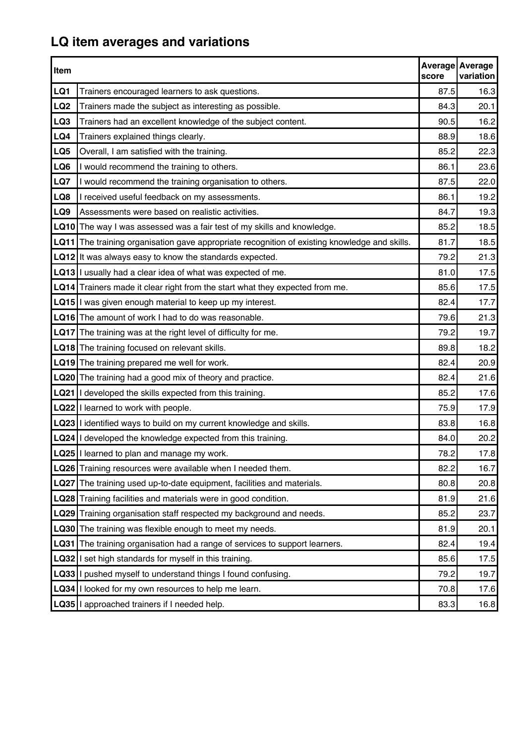## LQ item averages and variations

| Item | | Average score | Average variation |
|---|---|---|---|
| **LQ1** | Trainers encouraged learners to ask questions. | 87.5 | 16.3 |
| **LQ2** | Trainers made the subject as interesting as possible. | 84.3 | 20.1 |
| **LQ3** | Trainers had an excellent knowledge of the subject content. | 90.5 | 16.2 |
| **LQ4** | Trainers explained things clearly. | 88.9 | 18.6 |
| **LQ5** | Overall, I am satisfied with the training. | 85.2 | 22.3 |
| **LQ6** | I would recommend the training to others. | 86.1 | 23.6 |
| **LQ7** | I would recommend the training organisation to others. | 87.5 | 22.0 |
| **LQ8** | I received useful feedback on my assessments. | 86.1 | 19.2 |
| **LQ9** | Assessments were based on realistic activities. | 84.7 | 19.3 |
| **LQ10** | The way I was assessed was a fair test of my skills and knowledge. | 85.2 | 18.5 |
| **LQ11** | The training organisation gave appropriate recognition of existing knowledge and skills. | 81.7 | 18.5 |
| **LQ12** | It was always easy to know the standards expected. | 79.2 | 21.3 |
| **LQ13** | I usually had a clear idea of what was expected of me. | 81.0 | 17.5 |
| **LQ14** | Trainers made it clear right from the start what they expected from me. | 85.6 | 17.5 |
| **LQ15** | I was given enough material to keep up my interest. | 82.4 | 17.7 |
| **LQ16** | The amount of work I had to do was reasonable. | 79.6 | 21.3 |
| **LQ17** | The training was at the right level of difficulty for me. | 79.2 | 19.7 |
| **LQ18** | The training focused on relevant skills. | 89.8 | 18.2 |
| **LQ19** | The training prepared me well for work. | 82.4 | 20.9 |
| **LQ20** | The training had a good mix of theory and practice. | 82.4 | 21.6 |
| **LQ21** | I developed the skills expected from this training. | 85.2 | 17.6 |
| **LQ22** | I learned to work with people. | 75.9 | 17.9 |
| **LQ23** | I identified ways to build on my current knowledge and skills. | 83.8 | 16.8 |
| **LQ24** | I developed the knowledge expected from this training. | 84.0 | 20.2 |
| **LQ25** | I learned to plan and manage my work. | 78.2 | 17.8 |
| **LQ26** | Training resources were available when I needed them. | 82.2 | 16.7 |
| **LQ27** | The training used up-to-date equipment, facilities and materials. | 80.8 | 20.8 |
| **LQ28** | Training facilities and materials were in good condition. | 81.9 | 21.6 |
| **LQ29** | Training organisation staff respected my background and needs. | 85.2 | 23.7 |
| **LQ30** | The training was flexible enough to meet my needs. | 81.9 | 20.1 |
| **LQ31** | The training organisation had a range of services to support learners. | 82.4 | 19.4 |
| **LQ32** | I set high standards for myself in this training. | 85.6 | 17.5 |
| **LQ33** | I pushed myself to understand things I found confusing. | 79.2 | 19.7 |
| **LQ34** | I looked for my own resources to help me learn. | 70.8 | 17.6 |
| **LQ35** | I approached trainers if I needed help. | 83.3 | 16.8 |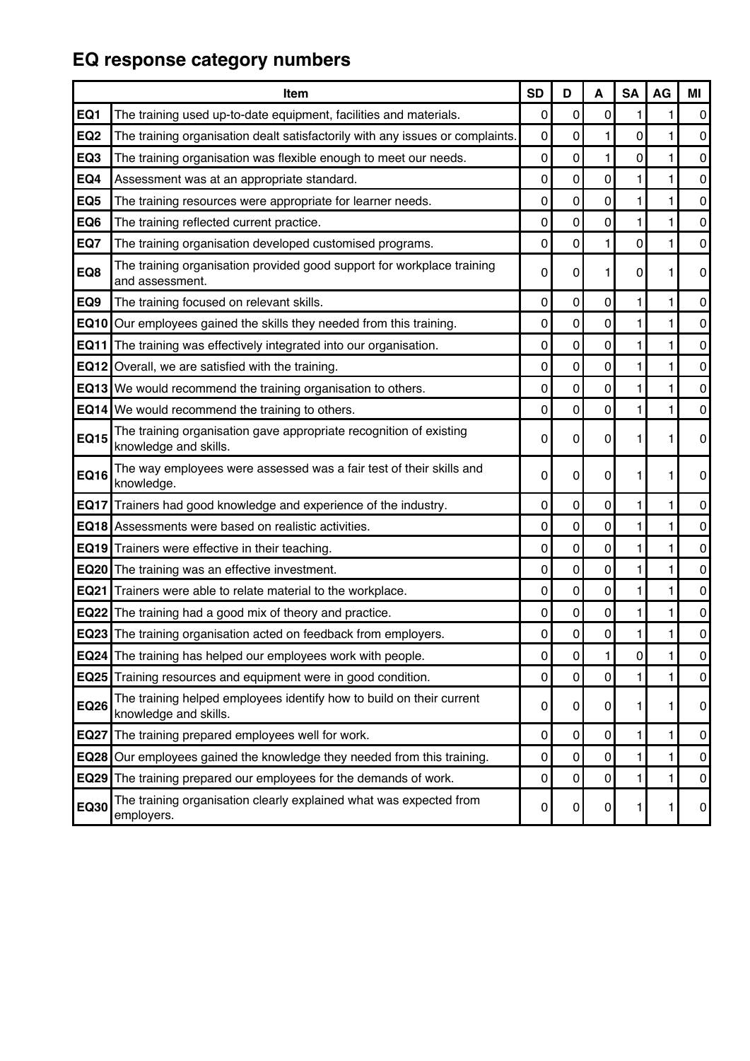## EQ response category numbers

| | Item | SD | D | A | SA | AG | MI |
|---|---|---|---|---|---|---|---|
| EQ1 | The training used up-to-date equipment, facilities and materials. | 0 | 0 | 0 | 1 | 1 | 0 |
| EQ2 | The training organisation dealt satisfactorily with any issues or complaints. | 0 | 0 | 1 | 0 | 1 | 0 |
| EQ3 | The training organisation was flexible enough to meet our needs. | 0 | 0 | 1 | 0 | 1 | 0 |
| EQ4 | Assessment was at an appropriate standard. | 0 | 0 | 0 | 1 | 1 | 0 |
| EQ5 | The training resources were appropriate for learner needs. | 0 | 0 | 0 | 1 | 1 | 0 |
| EQ6 | The training reflected current practice. | 0 | 0 | 0 | 1 | 1 | 0 |
| EQ7 | The training organisation developed customised programs. | 0 | 0 | 1 | 0 | 1 | 0 |
| EQ8 | The training organisation provided good support for workplace training and assessment. | 0 | 0 | 1 | 0 | 1 | 0 |
| EQ9 | The training focused on relevant skills. | 0 | 0 | 0 | 1 | 1 | 0 |
| EQ10 | Our employees gained the skills they needed from this training. | 0 | 0 | 0 | 1 | 1 | 0 |
| EQ11 | The training was effectively integrated into our organisation. | 0 | 0 | 0 | 1 | 1 | 0 |
| EQ12 | Overall, we are satisfied with the training. | 0 | 0 | 0 | 1 | 1 | 0 |
| EQ13 | We would recommend the training organisation to others. | 0 | 0 | 0 | 1 | 1 | 0 |
| EQ14 | We would recommend the training to others. | 0 | 0 | 0 | 1 | 1 | 0 |
| EQ15 | The training organisation gave appropriate recognition of existing knowledge and skills. | 0 | 0 | 0 | 1 | 1 | 0 |
| EQ16 | The way employees were assessed was a fair test of their skills and knowledge. | 0 | 0 | 0 | 1 | 1 | 0 |
| EQ17 | Trainers had good knowledge and experience of the industry. | 0 | 0 | 0 | 1 | 1 | 0 |
| EQ18 | Assessments were based on realistic activities. | 0 | 0 | 0 | 1 | 1 | 0 |
| EQ19 | Trainers were effective in their teaching. | 0 | 0 | 0 | 1 | 1 | 0 |
| EQ20 | The training was an effective investment. | 0 | 0 | 0 | 1 | 1 | 0 |
| EQ21 | Trainers were able to relate material to the workplace. | 0 | 0 | 0 | 1 | 1 | 0 |
| EQ22 | The training had a good mix of theory and practice. | 0 | 0 | 0 | 1 | 1 | 0 |
| EQ23 | The training organisation acted on feedback from employers. | 0 | 0 | 0 | 1 | 1 | 0 |
| EQ24 | The training has helped our employees work with people. | 0 | 0 | 1 | 0 | 1 | 0 |
| EQ25 | Training resources and equipment were in good condition. | 0 | 0 | 0 | 1 | 1 | 0 |
| EQ26 | The training helped employees identify how to build on their current knowledge and skills. | 0 | 0 | 0 | 1 | 1 | 0 |
| EQ27 | The training prepared employees well for work. | 0 | 0 | 0 | 1 | 1 | 0 |
| EQ28 | Our employees gained the knowledge they needed from this training. | 0 | 0 | 0 | 1 | 1 | 0 |
| EQ29 | The training prepared our employees for the demands of work. | 0 | 0 | 0 | 1 | 1 | 0 |
| EQ30 | The training organisation clearly explained what was expected from employers. | 0 | 0 | 0 | 1 | 1 | 0 |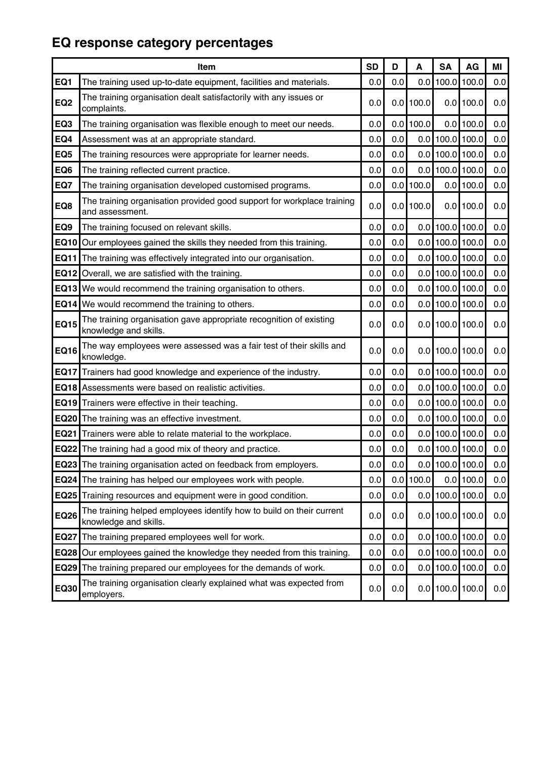# EQ response category percentages

| | Item | SD | D | A | SA | AG | MI |
|---|---|---|---|---|---|---|---|
| EQ1 | The training used up-to-date equipment, facilities and materials. | 0.0 | 0.0 | 0.0 | 100.0 | 100.0 | 0.0 |
| EQ2 | The training organisation dealt satisfactorily with any issues or complaints. | 0.0 | 0.0 | 100.0 | 0.0 | 100.0 | 0.0 |
| EQ3 | The training organisation was flexible enough to meet our needs. | 0.0 | 0.0 | 100.0 | 0.0 | 100.0 | 0.0 |
| EQ4 | Assessment was at an appropriate standard. | 0.0 | 0.0 | 0.0 | 100.0 | 100.0 | 0.0 |
| EQ5 | The training resources were appropriate for learner needs. | 0.0 | 0.0 | 0.0 | 100.0 | 100.0 | 0.0 |
| EQ6 | The training reflected current practice. | 0.0 | 0.0 | 0.0 | 100.0 | 100.0 | 0.0 |
| EQ7 | The training organisation developed customised programs. | 0.0 | 0.0 | 100.0 | 0.0 | 100.0 | 0.0 |
| EQ8 | The training organisation provided good support for workplace training and assessment. | 0.0 | 0.0 | 100.0 | 0.0 | 100.0 | 0.0 |
| EQ9 | The training focused on relevant skills. | 0.0 | 0.0 | 0.0 | 100.0 | 100.0 | 0.0 |
| EQ10 | Our employees gained the skills they needed from this training. | 0.0 | 0.0 | 0.0 | 100.0 | 100.0 | 0.0 |
| EQ11 | The training was effectively integrated into our organisation. | 0.0 | 0.0 | 0.0 | 100.0 | 100.0 | 0.0 |
| EQ12 | Overall, we are satisfied with the training. | 0.0 | 0.0 | 0.0 | 100.0 | 100.0 | 0.0 |
| EQ13 | We would recommend the training organisation to others. | 0.0 | 0.0 | 0.0 | 100.0 | 100.0 | 0.0 |
| EQ14 | We would recommend the training to others. | 0.0 | 0.0 | 0.0 | 100.0 | 100.0 | 0.0 |
| EQ15 | The training organisation gave appropriate recognition of existing knowledge and skills. | 0.0 | 0.0 | 0.0 | 100.0 | 100.0 | 0.0 |
| EQ16 | The way employees were assessed was a fair test of their skills and knowledge. | 0.0 | 0.0 | 0.0 | 100.0 | 100.0 | 0.0 |
| EQ17 | Trainers had good knowledge and experience of the industry. | 0.0 | 0.0 | 0.0 | 100.0 | 100.0 | 0.0 |
| EQ18 | Assessments were based on realistic activities. | 0.0 | 0.0 | 0.0 | 100.0 | 100.0 | 0.0 |
| EQ19 | Trainers were effective in their teaching. | 0.0 | 0.0 | 0.0 | 100.0 | 100.0 | 0.0 |
| EQ20 | The training was an effective investment. | 0.0 | 0.0 | 0.0 | 100.0 | 100.0 | 0.0 |
| EQ21 | Trainers were able to relate material to the workplace. | 0.0 | 0.0 | 0.0 | 100.0 | 100.0 | 0.0 |
| EQ22 | The training had a good mix of theory and practice. | 0.0 | 0.0 | 0.0 | 100.0 | 100.0 | 0.0 |
| EQ23 | The training organisation acted on feedback from employers. | 0.0 | 0.0 | 0.0 | 100.0 | 100.0 | 0.0 |
| EQ24 | The training has helped our employees work with people. | 0.0 | 0.0 | 100.0 | 0.0 | 100.0 | 0.0 |
| EQ25 | Training resources and equipment were in good condition. | 0.0 | 0.0 | 0.0 | 100.0 | 100.0 | 0.0 |
| EQ26 | The training helped employees identify how to build on their current knowledge and skills. | 0.0 | 0.0 | 0.0 | 100.0 | 100.0 | 0.0 |
| EQ27 | The training prepared employees well for work. | 0.0 | 0.0 | 0.0 | 100.0 | 100.0 | 0.0 |
| EQ28 | Our employees gained the knowledge they needed from this training. | 0.0 | 0.0 | 0.0 | 100.0 | 100.0 | 0.0 |
| EQ29 | The training prepared our employees for the demands of work. | 0.0 | 0.0 | 0.0 | 100.0 | 100.0 | 0.0 |
| EQ30 | The training organisation clearly explained what was expected from employers. | 0.0 | 0.0 | 0.0 | 100.0 | 100.0 | 0.0 |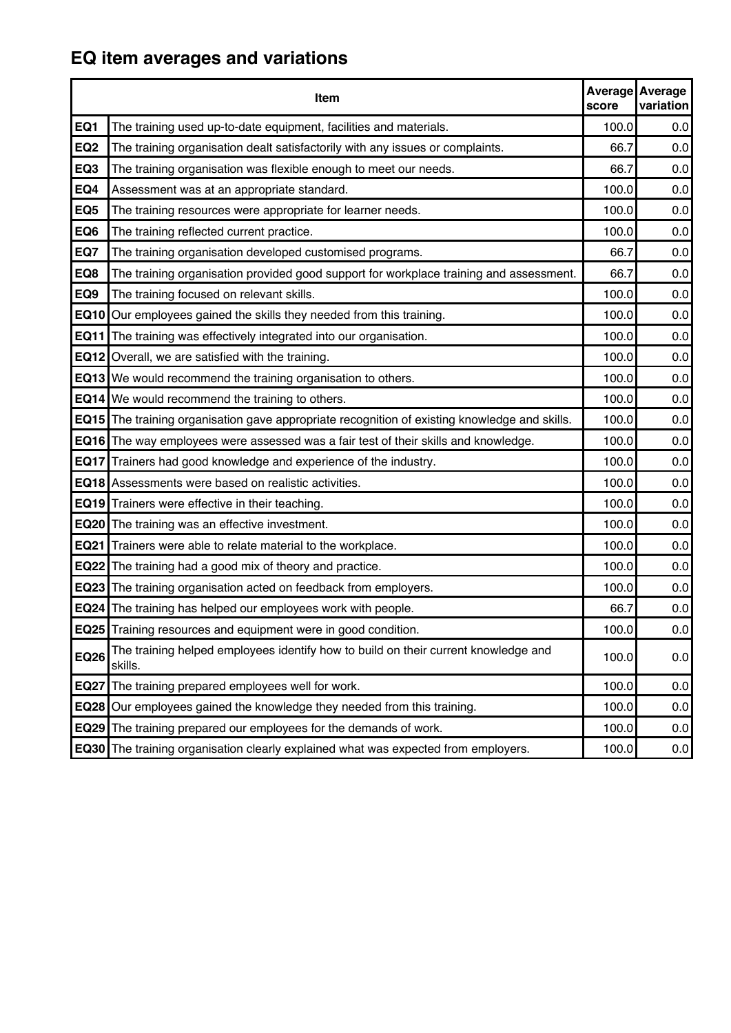# EQ item averages and variations

| | Item | Average score | Average variation |
|---|---|---|---|
| **EQ1** | The training used up-to-date equipment, facilities and materials. | 100.0 | 0.0 |
| **EQ2** | The training organisation dealt satisfactorily with any issues or complaints. | 66.7 | 0.0 |
| **EQ3** | The training organisation was flexible enough to meet our needs. | 66.7 | 0.0 |
| **EQ4** | Assessment was at an appropriate standard. | 100.0 | 0.0 |
| **EQ5** | The training resources were appropriate for learner needs. | 100.0 | 0.0 |
| **EQ6** | The training reflected current practice. | 100.0 | 0.0 |
| **EQ7** | The training organisation developed customised programs. | 66.7 | 0.0 |
| **EQ8** | The training organisation provided good support for workplace training and assessment. | 66.7 | 0.0 |
| **EQ9** | The training focused on relevant skills. | 100.0 | 0.0 |
| **EQ10** | Our employees gained the skills they needed from this training. | 100.0 | 0.0 |
| **EQ11** | The training was effectively integrated into our organisation. | 100.0 | 0.0 |
| **EQ12** | Overall, we are satisfied with the training. | 100.0 | 0.0 |
| **EQ13** | We would recommend the training organisation to others. | 100.0 | 0.0 |
| **EQ14** | We would recommend the training to others. | 100.0 | 0.0 |
| **EQ15** | The training organisation gave appropriate recognition of existing knowledge and skills. | 100.0 | 0.0 |
| **EQ16** | The way employees were assessed was a fair test of their skills and knowledge. | 100.0 | 0.0 |
| **EQ17** | Trainers had good knowledge and experience of the industry. | 100.0 | 0.0 |
| **EQ18** | Assessments were based on realistic activities. | 100.0 | 0.0 |
| **EQ19** | Trainers were effective in their teaching. | 100.0 | 0.0 |
| **EQ20** | The training was an effective investment. | 100.0 | 0.0 |
| **EQ21** | Trainers were able to relate material to the workplace. | 100.0 | 0.0 |
| **EQ22** | The training had a good mix of theory and practice. | 100.0 | 0.0 |
| **EQ23** | The training organisation acted on feedback from employers. | 100.0 | 0.0 |
| **EQ24** | The training has helped our employees work with people. | 66.7 | 0.0 |
| **EQ25** | Training resources and equipment were in good condition. | 100.0 | 0.0 |
| **EQ26** | The training helped employees identify how to build on their current knowledge and skills. | 100.0 | 0.0 |
| **EQ27** | The training prepared employees well for work. | 100.0 | 0.0 |
| **EQ28** | Our employees gained the knowledge they needed from this training. | 100.0 | 0.0 |
| **EQ29** | The training prepared our employees for the demands of work. | 100.0 | 0.0 |
| **EQ30** | The training organisation clearly explained what was expected from employers. | 100.0 | 0.0 |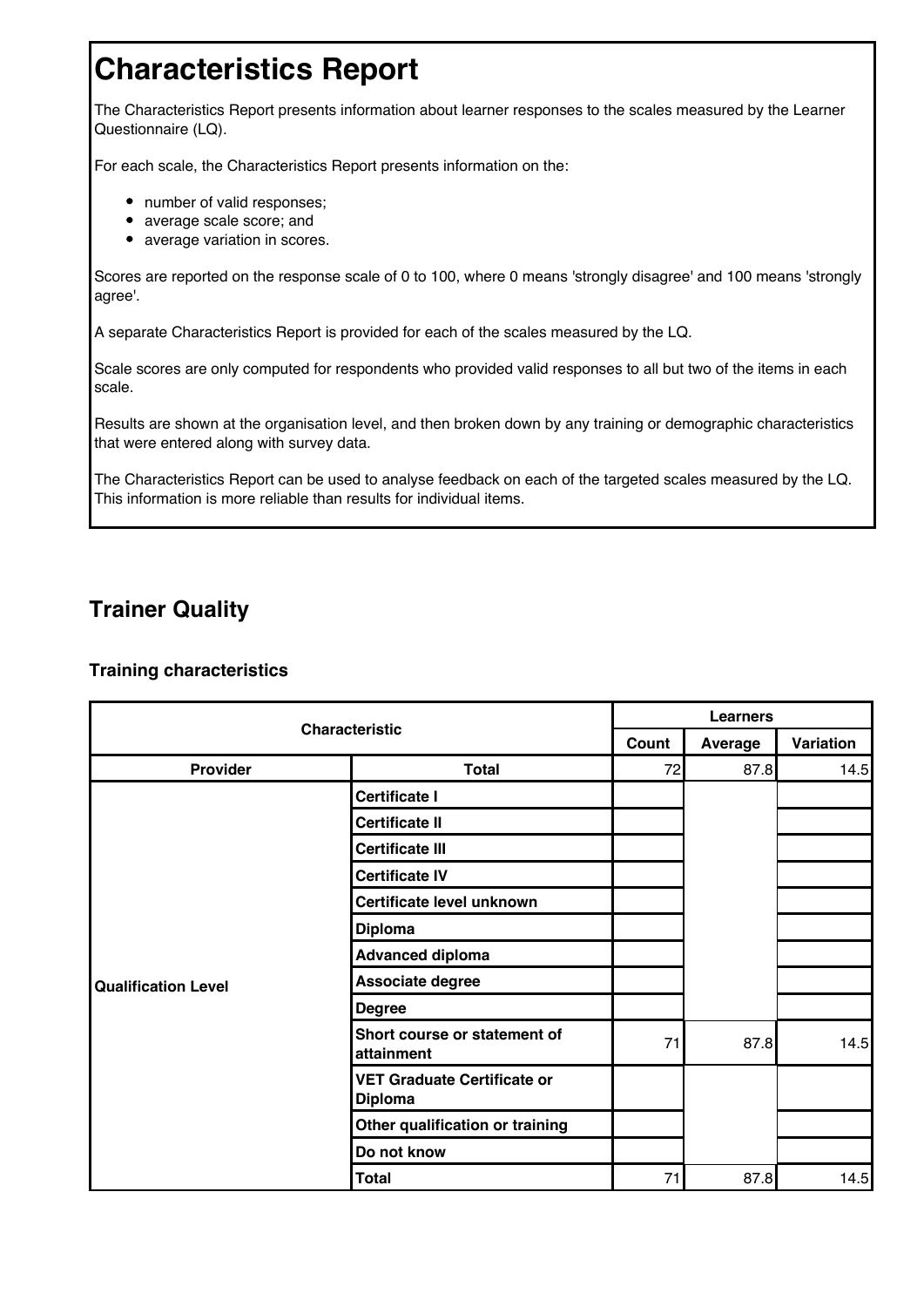# Characteristics Report

The Characteristics Report presents information about learner responses to the scales measured by the Learner Questionnaire (LQ).

For each scale, the Characteristics Report presents information on the:

- number of valid responses;
- average scale score; and
- average variation in scores.

Scores are reported on the response scale of 0 to 100, where 0 means 'strongly disagree' and 100 means 'strongly agree'.

A separate Characteristics Report is provided for each of the scales measured by the LQ.

Scale scores are only computed for respondents who provided valid responses to all but two of the items in each scale.

Results are shown at the organisation level, and then broken down by any training or demographic characteristics that were entered along with survey data.

The Characteristics Report can be used to analyse feedback on each of the targeted scales measured by the LQ. This information is more reliable than results for individual items.

## Trainer Quality

### Training characteristics

| Characteristic | | Learners | | |
|---|---|---|---|---|
| | | Count | Average | Variation |
| Provider | Total | 72 | 87.8 | 14.5 |
| Qualification Level | Certificate I | | | |
| | Certificate II | | | |
| | Certificate III | | | |
| | Certificate IV | | | |
| | Certificate level unknown | | | |
| | Diploma | | | |
| | Advanced diploma | | | |
| | Associate degree | | | |
| | Degree | | | |
| | Short course or statement of attainment | 71 | 87.8 | 14.5 |
| | VET Graduate Certificate or Diploma | | | |
| | Other qualification or training | | | |
| | Do not know | | | |
| | Total | 71 | 87.8 | 14.5 |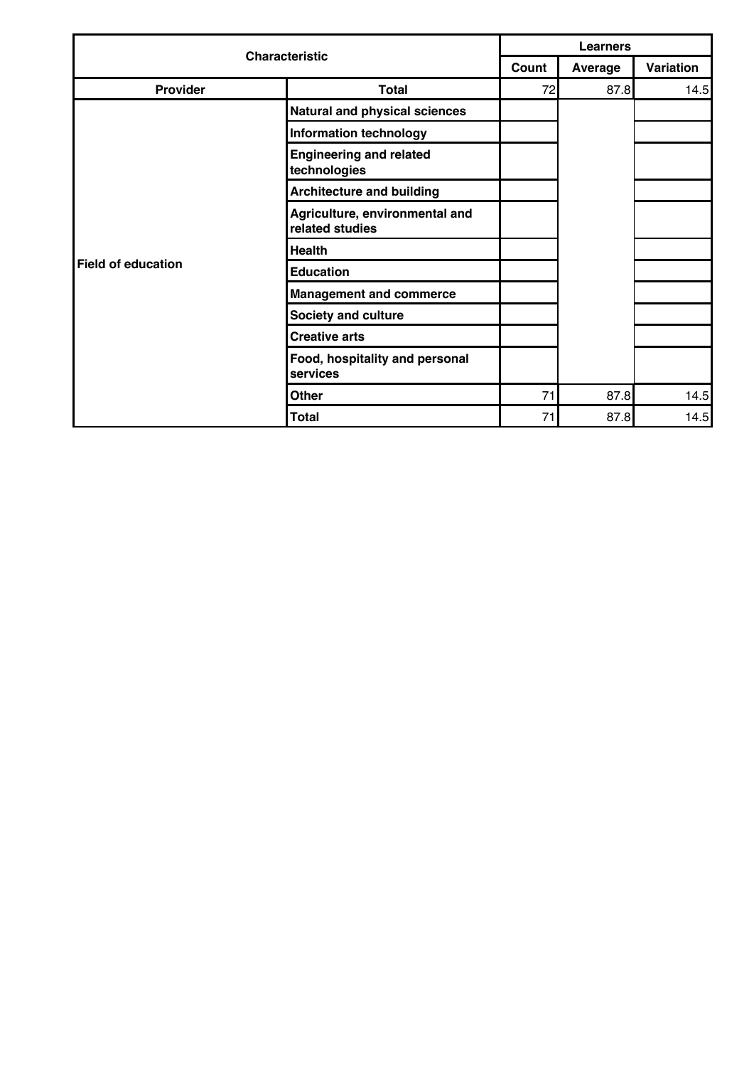| Characteristic | | Learners | | |
|---|---|---|---|---|
| | | Count | Average | Variation |
| Provider | Total | 72 | 87.8 | 14.5 |
| Field of education | Natural and physical sciences | | | |
| | Information technology | | | |
| | Engineering and related technologies | | | |
| | Architecture and building | | | |
| | Agriculture, environmental and related studies | | | |
| | Health | | | |
| | Education | | | |
| | Management and commerce | | | |
| | Society and culture | | | |
| | Creative arts | | | |
| | Food, hospitality and personal services | | | |
| | Other | 71 | 87.8 | 14.5 |
| | Total | 71 | 87.8 | 14.5 |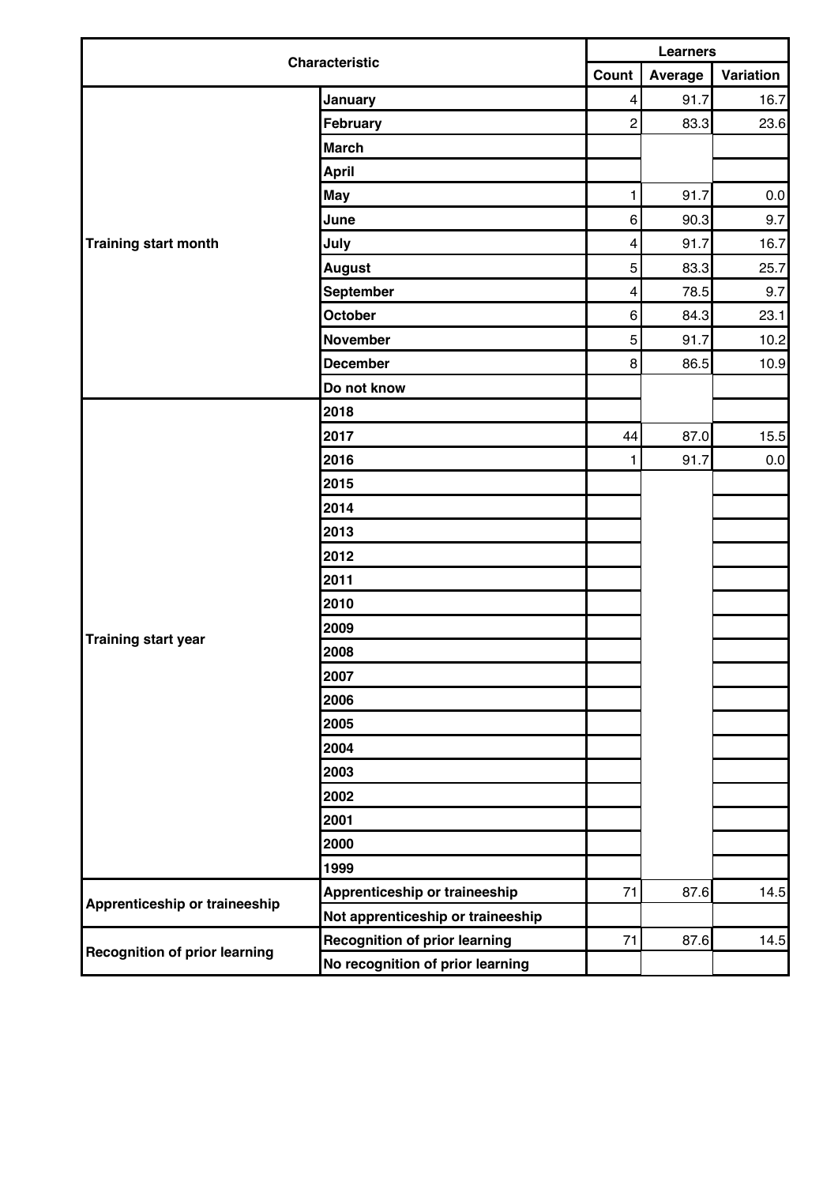| Characteristic | | Learners | | |
|---|---|---|---|---|
| | | Count | Average | Variation |
| Training start month | January | 4 | 91.7 | 16.7 |
| | February | 2 | 83.3 | 23.6 |
| | March | | | |
| | April | | | |
| | May | 1 | 91.7 | 0.0 |
| | June | 6 | 90.3 | 9.7 |
| | July | 4 | 91.7 | 16.7 |
| | August | 5 | 83.3 | 25.7 |
| | September | 4 | 78.5 | 9.7 |
| | October | 6 | 84.3 | 23.1 |
| | November | 5 | 91.7 | 10.2 |
| | December | 8 | 86.5 | 10.9 |
| | Do not know | | | |
| Training start year | 2018 | | | |
| | 2017 | 44 | 87.0 | 15.5 |
| | 2016 | 1 | 91.7 | 0.0 |
| | 2015 | | | |
| | 2014 | | | |
| | 2013 | | | |
| | 2012 | | | |
| | 2011 | | | |
| | 2010 | | | |
| | 2009 | | | |
| | 2008 | | | |
| | 2007 | | | |
| | 2006 | | | |
| | 2005 | | | |
| | 2004 | | | |
| | 2003 | | | |
| | 2002 | | | |
| | 2001 | | | |
| | 2000 | | | |
| | 1999 | | | |
| Apprenticeship or traineeship | Apprenticeship or traineeship | 71 | 87.6 | 14.5 |
| | Not apprenticeship or traineeship | | | |
| Recognition of prior learning | Recognition of prior learning | 71 | 87.6 | 14.5 |
| | No recognition of prior learning | | | |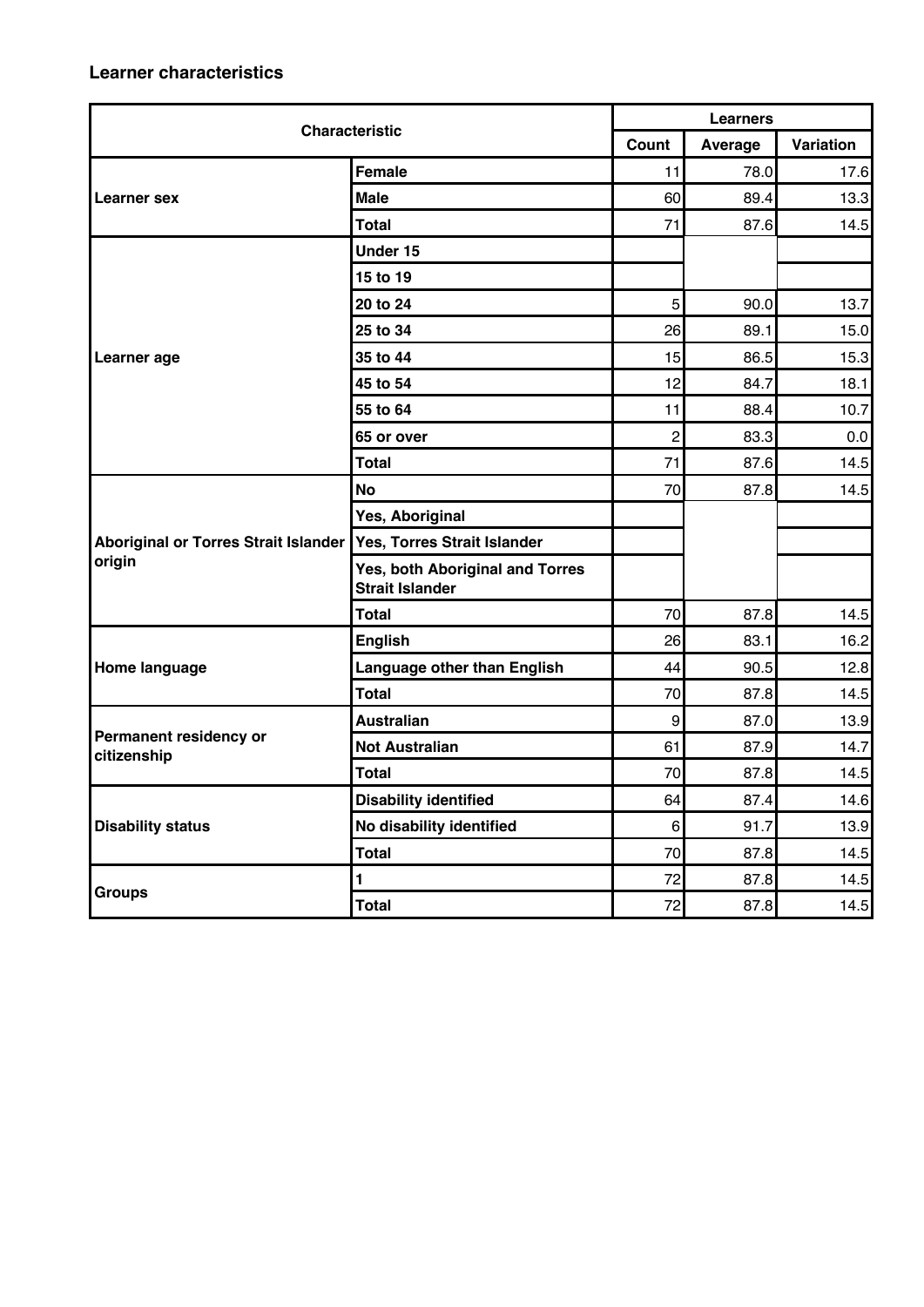### Learner characteristics

| Characteristic | | Learners | | |
|---|---|---|---|---|
| | | Count | Average | Variation |
| Learner sex | Female | 11 | 78.0 | 17.6 |
| | Male | 60 | 89.4 | 13.3 |
| | Total | 71 | 87.6 | 14.5 |
| Learner age | Under 15 | | | |
| | 15 to 19 | | | |
| | 20 to 24 | 5 | 90.0 | 13.7 |
| | 25 to 34 | 26 | 89.1 | 15.0 |
| | 35 to 44 | 15 | 86.5 | 15.3 |
| | 45 to 54 | 12 | 84.7 | 18.1 |
| | 55 to 64 | 11 | 88.4 | 10.7 |
| | 65 or over | 2 | 83.3 | 0.0 |
| | Total | 71 | 87.6 | 14.5 |
| Aboriginal or Torres Strait Islander origin | No | 70 | 87.8 | 14.5 |
| | Yes, Aboriginal | | | |
| | Yes, Torres Strait Islander | | | |
| | Yes, both Aboriginal and Torres Strait Islander | | | |
| | Total | 70 | 87.8 | 14.5 |
| Home language | English | 26 | 83.1 | 16.2 |
| | Language other than English | 44 | 90.5 | 12.8 |
| | Total | 70 | 87.8 | 14.5 |
| Permanent residency or citizenship | Australian | 9 | 87.0 | 13.9 |
| | Not Australian | 61 | 87.9 | 14.7 |
| | Total | 70 | 87.8 | 14.5 |
| Disability status | Disability identified | 64 | 87.4 | 14.6 |
| | No disability identified | 6 | 91.7 | 13.9 |
| | Total | 70 | 87.8 | 14.5 |
| Groups | 1 | 72 | 87.8 | 14.5 |
| | Total | 72 | 87.8 | 14.5 |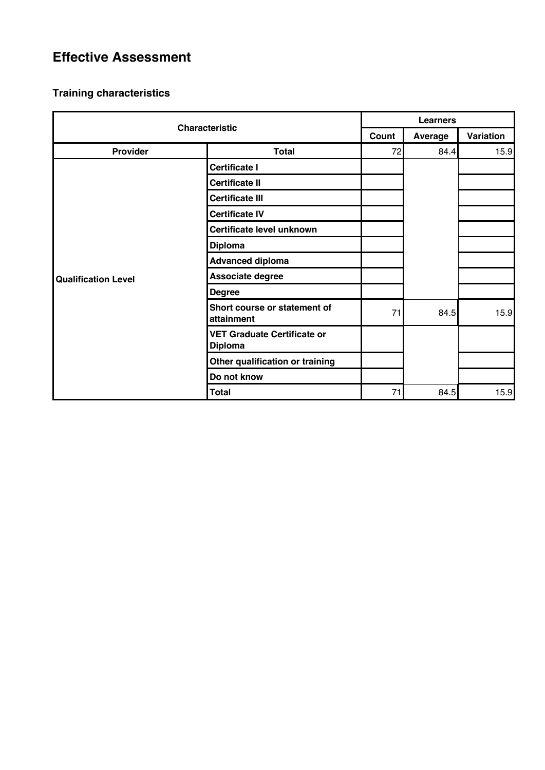# Effective Assessment

## Training characteristics

| Characteristic | | Learners | | |
|---|---|---|---|---|
| | | Count | Average | Variation |
| Provider | Total | 72 | 84.4 | 15.9 |
| Qualification Level | Certificate I | | | |
| | Certificate II | | | |
| | Certificate III | | | |
| | Certificate IV | | | |
| | Certificate level unknown | | | |
| | Diploma | | | |
| | Advanced diploma | | | |
| | Associate degree | | | |
| | Degree | | | |
| | Short course or statement of attainment | 71 | 84.5 | 15.9 |
| | VET Graduate Certificate or Diploma | | | |
| | Other qualification or training | | | |
| | Do not know | | | |
| | Total | 71 | 84.5 | 15.9 |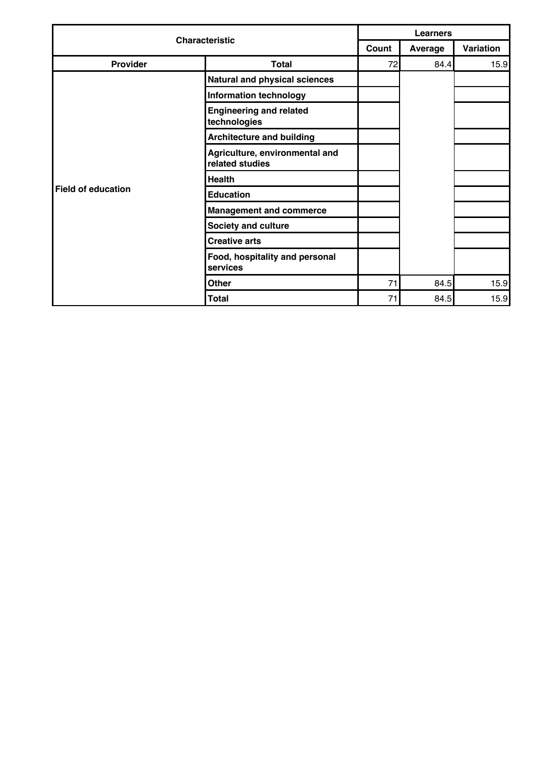| Characteristic | | Learners | | |
|---|---|---|---|---|
| | | Count | Average | Variation |
| Provider | Total | 72 | 84.4 | 15.9 |
| Field of education | Natural and physical sciences | | | |
| | Information technology | | | |
| | Engineering and related technologies | | | |
| | Architecture and building | | | |
| | Agriculture, environmental and related studies | | | |
| | Health | | | |
| | Education | | | |
| | Management and commerce | | | |
| | Society and culture | | | |
| | Creative arts | | | |
| | Food, hospitality and personal services | | | |
| | Other | 71 | 84.5 | 15.9 |
| | Total | 71 | 84.5 | 15.9 |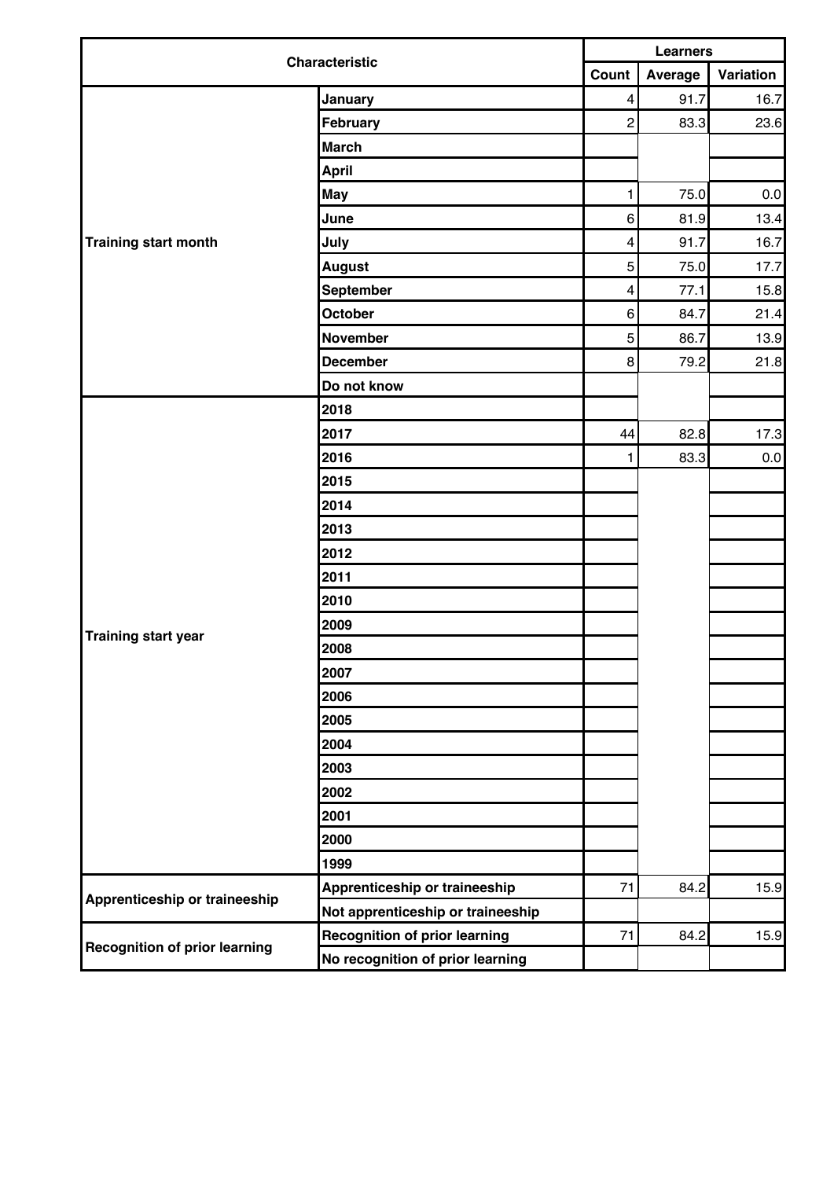| Characteristic | | Learners | | |
|---|---|---|---|---|
| | | Count | Average | Variation |
| Training start month | January | 4 | 91.7 | 16.7 |
| | February | 2 | 83.3 | 23.6 |
| | March | | | |
| | April | | | |
| | May | 1 | 75.0 | 0.0 |
| | June | 6 | 81.9 | 13.4 |
| | July | 4 | 91.7 | 16.7 |
| | August | 5 | 75.0 | 17.7 |
| | September | 4 | 77.1 | 15.8 |
| | October | 6 | 84.7 | 21.4 |
| | November | 5 | 86.7 | 13.9 |
| | December | 8 | 79.2 | 21.8 |
| | Do not know | | | |
| Training start year | 2018 | | | |
| | 2017 | 44 | 82.8 | 17.3 |
| | 2016 | 1 | 83.3 | 0.0 |
| | 2015 | | | |
| | 2014 | | | |
| | 2013 | | | |
| | 2012 | | | |
| | 2011 | | | |
| | 2010 | | | |
| | 2009 | | | |
| | 2008 | | | |
| | 2007 | | | |
| | 2006 | | | |
| | 2005 | | | |
| | 2004 | | | |
| | 2003 | | | |
| | 2002 | | | |
| | 2001 | | | |
| | 2000 | | | |
| | 1999 | | | |
| Apprenticeship or traineeship | Apprenticeship or traineeship | 71 | 84.2 | 15.9 |
| | Not apprenticeship or traineeship | | | |
| Recognition of prior learning | Recognition of prior learning | 71 | 84.2 | 15.9 |
| | No recognition of prior learning | | | |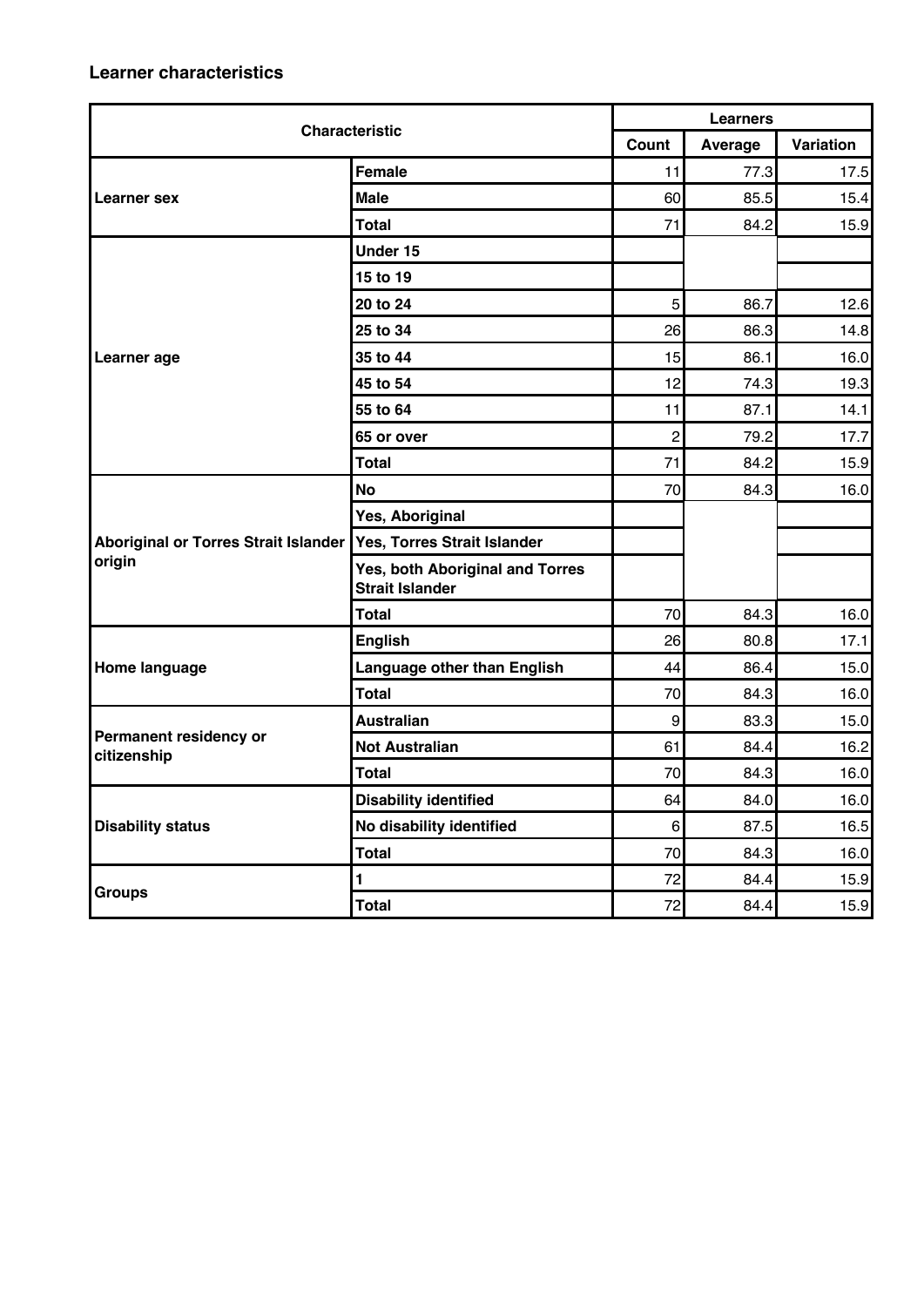### Learner characteristics

| Characteristic | | Learners | | |
|---|---|---|---|---|
| | | Count | Average | Variation |
| Learner sex | Female | 11 | 77.3 | 17.5 |
| | Male | 60 | 85.5 | 15.4 |
| | Total | 71 | 84.2 | 15.9 |
| Learner age | Under 15 | | | |
| | 15 to 19 | | | |
| | 20 to 24 | 5 | 86.7 | 12.6 |
| | 25 to 34 | 26 | 86.3 | 14.8 |
| | 35 to 44 | 15 | 86.1 | 16.0 |
| | 45 to 54 | 12 | 74.3 | 19.3 |
| | 55 to 64 | 11 | 87.1 | 14.1 |
| | 65 or over | 2 | 79.2 | 17.7 |
| | Total | 71 | 84.2 | 15.9 |
| Aboriginal or Torres Strait Islander origin | No | 70 | 84.3 | 16.0 |
| | Yes, Aboriginal | | | |
| | Yes, Torres Strait Islander | | | |
| | Yes, both Aboriginal and Torres Strait Islander | | | |
| | Total | 70 | 84.3 | 16.0 |
| Home language | English | 26 | 80.8 | 17.1 |
| | Language other than English | 44 | 86.4 | 15.0 |
| | Total | 70 | 84.3 | 16.0 |
| Permanent residency or citizenship | Australian | 9 | 83.3 | 15.0 |
| | Not Australian | 61 | 84.4 | 16.2 |
| | Total | 70 | 84.3 | 16.0 |
| Disability status | Disability identified | 64 | 84.0 | 16.0 |
| | No disability identified | 6 | 87.5 | 16.5 |
| | Total | 70 | 84.3 | 16.0 |
| Groups | 1 | 72 | 84.4 | 15.9 |
| | Total | 72 | 84.4 | 15.9 |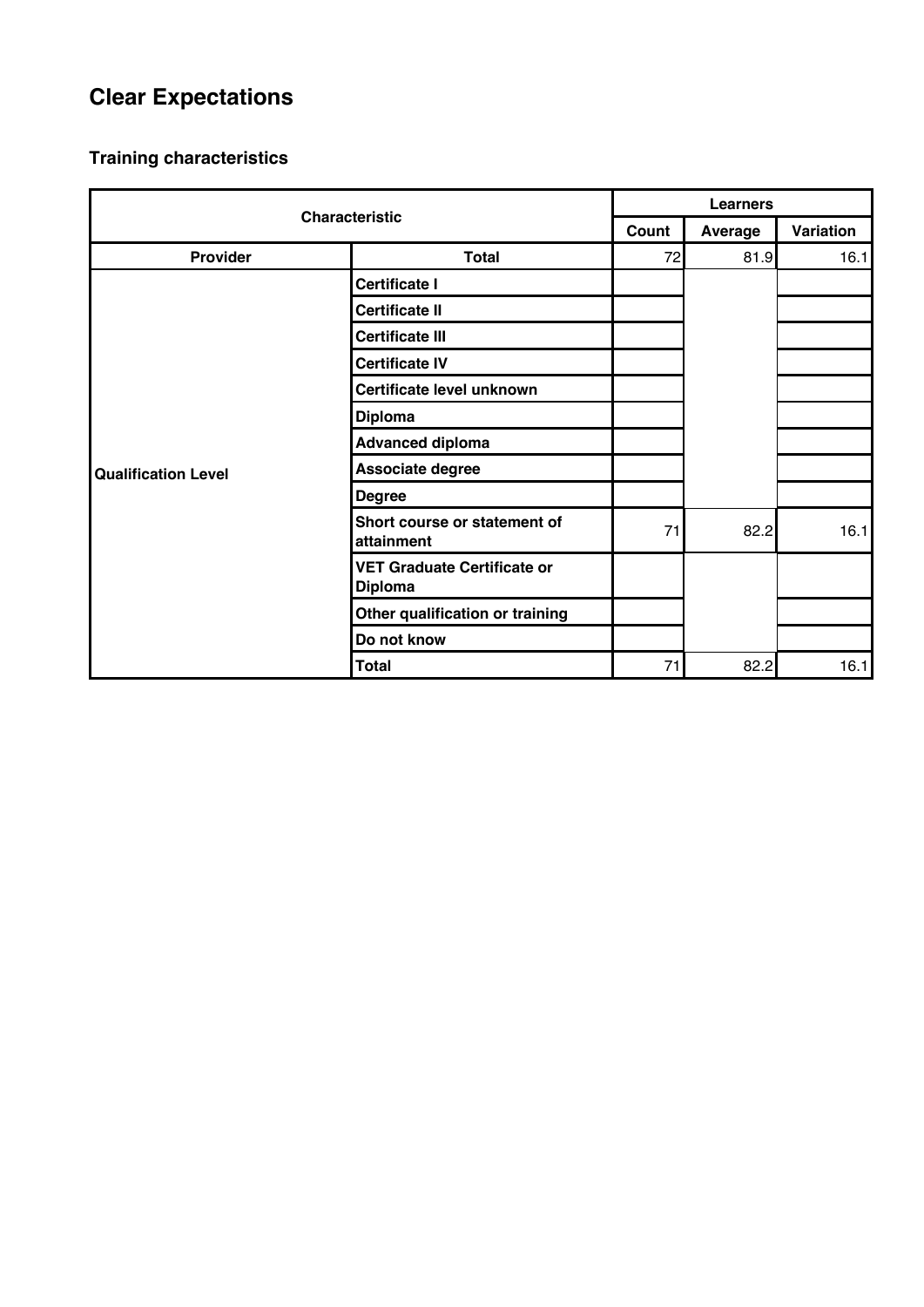# Clear Expectations

## Training characteristics

| Characteristic | | Learners | | |
|---|---|---|---|---|
| | | Count | Average | Variation |
| Provider | Total | 72 | 81.9 | 16.1 |
| Qualification Level | Certificate I | | | |
| | Certificate II | | | |
| | Certificate III | | | |
| | Certificate IV | | | |
| | Certificate level unknown | | | |
| | Diploma | | | |
| | Advanced diploma | | | |
| | Associate degree | | | |
| | Degree | | | |
| | Short course or statement of attainment | 71 | 82.2 | 16.1 |
| | VET Graduate Certificate or Diploma | | | |
| | Other qualification or training | | | |
| | Do not know | | | |
| | Total | 71 | 82.2 | 16.1 |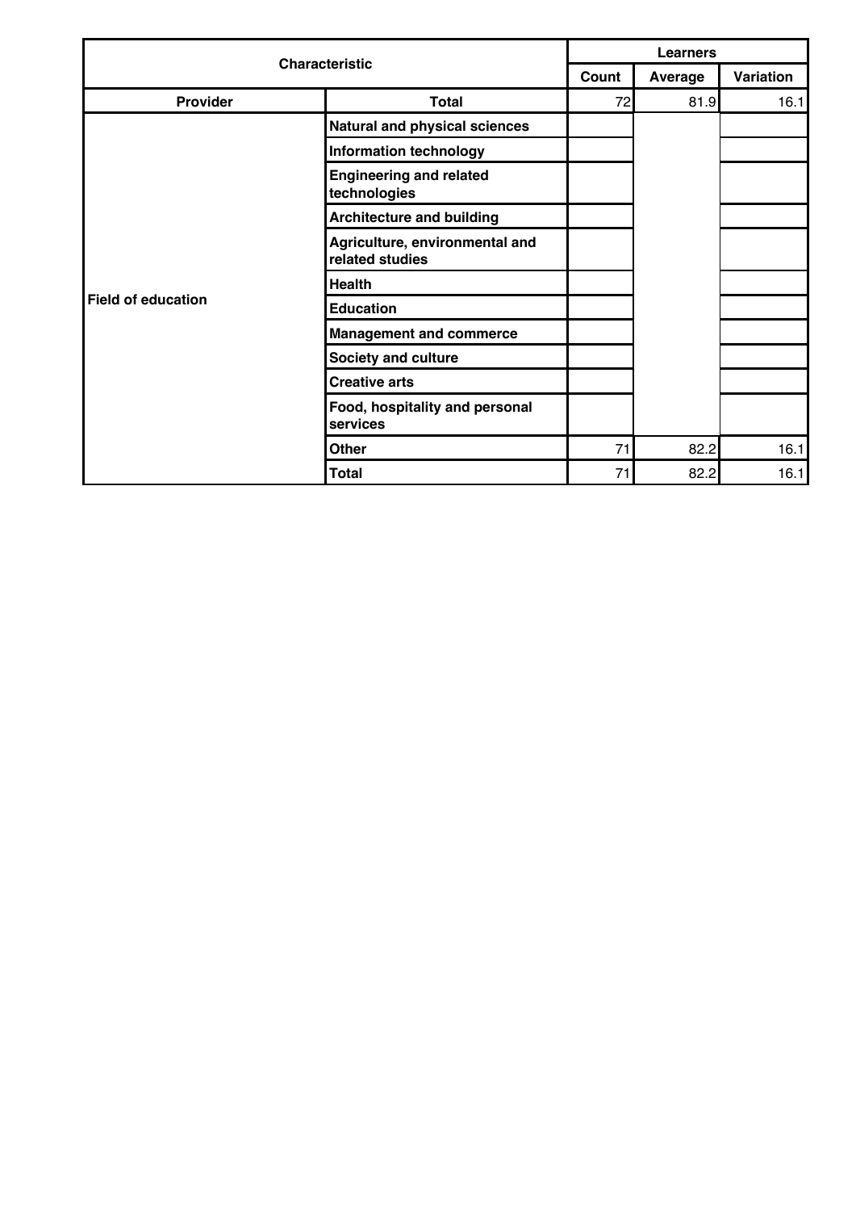| Characteristic | | Learners | | |
|---|---|---|---|---|
| | | Count | Average | Variation |
| Provider | Total | 72 | 81.9 | 16.1 |
| Field of education | Natural and physical sciences | | | |
| | Information technology | | | |
| | Engineering and related technologies | | | |
| | Architecture and building | | | |
| | Agriculture, environmental and related studies | | | |
| | Health | | | |
| | Education | | | |
| | Management and commerce | | | |
| | Society and culture | | | |
| | Creative arts | | | |
| | Food, hospitality and personal services | | | |
| | Other | 71 | 82.2 | 16.1 |
| | Total | 71 | 82.2 | 16.1 |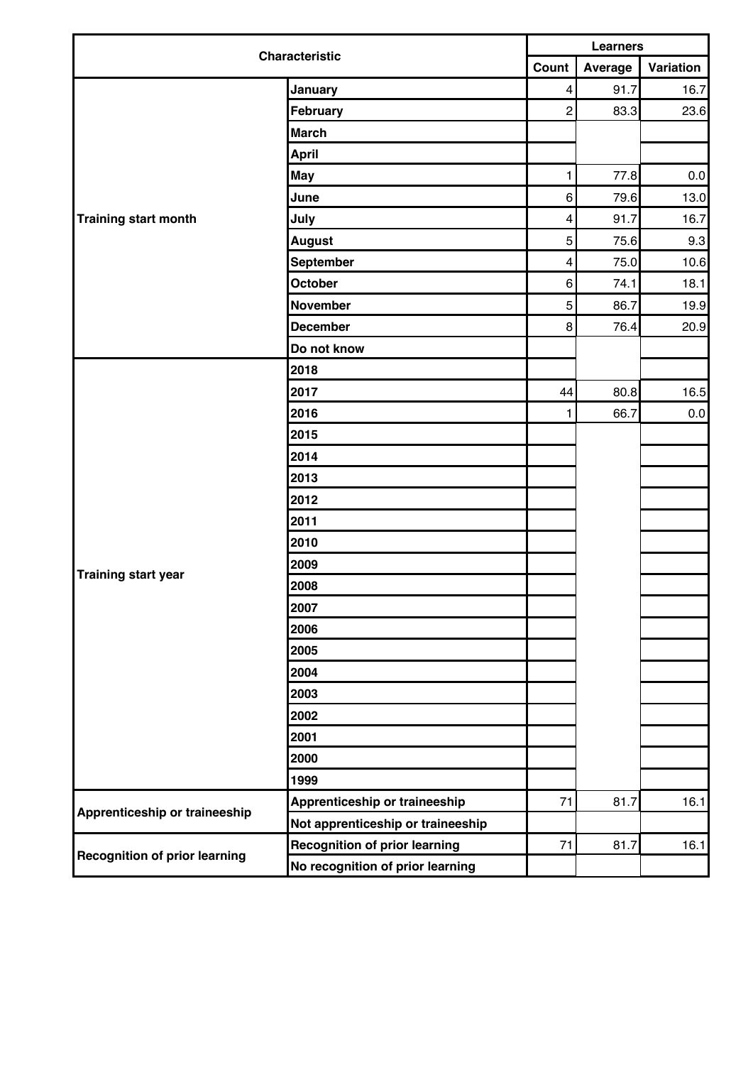| Characteristic | | Learners | | |
|---|---|---|---|---|
| | | Count | Average | Variation |
| Training start month | January | 4 | 91.7 | 16.7 |
| | February | 2 | 83.3 | 23.6 |
| | March | | | |
| | April | | | |
| | May | 1 | 77.8 | 0.0 |
| | June | 6 | 79.6 | 13.0 |
| | July | 4 | 91.7 | 16.7 |
| | August | 5 | 75.6 | 9.3 |
| | September | 4 | 75.0 | 10.6 |
| | October | 6 | 74.1 | 18.1 |
| | November | 5 | 86.7 | 19.9 |
| | December | 8 | 76.4 | 20.9 |
| | Do not know | | | |
| Training start year | 2018 | | | |
| | 2017 | 44 | 80.8 | 16.5 |
| | 2016 | 1 | 66.7 | 0.0 |
| | 2015 | | | |
| | 2014 | | | |
| | 2013 | | | |
| | 2012 | | | |
| | 2011 | | | |
| | 2010 | | | |
| | 2009 | | | |
| | 2008 | | | |
| | 2007 | | | |
| | 2006 | | | |
| | 2005 | | | |
| | 2004 | | | |
| | 2003 | | | |
| | 2002 | | | |
| | 2001 | | | |
| | 2000 | | | |
| | 1999 | | | |
| Apprenticeship or traineeship | Apprenticeship or traineeship | 71 | 81.7 | 16.1 |
| | Not apprenticeship or traineeship | | | |
| Recognition of prior learning | Recognition of prior learning | 71 | 81.7 | 16.1 |
| | No recognition of prior learning | | | |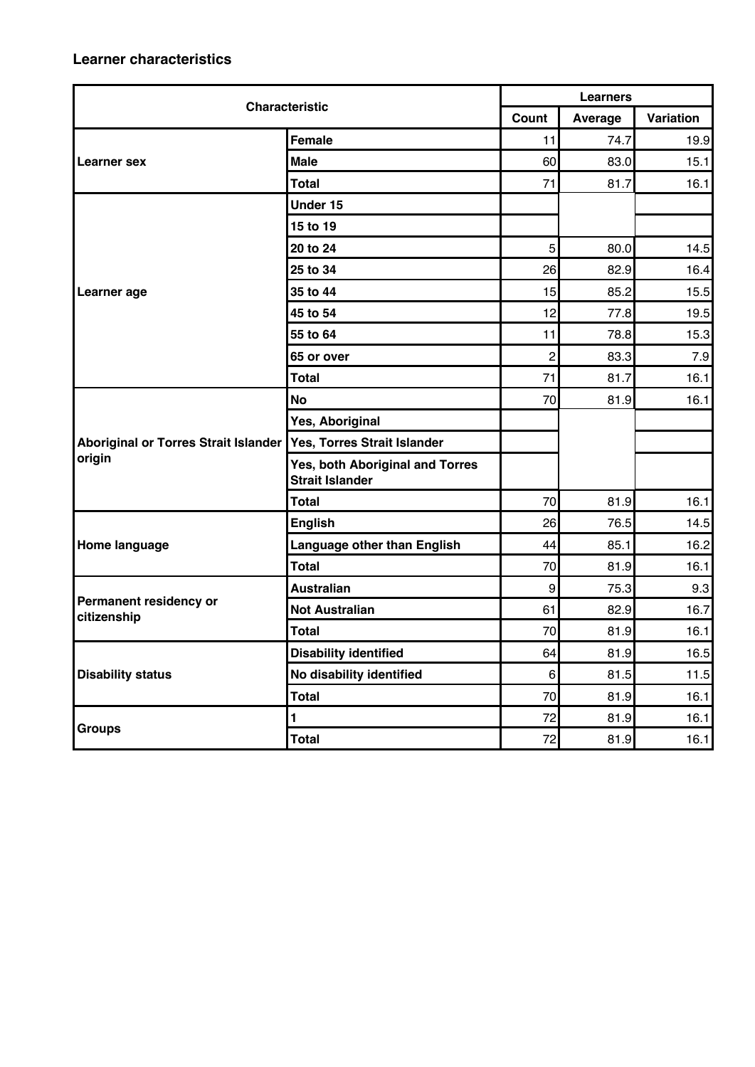### Learner characteristics

| Characteristic | | Learners | | |
|---|---|---|---|---|
| | | Count | Average | Variation |
| Learner sex | Female | 11 | 74.7 | 19.9 |
| | Male | 60 | 83.0 | 15.1 |
| | Total | 71 | 81.7 | 16.1 |
| Learner age | Under 15 | | | |
| | 15 to 19 | | | |
| | 20 to 24 | 5 | 80.0 | 14.5 |
| | 25 to 34 | 26 | 82.9 | 16.4 |
| | 35 to 44 | 15 | 85.2 | 15.5 |
| | 45 to 54 | 12 | 77.8 | 19.5 |
| | 55 to 64 | 11 | 78.8 | 15.3 |
| | 65 or over | 2 | 83.3 | 7.9 |
| | Total | 71 | 81.7 | 16.1 |
| Aboriginal or Torres Strait Islander origin | No | 70 | 81.9 | 16.1 |
| | Yes, Aboriginal | | | |
| | Yes, Torres Strait Islander | | | |
| | Yes, both Aboriginal and Torres Strait Islander | | | |
| | Total | 70 | 81.9 | 16.1 |
| Home language | English | 26 | 76.5 | 14.5 |
| | Language other than English | 44 | 85.1 | 16.2 |
| | Total | 70 | 81.9 | 16.1 |
| Permanent residency or citizenship | Australian | 9 | 75.3 | 9.3 |
| | Not Australian | 61 | 82.9 | 16.7 |
| | Total | 70 | 81.9 | 16.1 |
| Disability status | Disability identified | 64 | 81.9 | 16.5 |
| | No disability identified | 6 | 81.5 | 11.5 |
| | Total | 70 | 81.9 | 16.1 |
| Groups | 1 | 72 | 81.9 | 16.1 |
| | Total | 72 | 81.9 | 16.1 |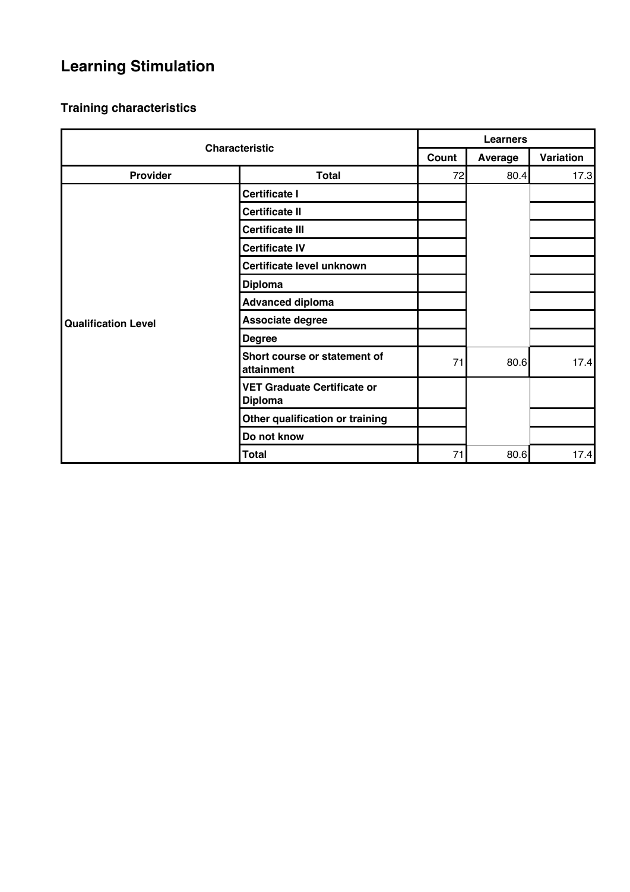# Learning Stimulation

## Training characteristics

| Characteristic | | Learners | | |
|---|---|---|---|---|
| | | Count | Average | Variation |
| Provider | Total | 72 | 80.4 | 17.3 |
| Qualification Level | Certificate I | | | |
| | Certificate II | | | |
| | Certificate III | | | |
| | Certificate IV | | | |
| | Certificate level unknown | | | |
| | Diploma | | | |
| | Advanced diploma | | | |
| | Associate degree | | | |
| | Degree | | | |
| | Short course or statement of attainment | 71 | 80.6 | 17.4 |
| | VET Graduate Certificate or Diploma | | | |
| | Other qualification or training | | | |
| | Do not know | | | |
| | Total | 71 | 80.6 | 17.4 |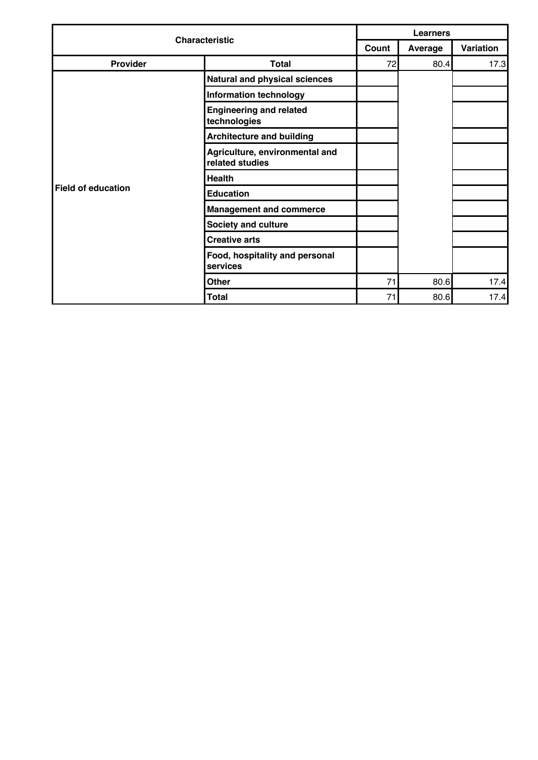| Characteristic | | Learners | | |
|---|---|---|---|---|
| | | Count | Average | Variation |
| Provider | Total | 72 | 80.4 | 17.3 |
| Field of education | Natural and physical sciences | | | |
| | Information technology | | | |
| | Engineering and related technologies | | | |
| | Architecture and building | | | |
| | Agriculture, environmental and related studies | | | |
| | Health | | | |
| | Education | | | |
| | Management and commerce | | | |
| | Society and culture | | | |
| | Creative arts | | | |
| | Food, hospitality and personal services | | | |
| | Other | 71 | 80.6 | 17.4 |
| | Total | 71 | 80.6 | 17.4 |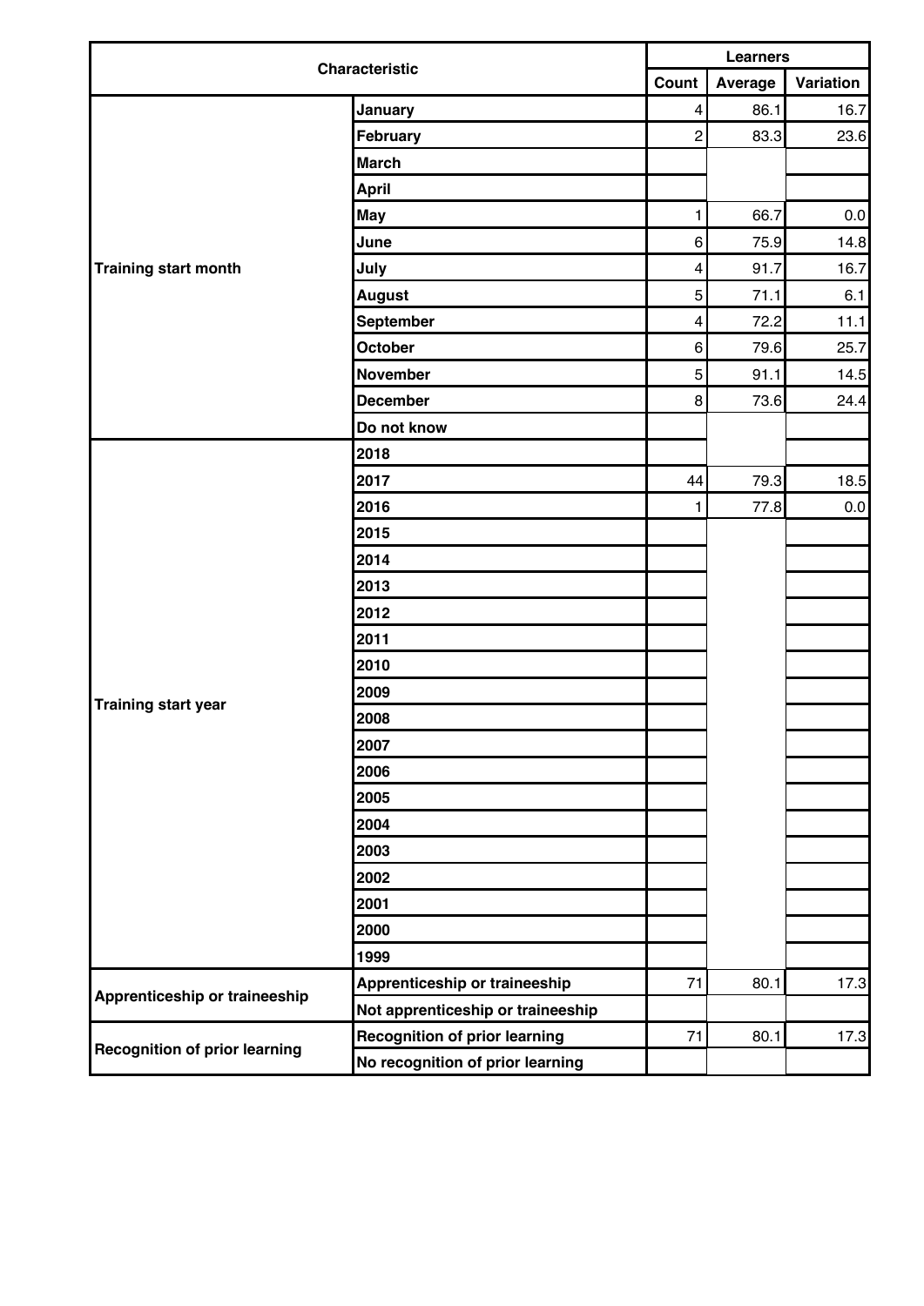| Characteristic | | Learners | | |
|---|---|---|---|---|
| | | Count | Average | Variation |
| Training start month | January | 4 | 86.1 | 16.7 |
| | February | 2 | 83.3 | 23.6 |
| | March | | | |
| | April | | | |
| | May | 1 | 66.7 | 0.0 |
| | June | 6 | 75.9 | 14.8 |
| | July | 4 | 91.7 | 16.7 |
| | August | 5 | 71.1 | 6.1 |
| | September | 4 | 72.2 | 11.1 |
| | October | 6 | 79.6 | 25.7 |
| | November | 5 | 91.1 | 14.5 |
| | December | 8 | 73.6 | 24.4 |
| | Do not know | | | |
| Training start year | 2018 | | | |
| | 2017 | 44 | 79.3 | 18.5 |
| | 2016 | 1 | 77.8 | 0.0 |
| | 2015 | | | |
| | 2014 | | | |
| | 2013 | | | |
| | 2012 | | | |
| | 2011 | | | |
| | 2010 | | | |
| | 2009 | | | |
| | 2008 | | | |
| | 2007 | | | |
| | 2006 | | | |
| | 2005 | | | |
| | 2004 | | | |
| | 2003 | | | |
| | 2002 | | | |
| | 2001 | | | |
| | 2000 | | | |
| | 1999 | | | |
| Apprenticeship or traineeship | Apprenticeship or traineeship | 71 | 80.1 | 17.3 |
| | Not apprenticeship or traineeship | | | |
| Recognition of prior learning | Recognition of prior learning | 71 | 80.1 | 17.3 |
| | No recognition of prior learning | | | |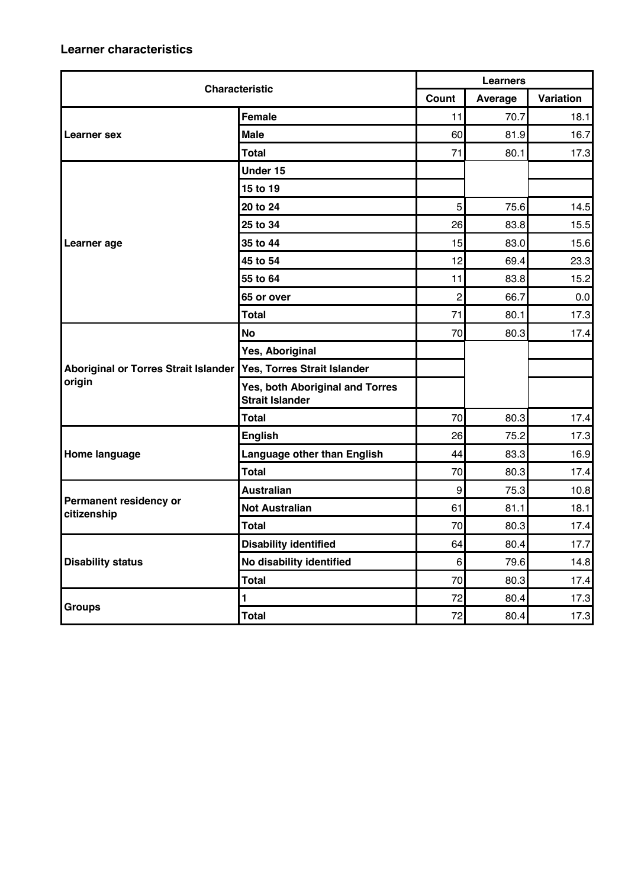### Learner characteristics

| Characteristic | | Learners | | |
|---|---|---|---|---|
| | | Count | Average | Variation |
| Learner sex | Female | 11 | 70.7 | 18.1 |
| | Male | 60 | 81.9 | 16.7 |
| | Total | 71 | 80.1 | 17.3 |
| Learner age | Under 15 | | | |
| | 15 to 19 | | | |
| | 20 to 24 | 5 | 75.6 | 14.5 |
| | 25 to 34 | 26 | 83.8 | 15.5 |
| | 35 to 44 | 15 | 83.0 | 15.6 |
| | 45 to 54 | 12 | 69.4 | 23.3 |
| | 55 to 64 | 11 | 83.8 | 15.2 |
| | 65 or over | 2 | 66.7 | 0.0 |
| | Total | 71 | 80.1 | 17.3 |
| Aboriginal or Torres Strait Islander origin | No | 70 | 80.3 | 17.4 |
| | Yes, Aboriginal | | | |
| | Yes, Torres Strait Islander | | | |
| | Yes, both Aboriginal and Torres Strait Islander | | | |
| | Total | 70 | 80.3 | 17.4 |
| Home language | English | 26 | 75.2 | 17.3 |
| | Language other than English | 44 | 83.3 | 16.9 |
| | Total | 70 | 80.3 | 17.4 |
| Permanent residency or citizenship | Australian | 9 | 75.3 | 10.8 |
| | Not Australian | 61 | 81.1 | 18.1 |
| | Total | 70 | 80.3 | 17.4 |
| Disability status | Disability identified | 64 | 80.4 | 17.7 |
| | No disability identified | 6 | 79.6 | 14.8 |
| | Total | 70 | 80.3 | 17.4 |
| Groups | 1 | 72 | 80.4 | 17.3 |
| | Total | 72 | 80.4 | 17.3 |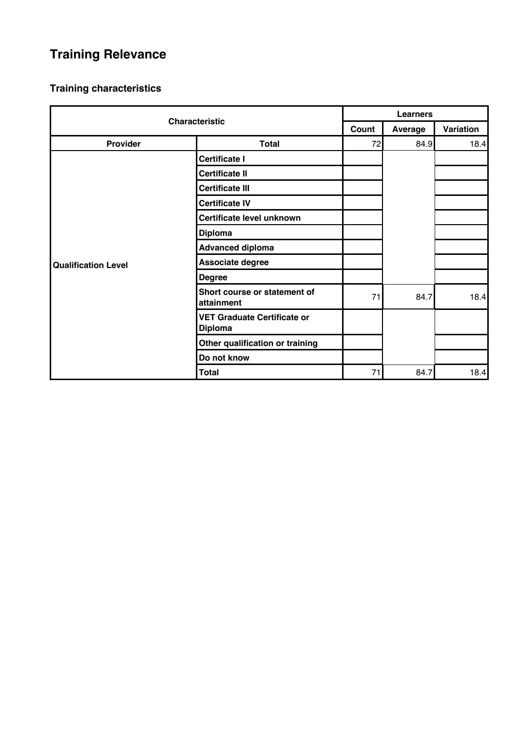# Training Relevance

## Training characteristics

| Characteristic | | Learners | | |
|---|---|---|---|---|
| | | Count | Average | Variation |
| Provider | Total | 72 | 84.9 | 18.4 |
| Qualification Level | Certificate I | | | |
| | Certificate II | | | |
| | Certificate III | | | |
| | Certificate IV | | | |
| | Certificate level unknown | | | |
| | Diploma | | | |
| | Advanced diploma | | | |
| | Associate degree | | | |
| | Degree | | | |
| | Short course or statement of attainment | 71 | 84.7 | 18.4 |
| | VET Graduate Certificate or Diploma | | | |
| | Other qualification or training | | | |
| | Do not know | | | |
| | Total | 71 | 84.7 | 18.4 |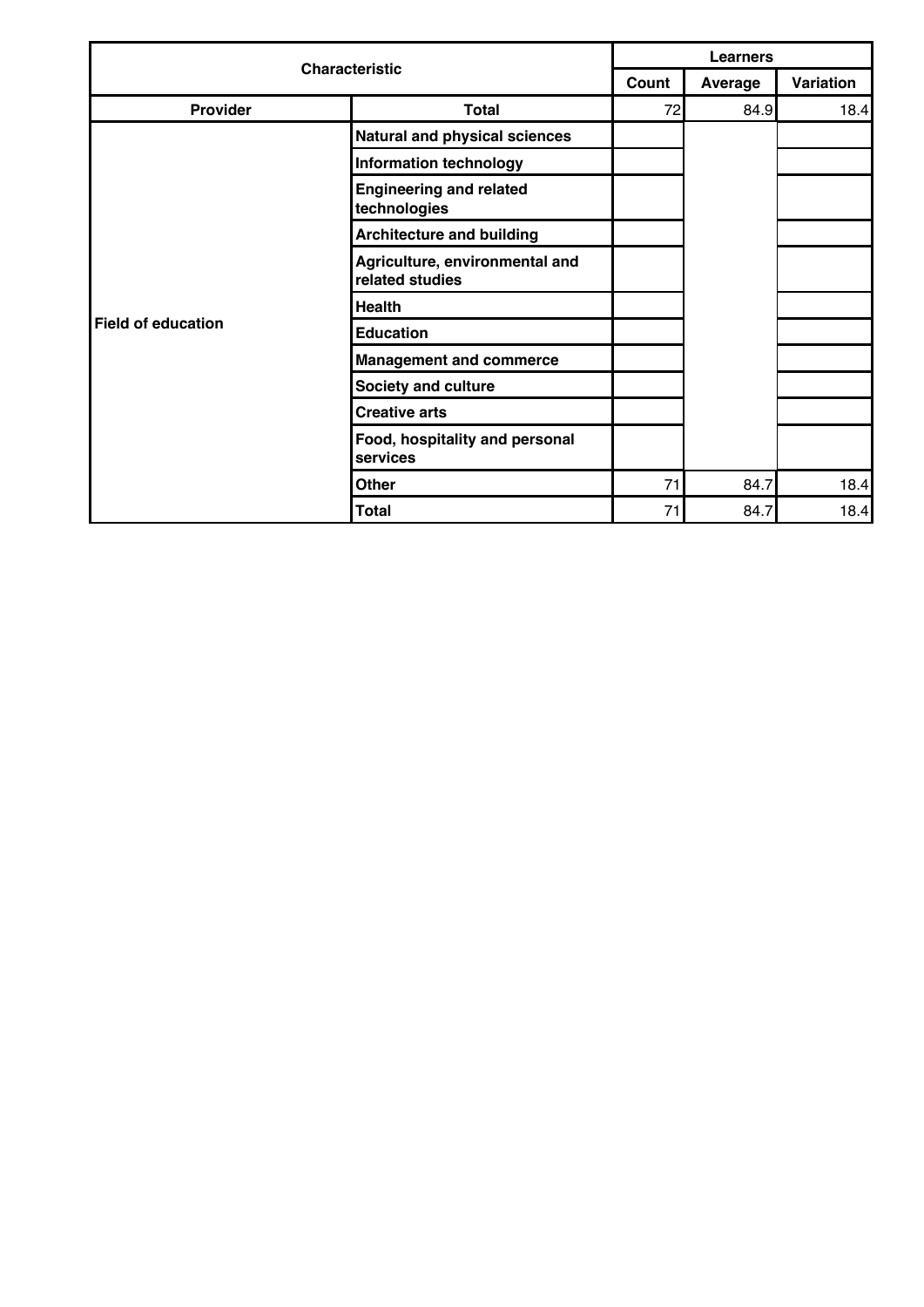| Characteristic | | Learners | | |
|---|---|---|---|---|
| | | Count | Average | Variation |
| **Provider** | **Total** | 72 | 84.9 | 18.4 |
| **Field of education** | **Natural and physical sciences** | | | |
| | **Information technology** | | | |
| | **Engineering and related technologies** | | | |
| | **Architecture and building** | | | |
| | **Agriculture, environmental and related studies** | | | |
| | **Health** | | | |
| | **Education** | | | |
| | **Management and commerce** | | | |
| | **Society and culture** | | | |
| | **Creative arts** | | | |
| | **Food, hospitality and personal services** | | | |
| | **Other** | 71 | 84.7 | 18.4 |
| | **Total** | 71 | 84.7 | 18.4 |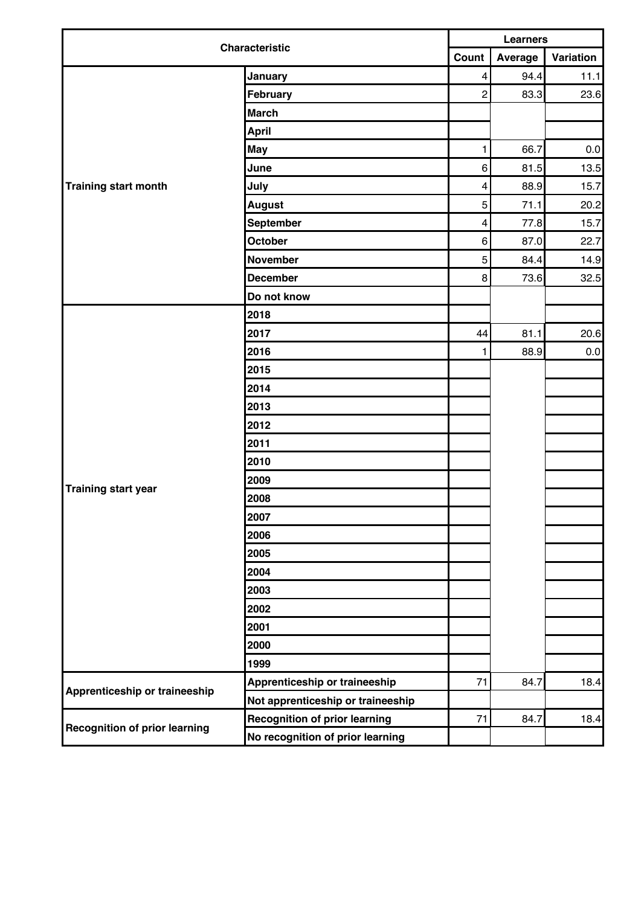| Characteristic | | Learners | | |
|---|---|---|---|---|
| | | Count | Average | Variation |
| Training start month | January | 4 | 94.4 | 11.1 |
| | February | 2 | 83.3 | 23.6 |
| | March | | | |
| | April | | | |
| | May | 1 | 66.7 | 0.0 |
| | June | 6 | 81.5 | 13.5 |
| | July | 4 | 88.9 | 15.7 |
| | August | 5 | 71.1 | 20.2 |
| | September | 4 | 77.8 | 15.7 |
| | October | 6 | 87.0 | 22.7 |
| | November | 5 | 84.4 | 14.9 |
| | December | 8 | 73.6 | 32.5 |
| | Do not know | | | |
| Training start year | 2018 | | | |
| | 2017 | 44 | 81.1 | 20.6 |
| | 2016 | 1 | 88.9 | 0.0 |
| | 2015 | | | |
| | 2014 | | | |
| | 2013 | | | |
| | 2012 | | | |
| | 2011 | | | |
| | 2010 | | | |
| | 2009 | | | |
| | 2008 | | | |
| | 2007 | | | |
| | 2006 | | | |
| | 2005 | | | |
| | 2004 | | | |
| | 2003 | | | |
| | 2002 | | | |
| | 2001 | | | |
| | 2000 | | | |
| | 1999 | | | |
| Apprenticeship or traineeship | Apprenticeship or traineeship | 71 | 84.7 | 18.4 |
| | Not apprenticeship or traineeship | | | |
| Recognition of prior learning | Recognition of prior learning | 71 | 84.7 | 18.4 |
| | No recognition of prior learning | | | |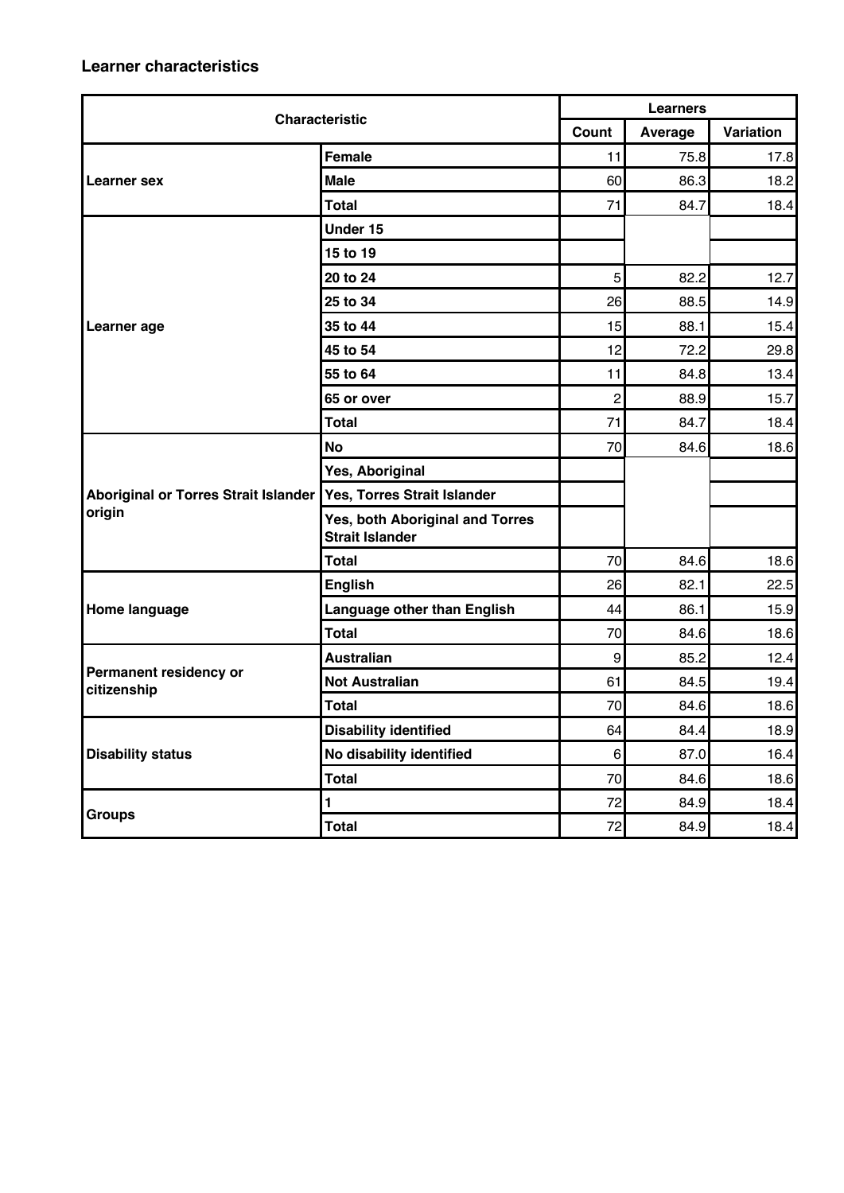### Learner characteristics

| Characteristic | | Learners | | |
|---|---|---|---|---|
| | | Count | Average | Variation |
| Learner sex | Female | 11 | 75.8 | 17.8 |
| | Male | 60 | 86.3 | 18.2 |
| | Total | 71 | 84.7 | 18.4 |
| Learner age | Under 15 | | | |
| | 15 to 19 | | | |
| | 20 to 24 | 5 | 82.2 | 12.7 |
| | 25 to 34 | 26 | 88.5 | 14.9 |
| | 35 to 44 | 15 | 88.1 | 15.4 |
| | 45 to 54 | 12 | 72.2 | 29.8 |
| | 55 to 64 | 11 | 84.8 | 13.4 |
| | 65 or over | 2 | 88.9 | 15.7 |
| | Total | 71 | 84.7 | 18.4 |
| Aboriginal or Torres Strait Islander origin | No | 70 | 84.6 | 18.6 |
| | Yes, Aboriginal | | | |
| | Yes, Torres Strait Islander | | | |
| | Yes, both Aboriginal and Torres Strait Islander | | | |
| | Total | 70 | 84.6 | 18.6 |
| Home language | English | 26 | 82.1 | 22.5 |
| | Language other than English | 44 | 86.1 | 15.9 |
| | Total | 70 | 84.6 | 18.6 |
| Permanent residency or citizenship | Australian | 9 | 85.2 | 12.4 |
| | Not Australian | 61 | 84.5 | 19.4 |
| | Total | 70 | 84.6 | 18.6 |
| Disability status | Disability identified | 64 | 84.4 | 18.9 |
| | No disability identified | 6 | 87.0 | 16.4 |
| | Total | 70 | 84.6 | 18.6 |
| Groups | 1 | 72 | 84.9 | 18.4 |
| | Total | 72 | 84.9 | 18.4 |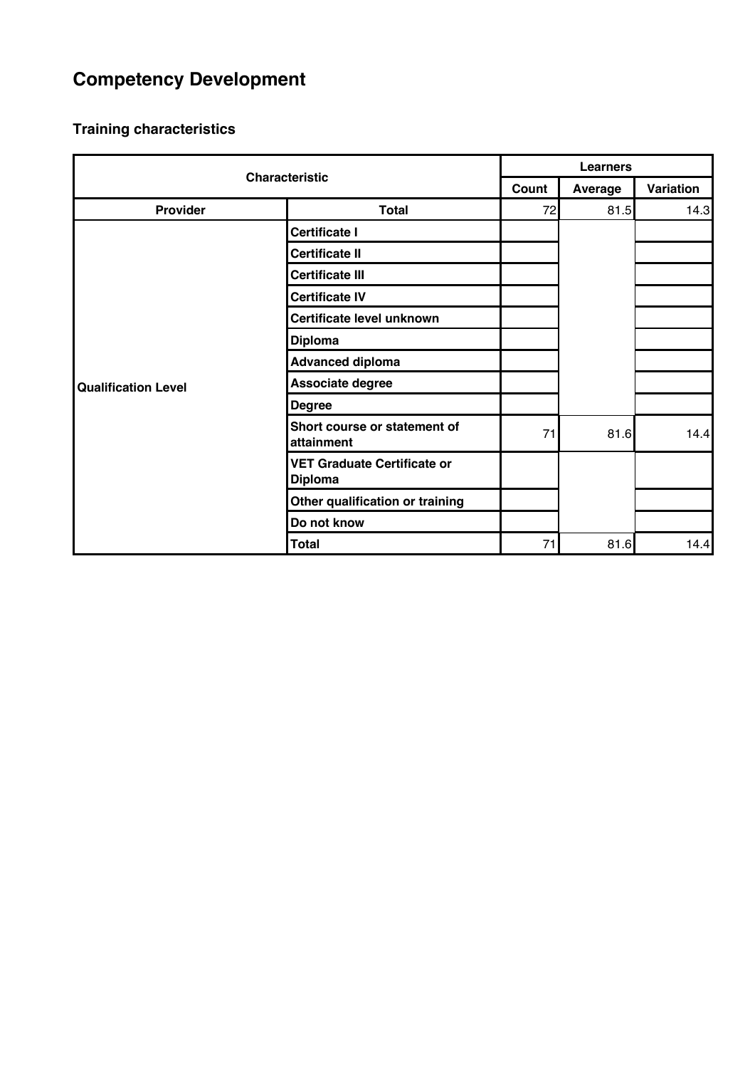# Competency Development

## Training characteristics

| Characteristic | | Learners | | |
|---|---|---|---|---|
| | | Count | Average | Variation |
| Provider | Total | 72 | 81.5 | 14.3 |
| Qualification Level | Certificate I | | | |
| | Certificate II | | | |
| | Certificate III | | | |
| | Certificate IV | | | |
| | Certificate level unknown | | | |
| | Diploma | | | |
| | Advanced diploma | | | |
| | Associate degree | | | |
| | Degree | | | |
| | Short course or statement of attainment | 71 | 81.6 | 14.4 |
| | VET Graduate Certificate or Diploma | | | |
| | Other qualification or training | | | |
| | Do not know | | | |
| | Total | 71 | 81.6 | 14.4 |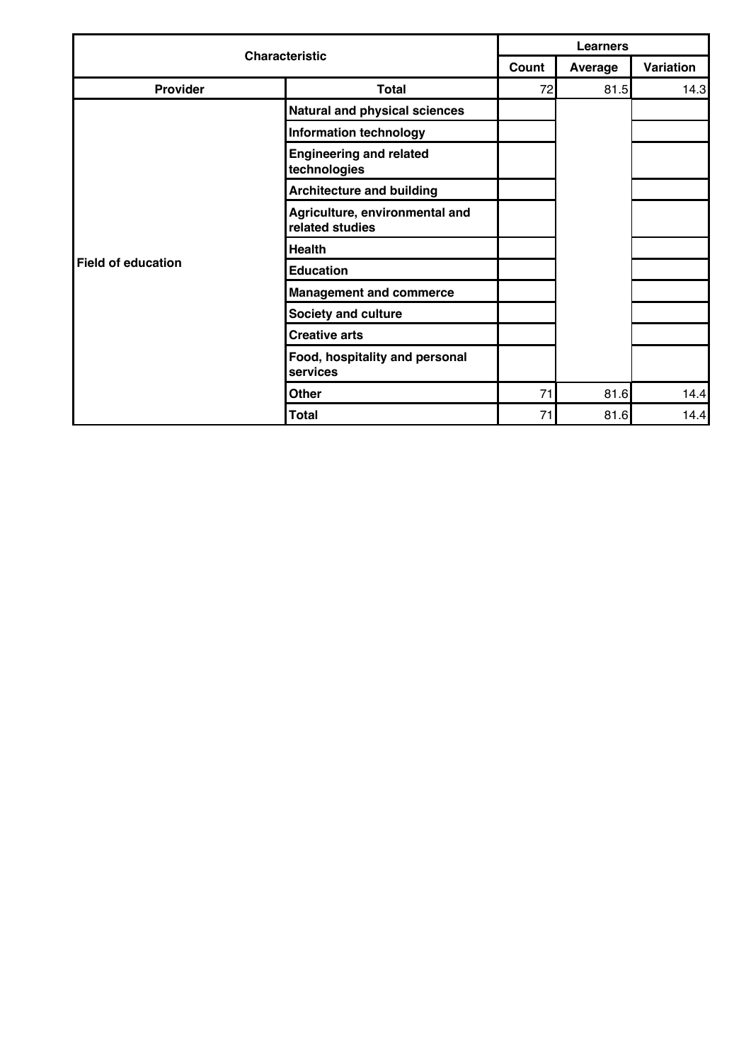| Characteristic | | Learners | | |
|---|---|---|---|---|
| | | Count | Average | Variation |
| Provider | Total | 72 | 81.5 | 14.3 |
| Field of education | Natural and physical sciences | | | |
| | Information technology | | | |
| | Engineering and related technologies | | | |
| | Architecture and building | | | |
| | Agriculture, environmental and related studies | | | |
| | Health | | | |
| | Education | | | |
| | Management and commerce | | | |
| | Society and culture | | | |
| | Creative arts | | | |
| | Food, hospitality and personal services | | | |
| | Other | 71 | 81.6 | 14.4 |
| | Total | 71 | 81.6 | 14.4 |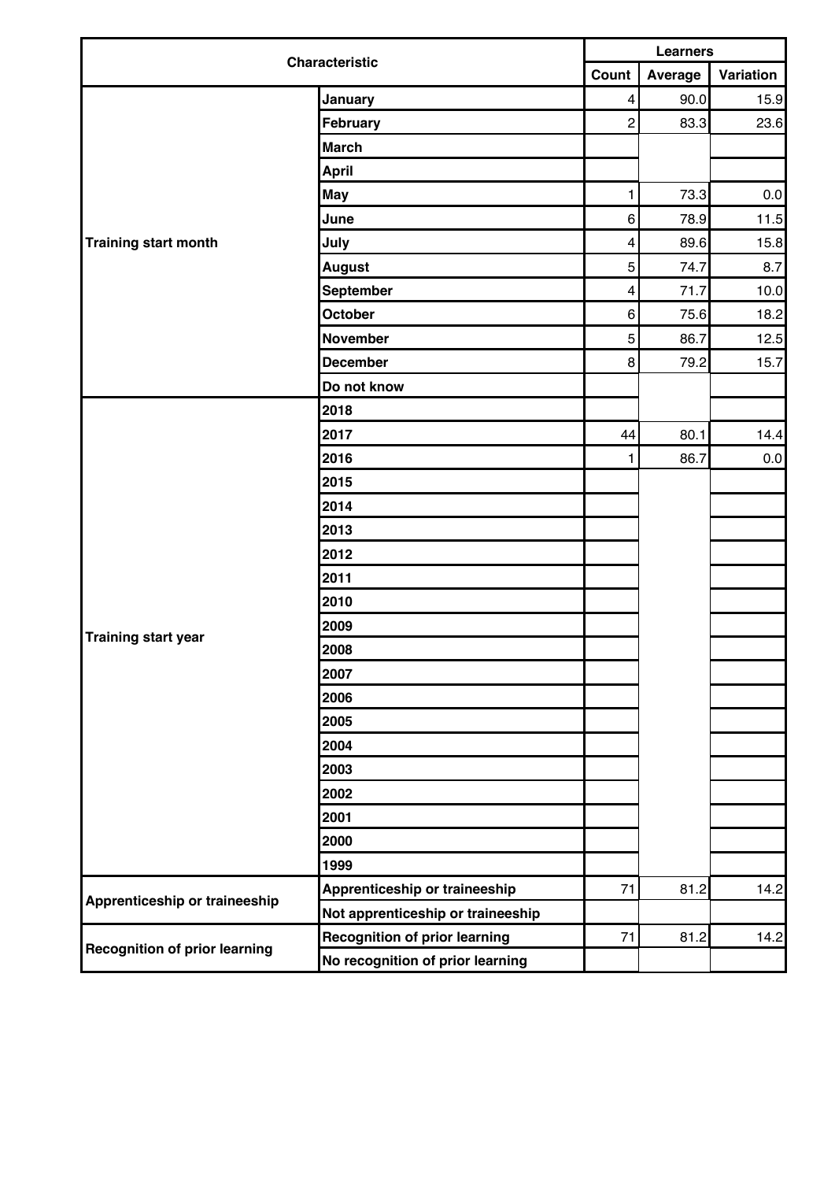| Characteristic | | Learners | | |
|---|---|---|---|---|
| | | Count | Average | Variation |
| Training start month | January | 4 | 90.0 | 15.9 |
| | February | 2 | 83.3 | 23.6 |
| | March | | | |
| | April | | | |
| | May | 1 | 73.3 | 0.0 |
| | June | 6 | 78.9 | 11.5 |
| | July | 4 | 89.6 | 15.8 |
| | August | 5 | 74.7 | 8.7 |
| | September | 4 | 71.7 | 10.0 |
| | October | 6 | 75.6 | 18.2 |
| | November | 5 | 86.7 | 12.5 |
| | December | 8 | 79.2 | 15.7 |
| | Do not know | | | |
| Training start year | 2018 | | | |
| | 2017 | 44 | 80.1 | 14.4 |
| | 2016 | 1 | 86.7 | 0.0 |
| | 2015 | | | |
| | 2014 | | | |
| | 2013 | | | |
| | 2012 | | | |
| | 2011 | | | |
| | 2010 | | | |
| | 2009 | | | |
| | 2008 | | | |
| | 2007 | | | |
| | 2006 | | | |
| | 2005 | | | |
| | 2004 | | | |
| | 2003 | | | |
| | 2002 | | | |
| | 2001 | | | |
| | 2000 | | | |
| | 1999 | | | |
| Apprenticeship or traineeship | Apprenticeship or traineeship | 71 | 81.2 | 14.2 |
| | Not apprenticeship or traineeship | | | |
| Recognition of prior learning | Recognition of prior learning | 71 | 81.2 | 14.2 |
| | No recognition of prior learning | | | |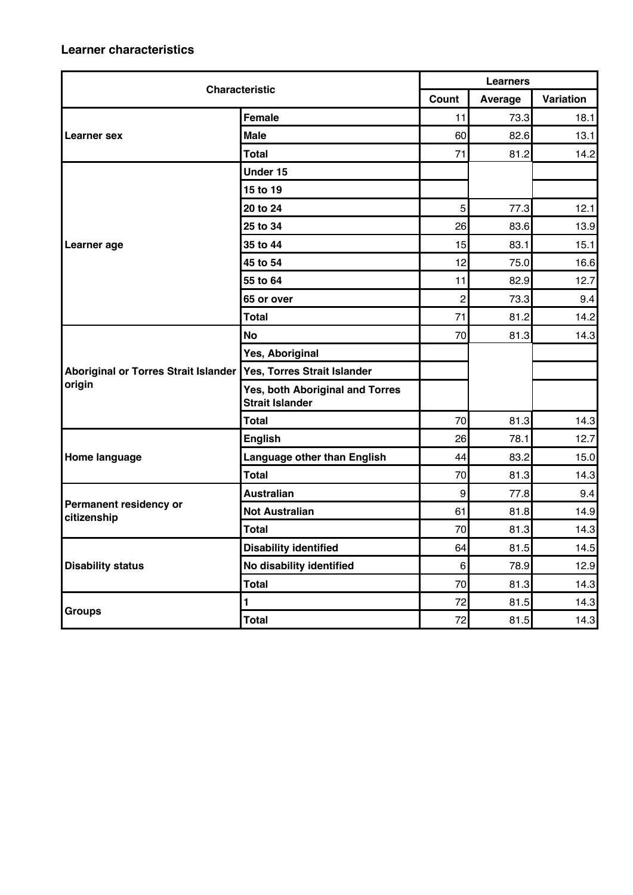### Learner characteristics

| Characteristic | | Learners | | |
|---|---|---|---|---|
| | | Count | Average | Variation |
| Learner sex | Female | 11 | 73.3 | 18.1 |
| | Male | 60 | 82.6 | 13.1 |
| | Total | 71 | 81.2 | 14.2 |
| Learner age | Under 15 | | | |
| | 15 to 19 | | | |
| | 20 to 24 | 5 | 77.3 | 12.1 |
| | 25 to 34 | 26 | 83.6 | 13.9 |
| | 35 to 44 | 15 | 83.1 | 15.1 |
| | 45 to 54 | 12 | 75.0 | 16.6 |
| | 55 to 64 | 11 | 82.9 | 12.7 |
| | 65 or over | 2 | 73.3 | 9.4 |
| | Total | 71 | 81.2 | 14.2 |
| Aboriginal or Torres Strait Islander origin | No | 70 | 81.3 | 14.3 |
| | Yes, Aboriginal | | | |
| | Yes, Torres Strait Islander | | | |
| | Yes, both Aboriginal and Torres Strait Islander | | | |
| | Total | 70 | 81.3 | 14.3 |
| Home language | English | 26 | 78.1 | 12.7 |
| | Language other than English | 44 | 83.2 | 15.0 |
| | Total | 70 | 81.3 | 14.3 |
| Permanent residency or citizenship | Australian | 9 | 77.8 | 9.4 |
| | Not Australian | 61 | 81.8 | 14.9 |
| | Total | 70 | 81.3 | 14.3 |
| Disability status | Disability identified | 64 | 81.5 | 14.5 |
| | No disability identified | 6 | 78.9 | 12.9 |
| | Total | 70 | 81.3 | 14.3 |
| Groups | 1 | 72 | 81.5 | 14.3 |
| | Total | 72 | 81.5 | 14.3 |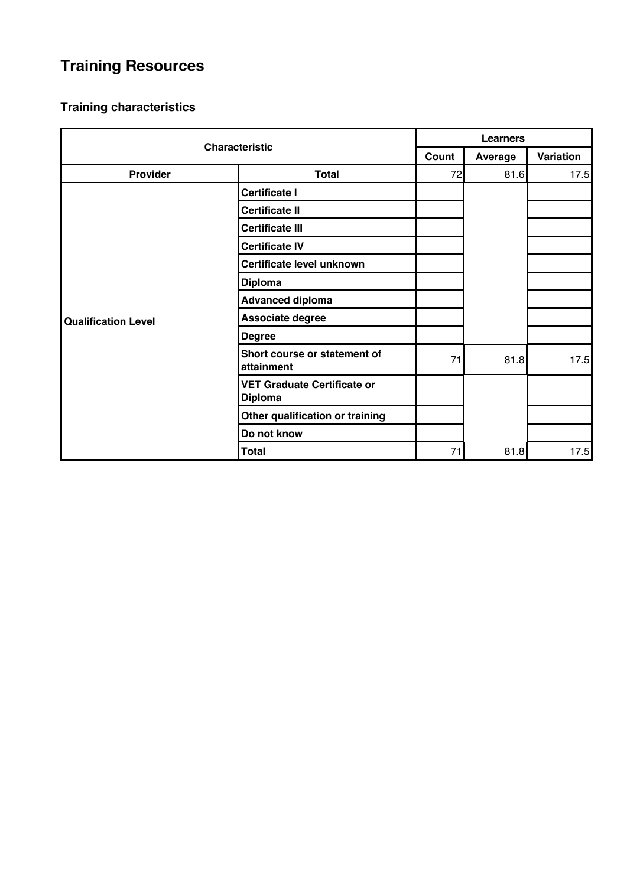# Training Resources

## Training characteristics

| Characteristic | | Learners | | |
|---|---|---|---|---|
| | | Count | Average | Variation |
| Provider | Total | 72 | 81.6 | 17.5 |
| Qualification Level | Certificate I | | | |
| | Certificate II | | | |
| | Certificate III | | | |
| | Certificate IV | | | |
| | Certificate level unknown | | | |
| | Diploma | | | |
| | Advanced diploma | | | |
| | Associate degree | | | |
| | Degree | | | |
| | Short course or statement of attainment | 71 | 81.8 | 17.5 |
| | VET Graduate Certificate or Diploma | | | |
| | Other qualification or training | | | |
| | Do not know | | | |
| | Total | 71 | 81.8 | 17.5 |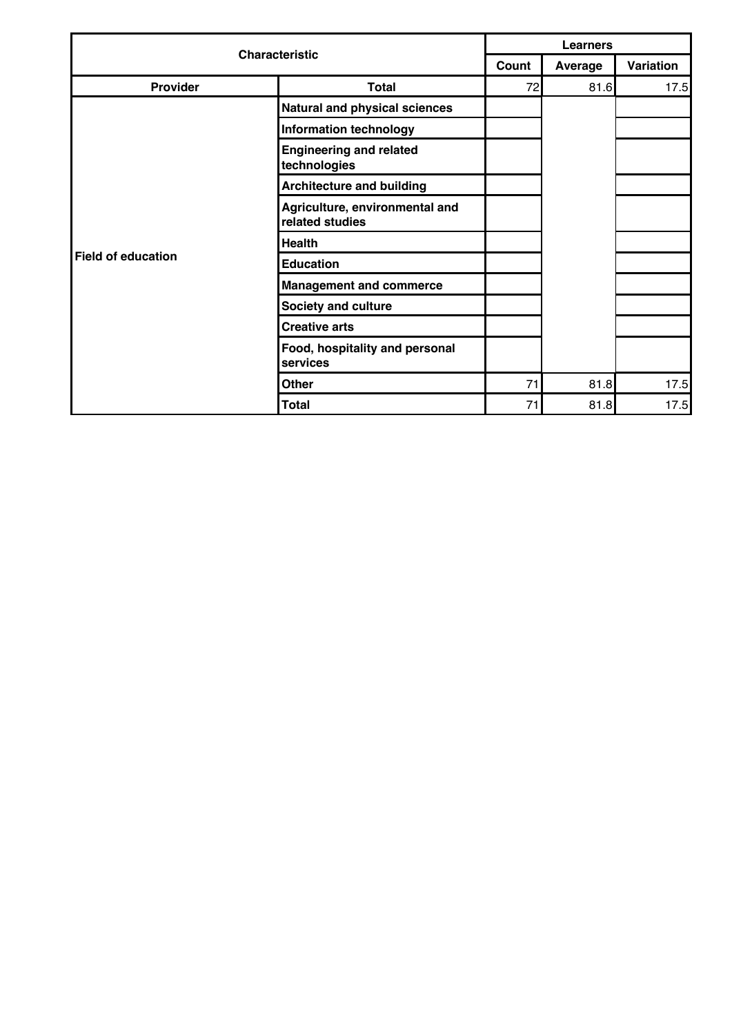| Characteristic | | Learners | | |
|---|---|---|---|---|
| | | Count | Average | Variation |
| Provider | Total | 72 | 81.6 | 17.5 |
| Field of education | Natural and physical sciences | | | |
| | Information technology | | | |
| | Engineering and related technologies | | | |
| | Architecture and building | | | |
| | Agriculture, environmental and related studies | | | |
| | Health | | | |
| | Education | | | |
| | Management and commerce | | | |
| | Society and culture | | | |
| | Creative arts | | | |
| | Food, hospitality and personal services | | | |
| | Other | 71 | 81.8 | 17.5 |
| | Total | 71 | 81.8 | 17.5 |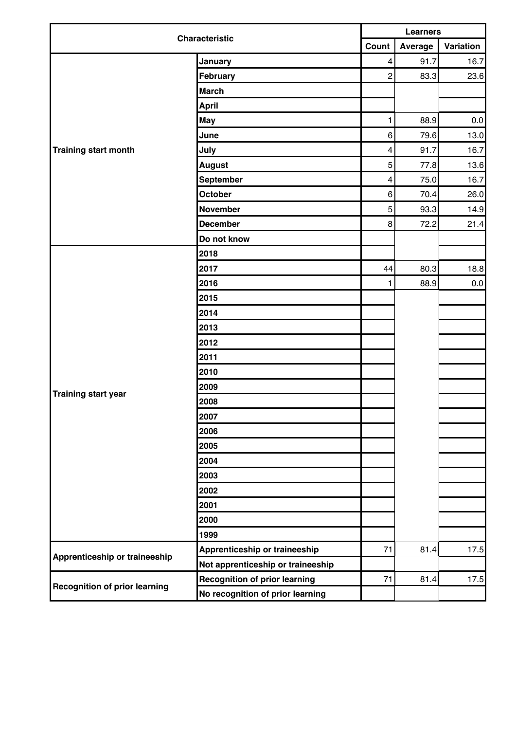| Characteristic | | Learners | | |
|---|---|---|---|---|
| | | Count | Average | Variation |
| Training start month | January | 4 | 91.7 | 16.7 |
| | February | 2 | 83.3 | 23.6 |
| | March | | | |
| | April | | | |
| | May | 1 | 88.9 | 0.0 |
| | June | 6 | 79.6 | 13.0 |
| | July | 4 | 91.7 | 16.7 |
| | August | 5 | 77.8 | 13.6 |
| | September | 4 | 75.0 | 16.7 |
| | October | 6 | 70.4 | 26.0 |
| | November | 5 | 93.3 | 14.9 |
| | December | 8 | 72.2 | 21.4 |
| | Do not know | | | |
| Training start year | 2018 | | | |
| | 2017 | 44 | 80.3 | 18.8 |
| | 2016 | 1 | 88.9 | 0.0 |
| | 2015 | | | |
| | 2014 | | | |
| | 2013 | | | |
| | 2012 | | | |
| | 2011 | | | |
| | 2010 | | | |
| | 2009 | | | |
| | 2008 | | | |
| | 2007 | | | |
| | 2006 | | | |
| | 2005 | | | |
| | 2004 | | | |
| | 2003 | | | |
| | 2002 | | | |
| | 2001 | | | |
| | 2000 | | | |
| | 1999 | | | |
| Apprenticeship or traineeship | Apprenticeship or traineeship | 71 | 81.4 | 17.5 |
| | Not apprenticeship or traineeship | | | |
| Recognition of prior learning | Recognition of prior learning | 71 | 81.4 | 17.5 |
| | No recognition of prior learning | | | |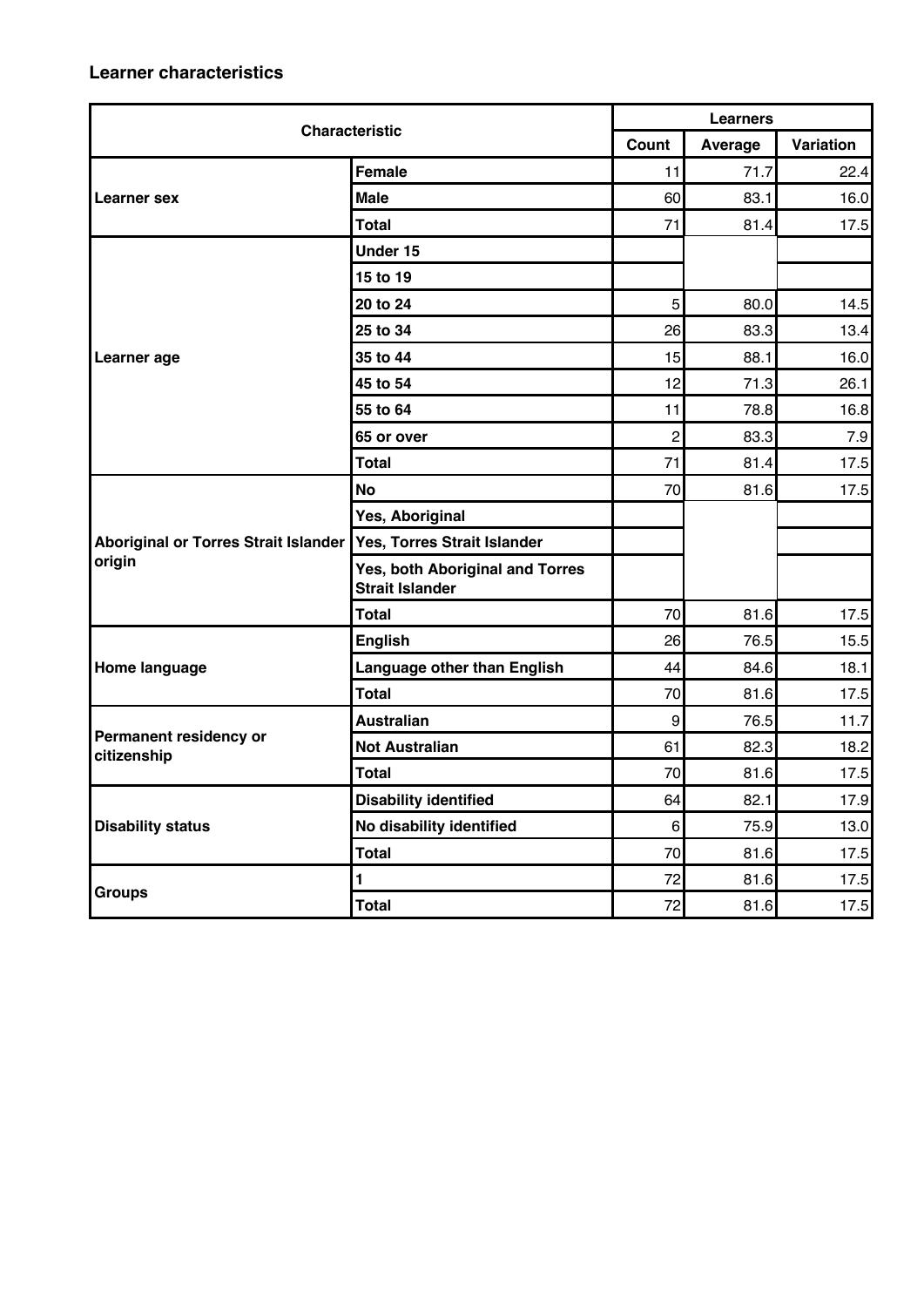### Learner characteristics

| Characteristic | | Learners | | |
|---|---|---|---|---|
| | | Count | Average | Variation |
| Learner sex | Female | 11 | 71.7 | 22.4 |
| | Male | 60 | 83.1 | 16.0 |
| | Total | 71 | 81.4 | 17.5 |
| Learner age | Under 15 | | | |
| | 15 to 19 | | | |
| | 20 to 24 | 5 | 80.0 | 14.5 |
| | 25 to 34 | 26 | 83.3 | 13.4 |
| | 35 to 44 | 15 | 88.1 | 16.0 |
| | 45 to 54 | 12 | 71.3 | 26.1 |
| | 55 to 64 | 11 | 78.8 | 16.8 |
| | 65 or over | 2 | 83.3 | 7.9 |
| | Total | 71 | 81.4 | 17.5 |
| Aboriginal or Torres Strait Islander origin | No | 70 | 81.6 | 17.5 |
| | Yes, Aboriginal | | | |
| | Yes, Torres Strait Islander | | | |
| | Yes, both Aboriginal and Torres Strait Islander | | | |
| | Total | 70 | 81.6 | 17.5 |
| Home language | English | 26 | 76.5 | 15.5 |
| | Language other than English | 44 | 84.6 | 18.1 |
| | Total | 70 | 81.6 | 17.5 |
| Permanent residency or citizenship | Australian | 9 | 76.5 | 11.7 |
| | Not Australian | 61 | 82.3 | 18.2 |
| | Total | 70 | 81.6 | 17.5 |
| Disability status | Disability identified | 64 | 82.1 | 17.9 |
| | No disability identified | 6 | 75.9 | 13.0 |
| | Total | 70 | 81.6 | 17.5 |
| Groups | 1 | 72 | 81.6 | 17.5 |
| | Total | 72 | 81.6 | 17.5 |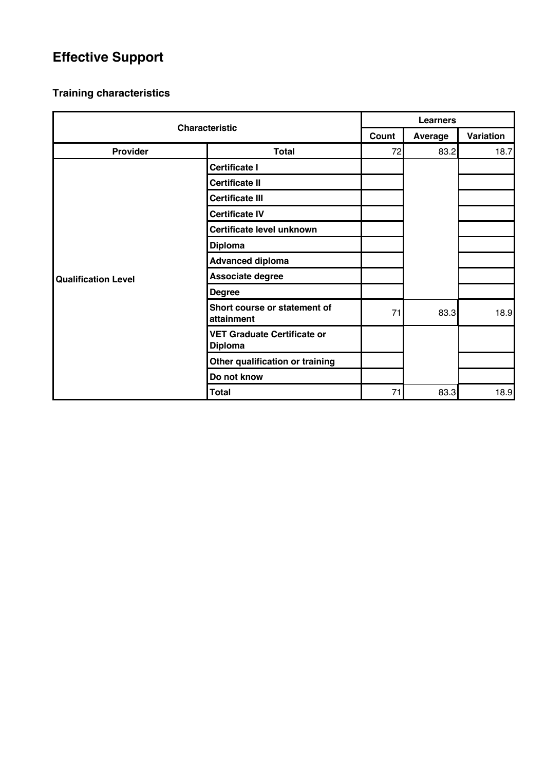# Effective Support

## Training characteristics

| Characteristic | | Learners | | |
|---|---|---|---|---|
| | | Count | Average | Variation |
| Provider | Total | 72 | 83.2 | 18.7 |
| Qualification Level | Certificate I | | | |
| | Certificate II | | | |
| | Certificate III | | | |
| | Certificate IV | | | |
| | Certificate level unknown | | | |
| | Diploma | | | |
| | Advanced diploma | | | |
| | Associate degree | | | |
| | Degree | | | |
| | Short course or statement of attainment | 71 | 83.3 | 18.9 |
| | VET Graduate Certificate or Diploma | | | |
| | Other qualification or training | | | |
| | Do not know | | | |
| | Total | 71 | 83.3 | 18.9 |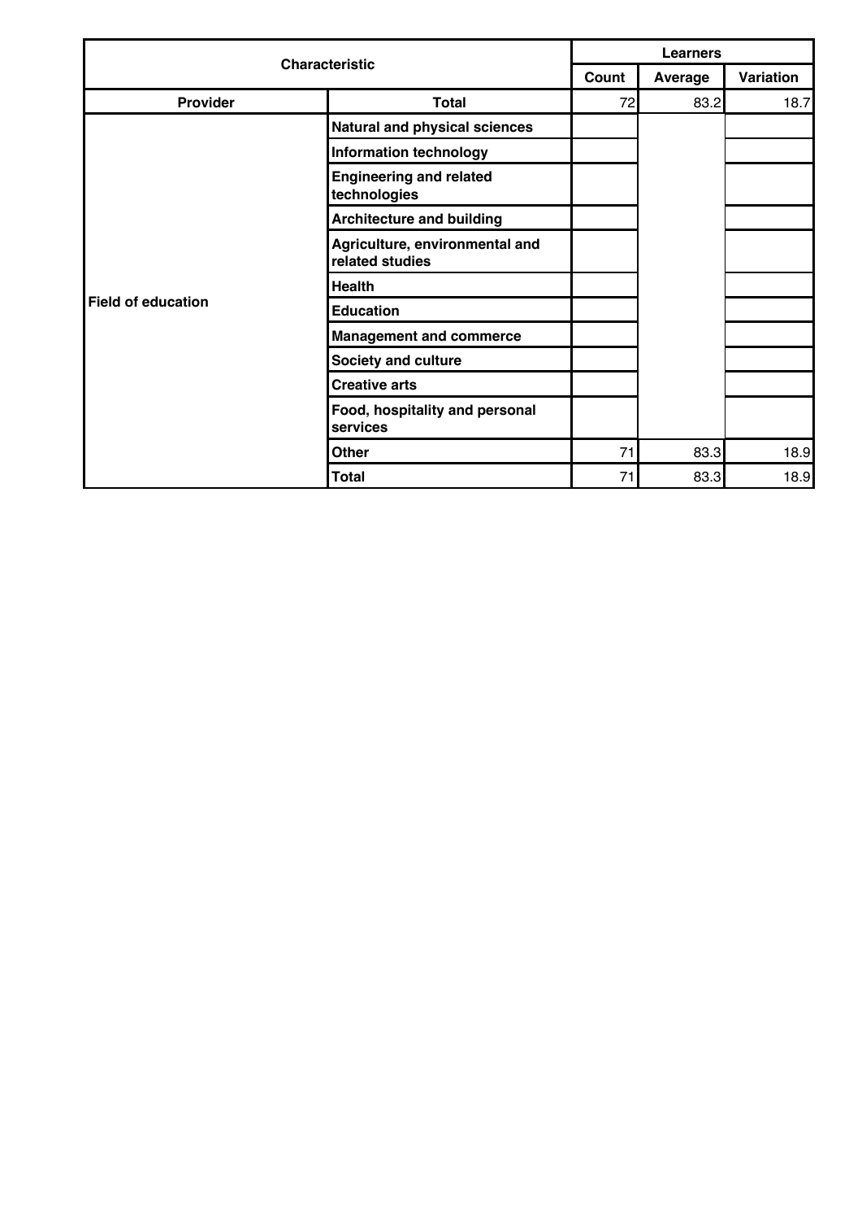| Characteristic | | Learners | | |
|---|---|---|---|---|
| | | Count | Average | Variation |
| Provider | Total | 72 | 83.2 | 18.7 |
| Field of education | Natural and physical sciences | | | |
| | Information technology | | | |
| | Engineering and related technologies | | | |
| | Architecture and building | | | |
| | Agriculture, environmental and related studies | | | |
| | Health | | | |
| | Education | | | |
| | Management and commerce | | | |
| | Society and culture | | | |
| | Creative arts | | | |
| | Food, hospitality and personal services | | | |
| | Other | 71 | 83.3 | 18.9 |
| | Total | 71 | 83.3 | 18.9 |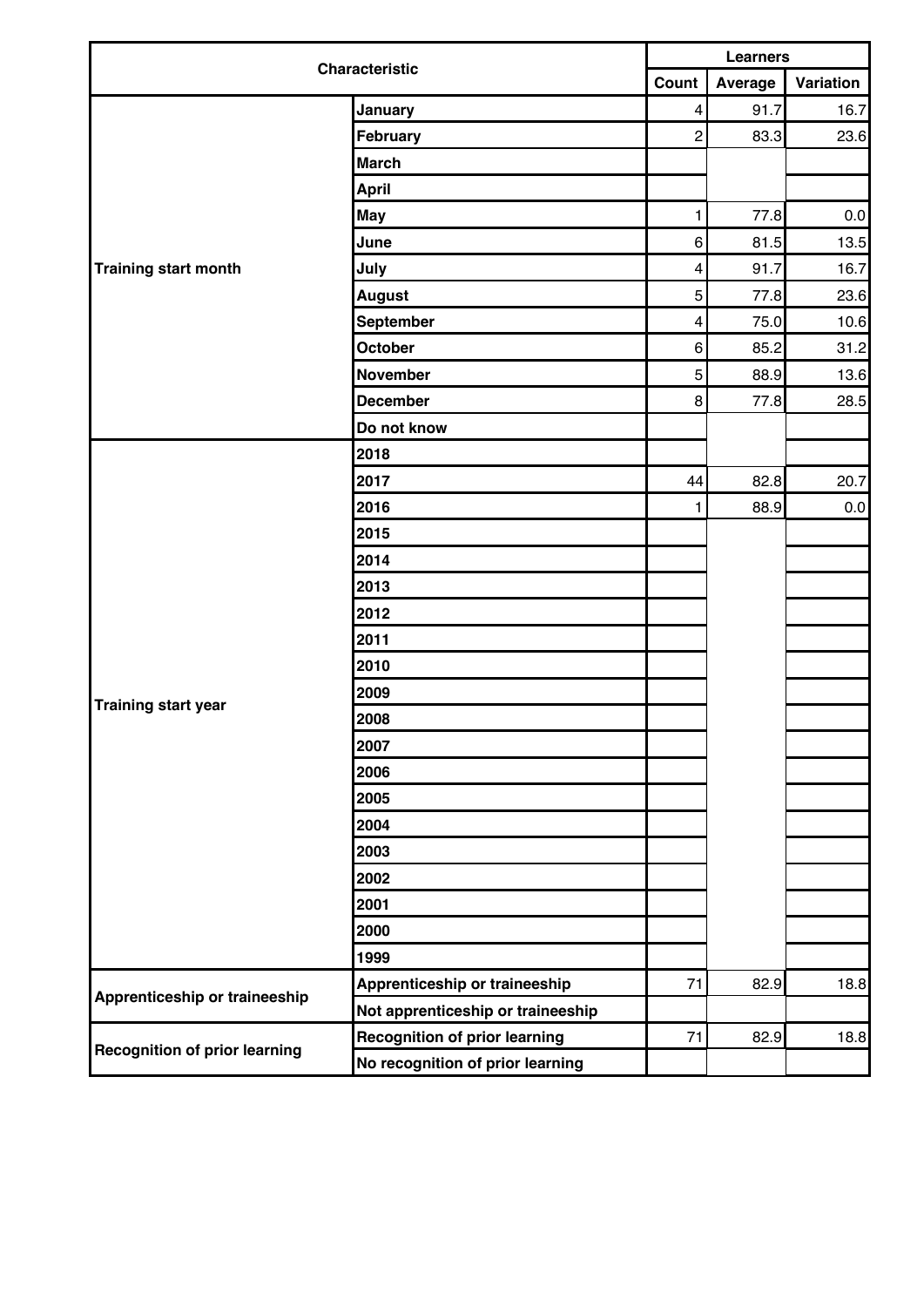| Characteristic | | Learners | | |
|---|---|---|---|---|
| | | Count | Average | Variation |
| Training start month | January | 4 | 91.7 | 16.7 |
| | February | 2 | 83.3 | 23.6 |
| | March | | | |
| | April | | | |
| | May | 1 | 77.8 | 0.0 |
| | June | 6 | 81.5 | 13.5 |
| | July | 4 | 91.7 | 16.7 |
| | August | 5 | 77.8 | 23.6 |
| | September | 4 | 75.0 | 10.6 |
| | October | 6 | 85.2 | 31.2 |
| | November | 5 | 88.9 | 13.6 |
| | December | 8 | 77.8 | 28.5 |
| | Do not know | | | |
| Training start year | 2018 | | | |
| | 2017 | 44 | 82.8 | 20.7 |
| | 2016 | 1 | 88.9 | 0.0 |
| | 2015 | | | |
| | 2014 | | | |
| | 2013 | | | |
| | 2012 | | | |
| | 2011 | | | |
| | 2010 | | | |
| | 2009 | | | |
| | 2008 | | | |
| | 2007 | | | |
| | 2006 | | | |
| | 2005 | | | |
| | 2004 | | | |
| | 2003 | | | |
| | 2002 | | | |
| | 2001 | | | |
| | 2000 | | | |
| | 1999 | | | |
| Apprenticeship or traineeship | Apprenticeship or traineeship | 71 | 82.9 | 18.8 |
| | Not apprenticeship or traineeship | | | |
| Recognition of prior learning | Recognition of prior learning | 71 | 82.9 | 18.8 |
| | No recognition of prior learning | | | |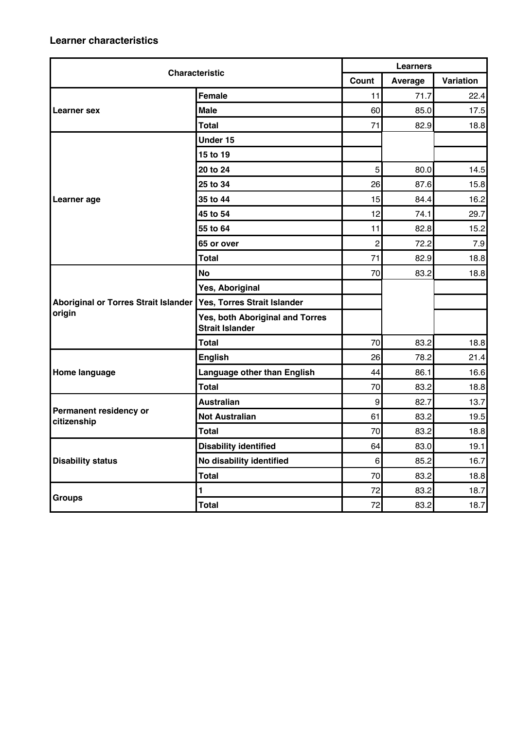### Learner characteristics

| Characteristic | | Learners | | |
|---|---|---|---|---|
| | | Count | Average | Variation |
| Learner sex | Female | 11 | 71.7 | 22.4 |
| | Male | 60 | 85.0 | 17.5 |
| | Total | 71 | 82.9 | 18.8 |
| Learner age | Under 15 | | | |
| | 15 to 19 | | | |
| | 20 to 24 | 5 | 80.0 | 14.5 |
| | 25 to 34 | 26 | 87.6 | 15.8 |
| | 35 to 44 | 15 | 84.4 | 16.2 |
| | 45 to 54 | 12 | 74.1 | 29.7 |
| | 55 to 64 | 11 | 82.8 | 15.2 |
| | 65 or over | 2 | 72.2 | 7.9 |
| | Total | 71 | 82.9 | 18.8 |
| Aboriginal or Torres Strait Islander origin | No | 70 | 83.2 | 18.8 |
| | Yes, Aboriginal | | | |
| | Yes, Torres Strait Islander | | | |
| | Yes, both Aboriginal and Torres Strait Islander | | | |
| | Total | 70 | 83.2 | 18.8 |
| Home language | English | 26 | 78.2 | 21.4 |
| | Language other than English | 44 | 86.1 | 16.6 |
| | Total | 70 | 83.2 | 18.8 |
| Permanent residency or citizenship | Australian | 9 | 82.7 | 13.7 |
| | Not Australian | 61 | 83.2 | 19.5 |
| | Total | 70 | 83.2 | 18.8 |
| Disability status | Disability identified | 64 | 83.0 | 19.1 |
| | No disability identified | 6 | 85.2 | 16.7 |
| | Total | 70 | 83.2 | 18.8 |
| Groups | 1 | 72 | 83.2 | 18.7 |
| | Total | 72 | 83.2 | 18.7 |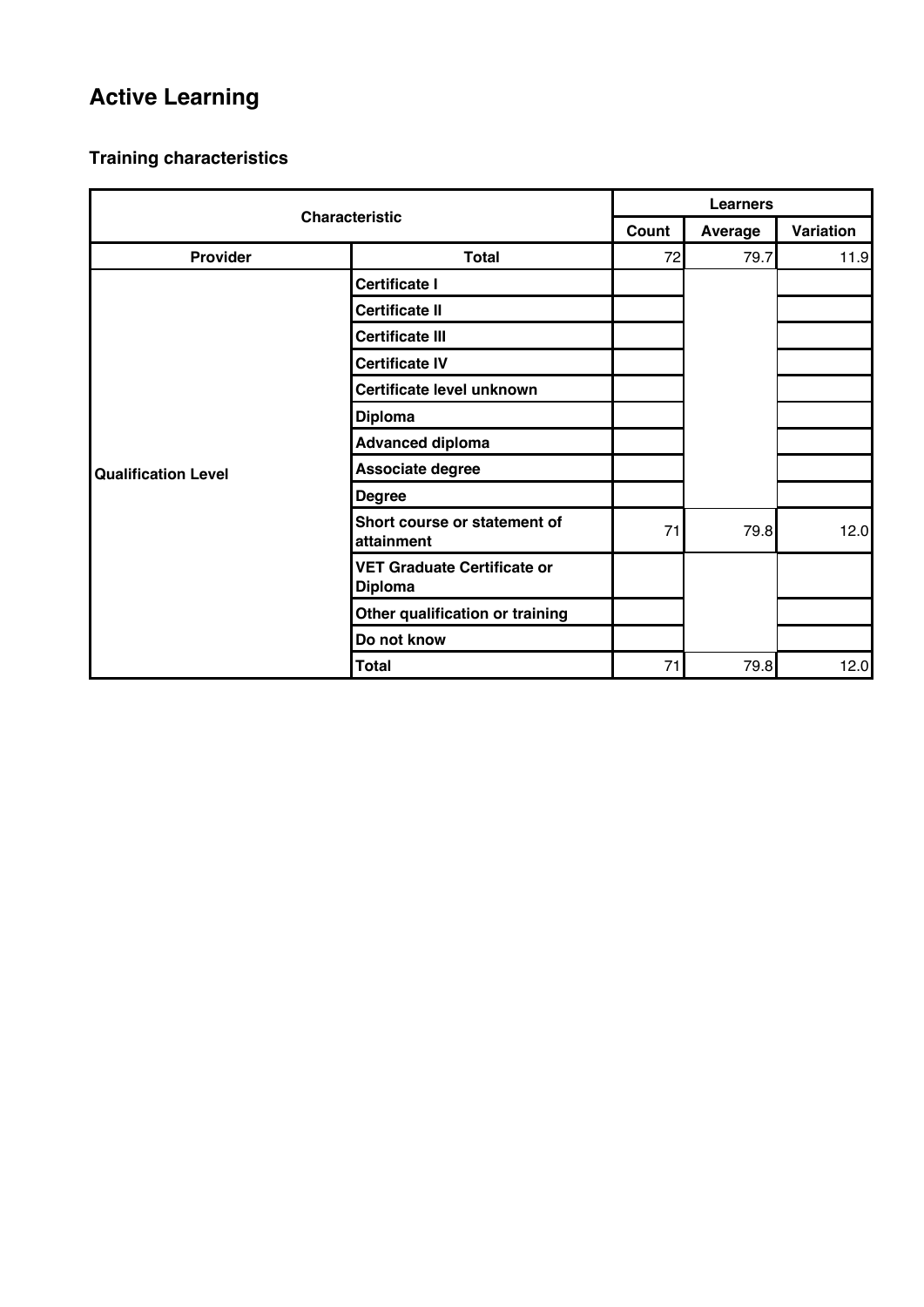# Active Learning

## Training characteristics

| Characteristic | | Learners | | |
|---|---|---|---|---|
| | | Count | Average | Variation |
| Provider | Total | 72 | 79.7 | 11.9 |
| Qualification Level | Certificate I | | | |
| | Certificate II | | | |
| | Certificate III | | | |
| | Certificate IV | | | |
| | Certificate level unknown | | | |
| | Diploma | | | |
| | Advanced diploma | | | |
| | Associate degree | | | |
| | Degree | | | |
| | Short course or statement of attainment | 71 | 79.8 | 12.0 |
| | VET Graduate Certificate or Diploma | | | |
| | Other qualification or training | | | |
| | Do not know | | | |
| | Total | 71 | 79.8 | 12.0 |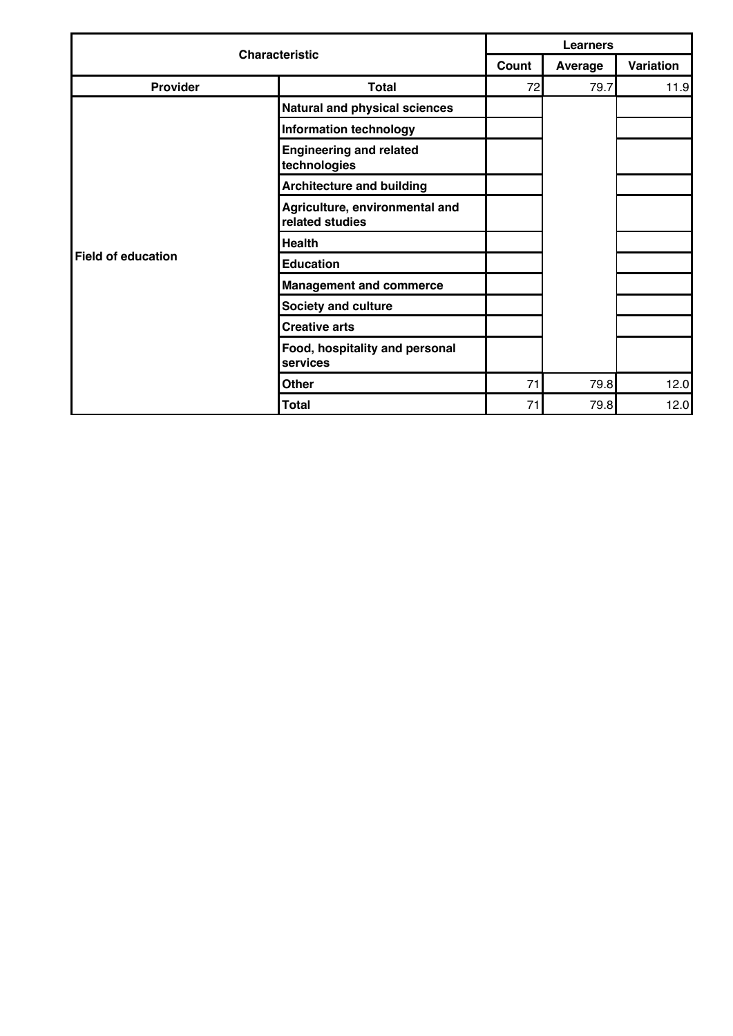| Characteristic | | Learners | | |
|---|---|---|---|---|
| | | Count | Average | Variation |
| Provider | Total | 72 | 79.7 | 11.9 |
| Field of education | Natural and physical sciences | | | |
| | Information technology | | | |
| | Engineering and related technologies | | | |
| | Architecture and building | | | |
| | Agriculture, environmental and related studies | | | |
| | Health | | | |
| | Education | | | |
| | Management and commerce | | | |
| | Society and culture | | | |
| | Creative arts | | | |
| | Food, hospitality and personal services | | | |
| | Other | 71 | 79.8 | 12.0 |
| | Total | 71 | 79.8 | 12.0 |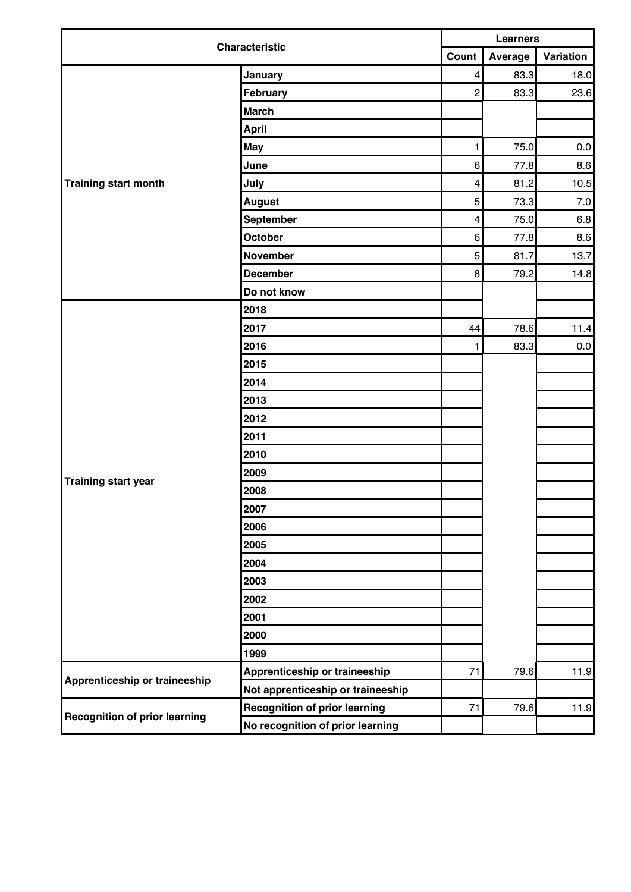| Characteristic | | Learners | | |
|---|---|---|---|---|
| | | Count | Average | Variation |
| Training start month | January | 4 | 83.3 | 18.0 |
| | February | 2 | 83.3 | 23.6 |
| | March | | | |
| | April | | | |
| | May | 1 | 75.0 | 0.0 |
| | June | 6 | 77.8 | 8.6 |
| | July | 4 | 81.2 | 10.5 |
| | August | 5 | 73.3 | 7.0 |
| | September | 4 | 75.0 | 6.8 |
| | October | 6 | 77.8 | 8.6 |
| | November | 5 | 81.7 | 13.7 |
| | December | 8 | 79.2 | 14.8 |
| | Do not know | | | |
| Training start year | 2018 | | | |
| | 2017 | 44 | 78.6 | 11.4 |
| | 2016 | 1 | 83.3 | 0.0 |
| | 2015 | | | |
| | 2014 | | | |
| | 2013 | | | |
| | 2012 | | | |
| | 2011 | | | |
| | 2010 | | | |
| | 2009 | | | |
| | 2008 | | | |
| | 2007 | | | |
| | 2006 | | | |
| | 2005 | | | |
| | 2004 | | | |
| | 2003 | | | |
| | 2002 | | | |
| | 2001 | | | |
| | 2000 | | | |
| | 1999 | | | |
| Apprenticeship or traineeship | Apprenticeship or traineeship | 71 | 79.6 | 11.9 |
| | Not apprenticeship or traineeship | | | |
| Recognition of prior learning | Recognition of prior learning | 71 | 79.6 | 11.9 |
| | No recognition of prior learning | | | |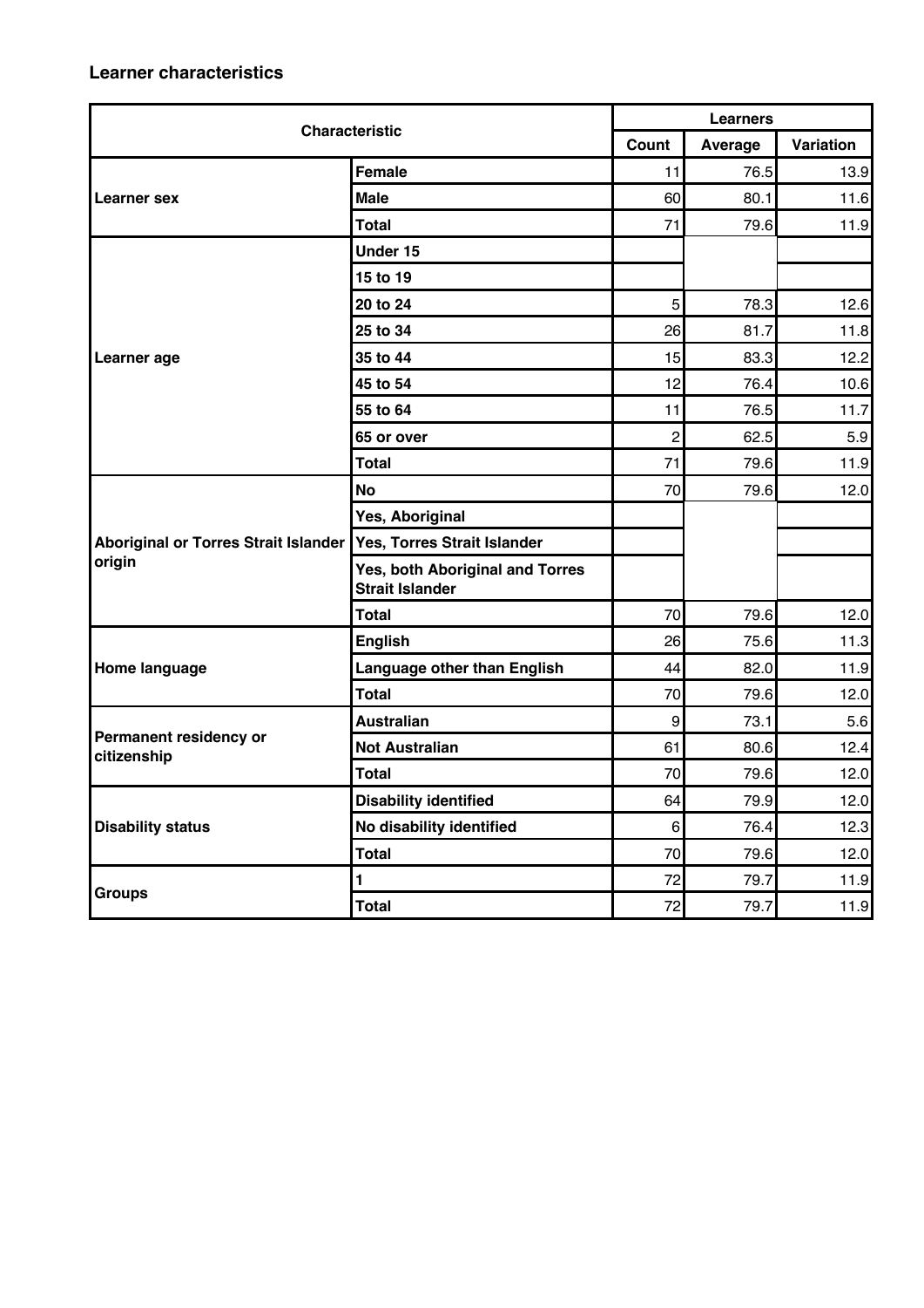### Learner characteristics

| Characteristic | | Learners | | |
|---|---|---|---|---|
| | | Count | Average | Variation |
| Learner sex | Female | 11 | 76.5 | 13.9 |
| | Male | 60 | 80.1 | 11.6 |
| | Total | 71 | 79.6 | 11.9 |
| Learner age | Under 15 | | | |
| | 15 to 19 | | | |
| | 20 to 24 | 5 | 78.3 | 12.6 |
| | 25 to 34 | 26 | 81.7 | 11.8 |
| | 35 to 44 | 15 | 83.3 | 12.2 |
| | 45 to 54 | 12 | 76.4 | 10.6 |
| | 55 to 64 | 11 | 76.5 | 11.7 |
| | 65 or over | 2 | 62.5 | 5.9 |
| | Total | 71 | 79.6 | 11.9 |
| Aboriginal or Torres Strait Islander origin | No | 70 | 79.6 | 12.0 |
| | Yes, Aboriginal | | | |
| | Yes, Torres Strait Islander | | | |
| | Yes, both Aboriginal and Torres Strait Islander | | | |
| | Total | 70 | 79.6 | 12.0 |
| Home language | English | 26 | 75.6 | 11.3 |
| | Language other than English | 44 | 82.0 | 11.9 |
| | Total | 70 | 79.6 | 12.0 |
| Permanent residency or citizenship | Australian | 9 | 73.1 | 5.6 |
| | Not Australian | 61 | 80.6 | 12.4 |
| | Total | 70 | 79.6 | 12.0 |
| Disability status | Disability identified | 64 | 79.9 | 12.0 |
| | No disability identified | 6 | 76.4 | 12.3 |
| | Total | 70 | 79.6 | 12.0 |
| Groups | 1 | 72 | 79.7 | 11.9 |
| | Total | 72 | 79.7 | 11.9 |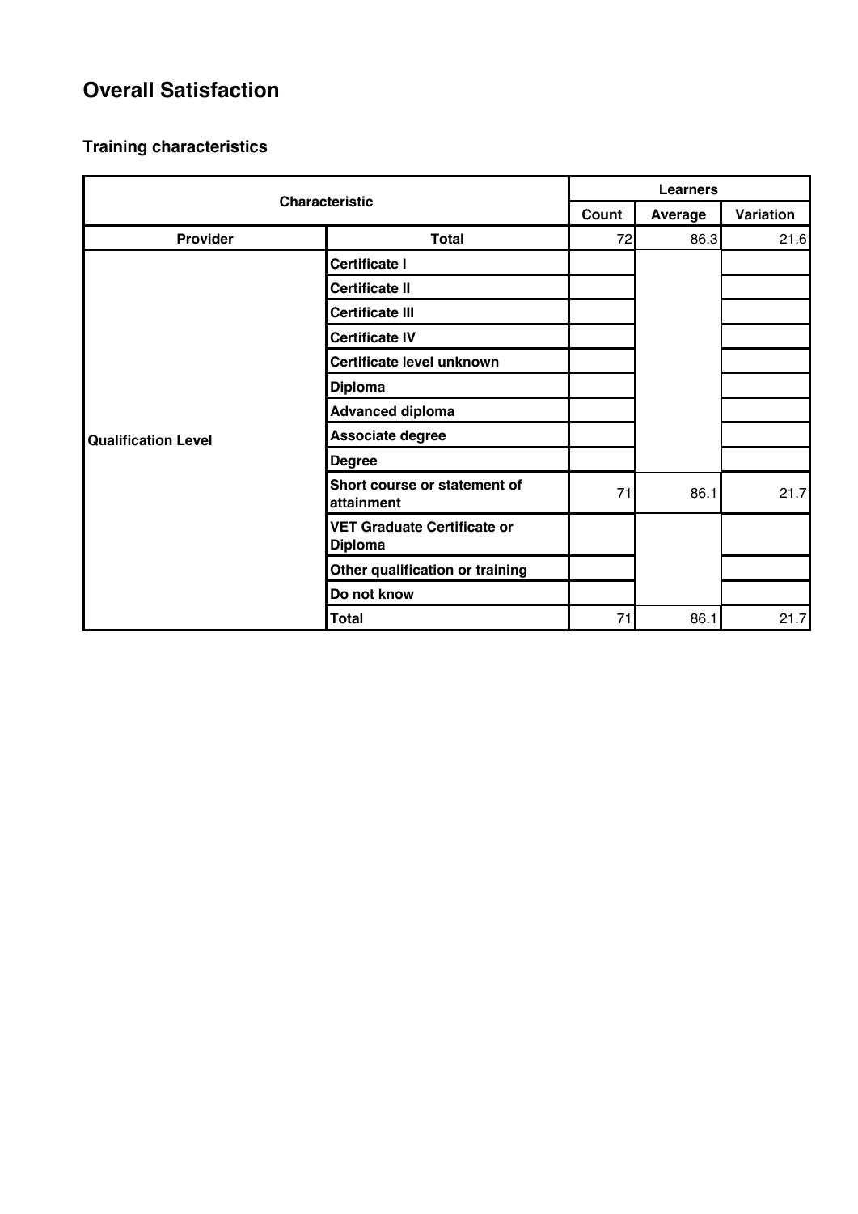# Overall Satisfaction

## Training characteristics

| Characteristic | | Learners | | |
|---|---|---|---|---|
| | | Count | Average | Variation |
| Provider | Total | 72 | 86.3 | 21.6 |
| Qualification Level | Certificate I | | | |
| | Certificate II | | | |
| | Certificate III | | | |
| | Certificate IV | | | |
| | Certificate level unknown | | | |
| | Diploma | | | |
| | Advanced diploma | | | |
| | Associate degree | | | |
| | Degree | | | |
| | Short course or statement of attainment | 71 | 86.1 | 21.7 |
| | VET Graduate Certificate or Diploma | | | |
| | Other qualification or training | | | |
| | Do not know | | | |
| | Total | 71 | 86.1 | 21.7 |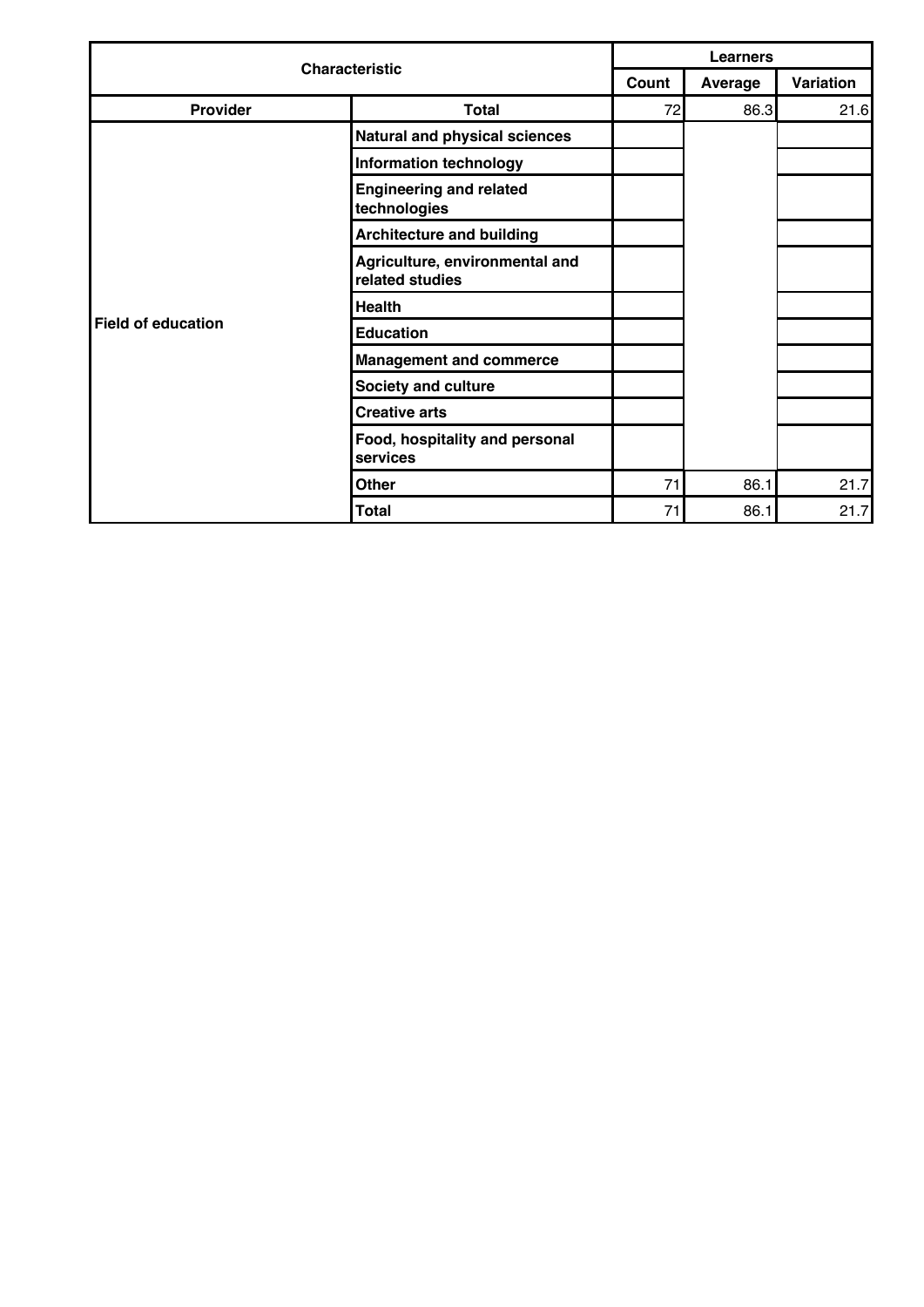| Characteristic | | Learners | | |
|---|---|---|---|---|
| | | Count | Average | Variation |
| Provider | Total | 72 | 86.3 | 21.6 |
| Field of education | Natural and physical sciences | | | |
| | Information technology | | | |
| | Engineering and related technologies | | | |
| | Architecture and building | | | |
| | Agriculture, environmental and related studies | | | |
| | Health | | | |
| | Education | | | |
| | Management and commerce | | | |
| | Society and culture | | | |
| | Creative arts | | | |
| | Food, hospitality and personal services | | | |
| | Other | 71 | 86.1 | 21.7 |
| | Total | 71 | 86.1 | 21.7 |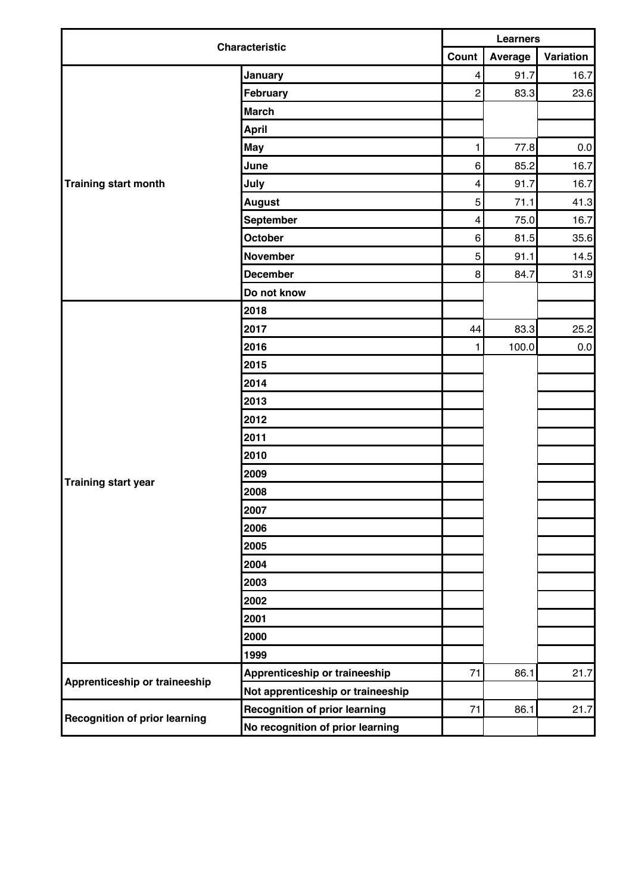| Characteristic | | Learners | | |
|---|---|---|---|---|
| | | Count | Average | Variation |
| Training start month | January | 4 | 91.7 | 16.7 |
| | February | 2 | 83.3 | 23.6 |
| | March | | | |
| | April | | | |
| | May | 1 | 77.8 | 0.0 |
| | June | 6 | 85.2 | 16.7 |
| | July | 4 | 91.7 | 16.7 |
| | August | 5 | 71.1 | 41.3 |
| | September | 4 | 75.0 | 16.7 |
| | October | 6 | 81.5 | 35.6 |
| | November | 5 | 91.1 | 14.5 |
| | December | 8 | 84.7 | 31.9 |
| | Do not know | | | |
| Training start year | 2018 | | | |
| | 2017 | 44 | 83.3 | 25.2 |
| | 2016 | 1 | 100.0 | 0.0 |
| | 2015 | | | |
| | 2014 | | | |
| | 2013 | | | |
| | 2012 | | | |
| | 2011 | | | |
| | 2010 | | | |
| | 2009 | | | |
| | 2008 | | | |
| | 2007 | | | |
| | 2006 | | | |
| | 2005 | | | |
| | 2004 | | | |
| | 2003 | | | |
| | 2002 | | | |
| | 2001 | | | |
| | 2000 | | | |
| | 1999 | | | |
| Apprenticeship or traineeship | Apprenticeship or traineeship | 71 | 86.1 | 21.7 |
| | Not apprenticeship or traineeship | | | |
| Recognition of prior learning | Recognition of prior learning | 71 | 86.1 | 21.7 |
| | No recognition of prior learning | | | |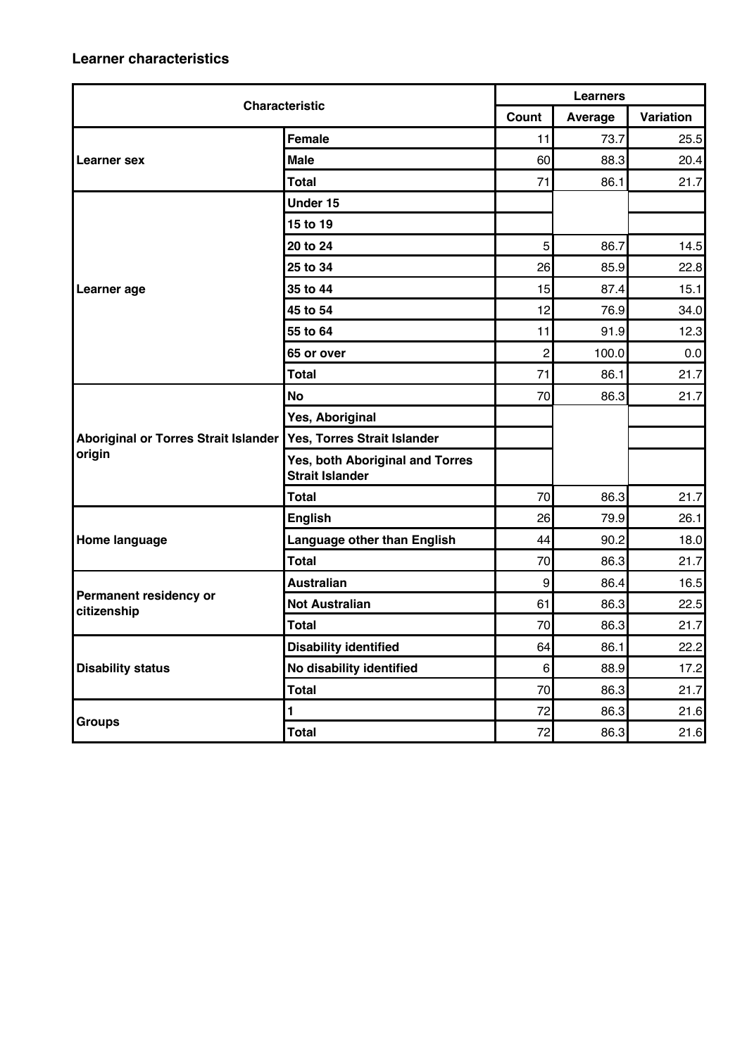### Learner characteristics

| Characteristic | | Learners | | |
|---|---|---|---|---|
| | | Count | Average | Variation |
| Learner sex | Female | 11 | 73.7 | 25.5 |
| | Male | 60 | 88.3 | 20.4 |
| | Total | 71 | 86.1 | 21.7 |
| Learner age | Under 15 | | | |
| | 15 to 19 | | | |
| | 20 to 24 | 5 | 86.7 | 14.5 |
| | 25 to 34 | 26 | 85.9 | 22.8 |
| | 35 to 44 | 15 | 87.4 | 15.1 |
| | 45 to 54 | 12 | 76.9 | 34.0 |
| | 55 to 64 | 11 | 91.9 | 12.3 |
| | 65 or over | 2 | 100.0 | 0.0 |
| | Total | 71 | 86.1 | 21.7 |
| Aboriginal or Torres Strait Islander origin | No | 70 | 86.3 | 21.7 |
| | Yes, Aboriginal | | | |
| | Yes, Torres Strait Islander | | | |
| | Yes, both Aboriginal and Torres Strait Islander | | | |
| | Total | 70 | 86.3 | 21.7 |
| Home language | English | 26 | 79.9 | 26.1 |
| | Language other than English | 44 | 90.2 | 18.0 |
| | Total | 70 | 86.3 | 21.7 |
| Permanent residency or citizenship | Australian | 9 | 86.4 | 16.5 |
| | Not Australian | 61 | 86.3 | 22.5 |
| | Total | 70 | 86.3 | 21.7 |
| Disability status | Disability identified | 64 | 86.1 | 22.2 |
| | No disability identified | 6 | 88.9 | 17.2 |
| | Total | 70 | 86.3 | 21.7 |
| Groups | 1 | 72 | 86.3 | 21.6 |
| | Total | 72 | 86.3 | 21.6 |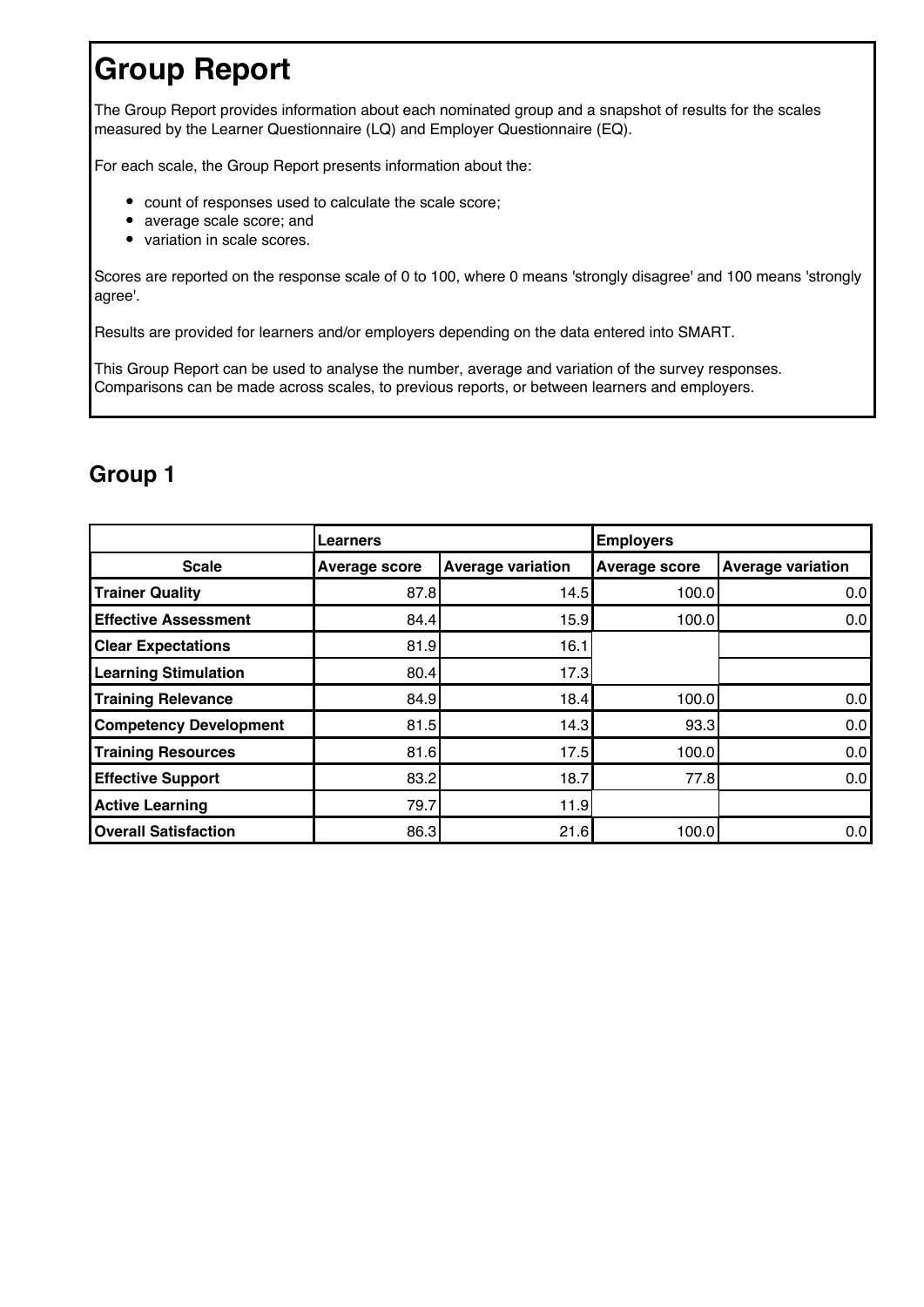# Group Report

The Group Report provides information about each nominated group and a snapshot of results for the scales measured by the Learner Questionnaire (LQ) and Employer Questionnaire (EQ).

For each scale, the Group Report presents information about the:

- count of responses used to calculate the scale score;
- average scale score; and
- variation in scale scores.

Scores are reported on the response scale of 0 to 100, where 0 means 'strongly disagree' and 100 means 'strongly agree'.

Results are provided for learners and/or employers depending on the data entered into SMART.

This Group Report can be used to analyse the number, average and variation of the survey responses. Comparisons can be made across scales, to previous reports, or between learners and employers.

## Group 1

| | Learners | | Employers | |
|---|---|---|---|---|
| **Scale** | **Average score** | **Average variation** | **Average score** | **Average variation** |
| **Trainer Quality** | 87.8 | 14.5 | 100.0 | 0.0 |
| **Effective Assessment** | 84.4 | 15.9 | 100.0 | 0.0 |
| **Clear Expectations** | 81.9 | 16.1 | | |
| **Learning Stimulation** | 80.4 | 17.3 | | |
| **Training Relevance** | 84.9 | 18.4 | 100.0 | 0.0 |
| **Competency Development** | 81.5 | 14.3 | 93.3 | 0.0 |
| **Training Resources** | 81.6 | 17.5 | 100.0 | 0.0 |
| **Effective Support** | 83.2 | 18.7 | 77.8 | 0.0 |
| **Active Learning** | 79.7 | 11.9 | | |
| **Overall Satisfaction** | 86.3 | 21.6 | 100.0 | 0.0 |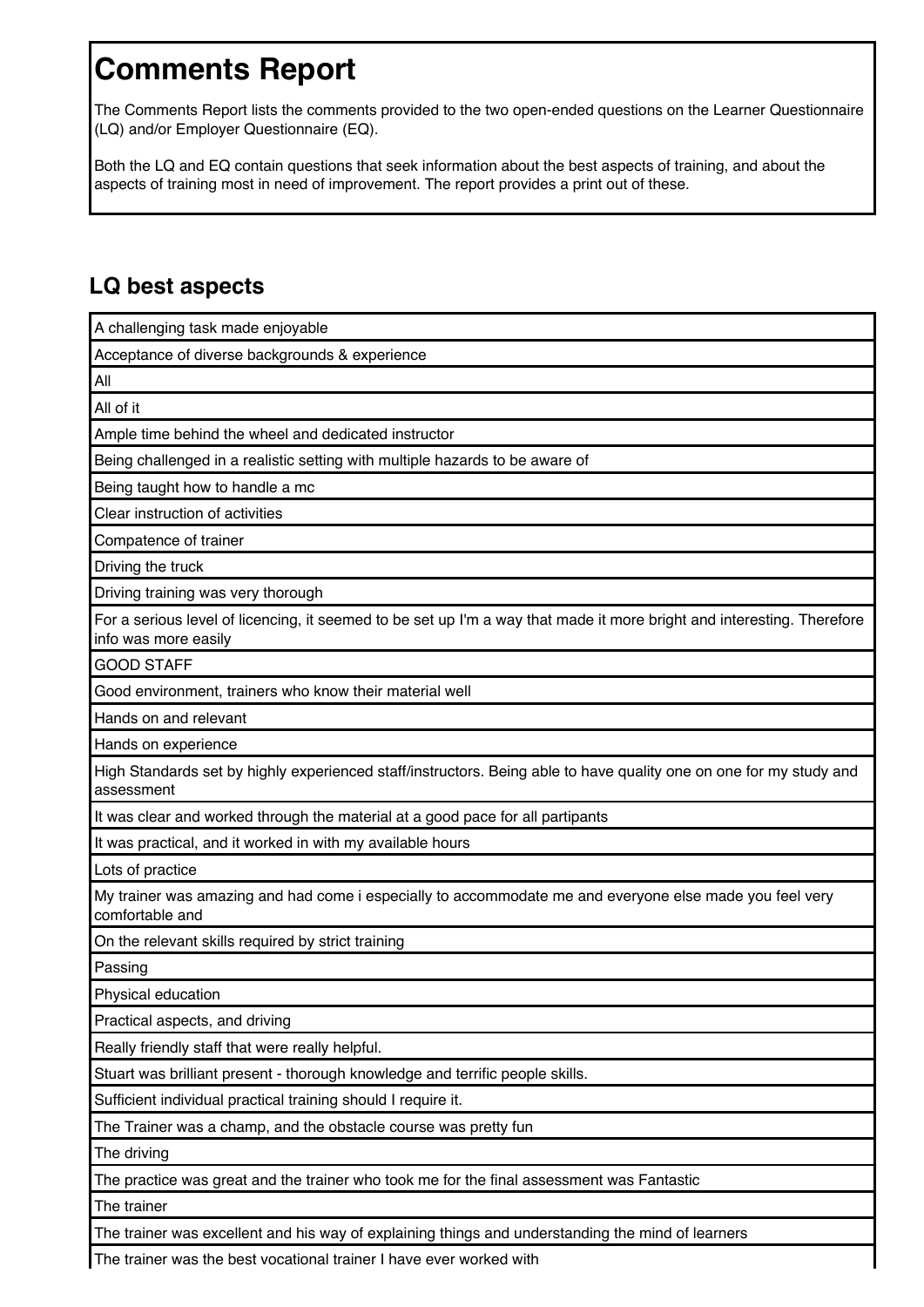# Comments Report

The Comments Report lists the comments provided to the two open-ended questions on the Learner Questionnaire (LQ) and/or Employer Questionnaire (EQ).

Both the LQ and EQ contain questions that seek information about the best aspects of training, and about the aspects of training most in need of improvement. The report provides a print out of these.

## LQ best aspects

| |
|---|
| A challenging task made enjoyable |
| Acceptance of diverse backgrounds & experience |
| All |
| All of it |
| Ample time behind the wheel and dedicated instructor |
| Being challenged in a realistic setting with multiple hazards to be aware of |
| Being taught how to handle a mc |
| Clear instruction of activities |
| Compatence of trainer |
| Driving the truck |
| Driving training was very thorough |
| For a serious level of licencing, it seemed to be set up I'm a way that made it more bright and interesting. Therefore info was more easily |
| GOOD STAFF |
| Good environment, trainers who know their material well |
| Hands on and relevant |
| Hands on experience |
| High Standards set by highly experienced staff/instructors. Being able to have quality one on one for my study and assessment |
| It was clear and worked through the material at a good pace for all partipants |
| It was practical, and it worked in with my available hours |
| Lots of practice |
| My trainer was amazing and had come i especially to accommodate me and everyone else made you feel very comfortable and |
| On the relevant skills required by strict training |
| Passing |
| Physical education |
| Practical aspects, and driving |
| Really friendly staff that were really helpful. |
| Stuart was brilliant present - thorough knowledge and terrific people skills. |
| Sufficient individual practical training should I require it. |
| The Trainer was a champ, and the obstacle course was pretty fun |
| The driving |
| The practice was great and the trainer who took me for the final assessment was Fantastic |
| The trainer |
| The trainer was excellent and his way of explaining things and understanding the mind of learners |
| The trainer was the best vocational trainer I have ever worked with |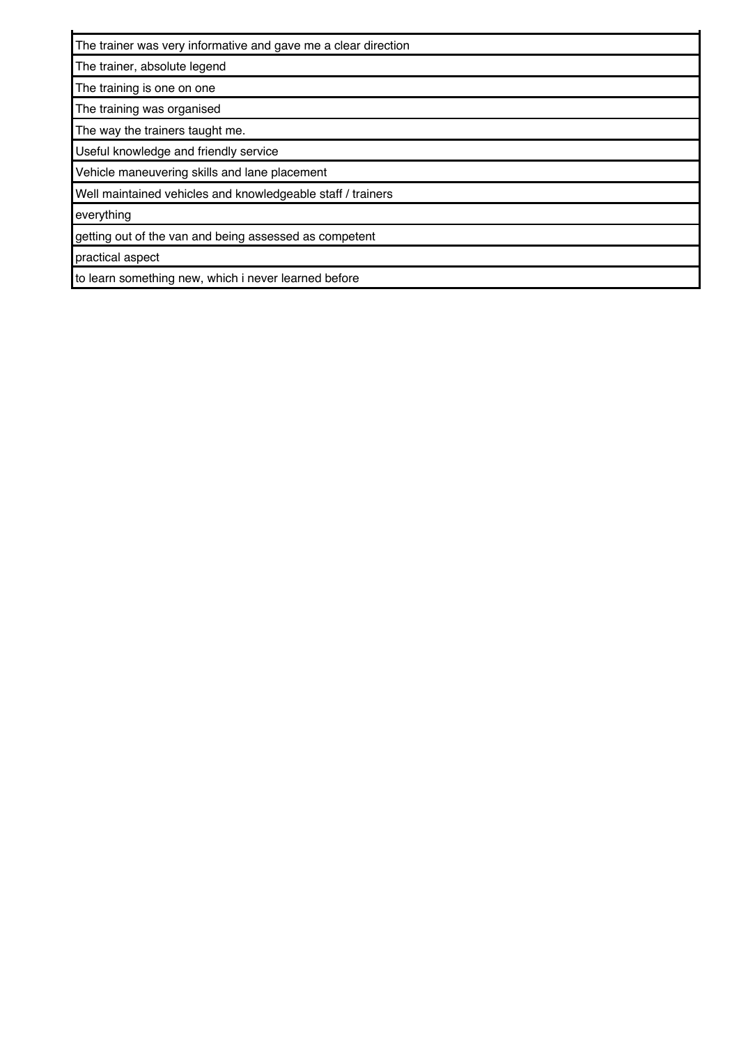| |
|---|
| The trainer was very informative and gave me a clear direction |
| The trainer, absolute legend |
| The training is one on one |
| The training was organised |
| The way the trainers taught me. |
| Useful knowledge and friendly service |
| Vehicle maneuvering skills and lane placement |
| Well maintained vehicles and knowledgeable staff / trainers |
| everything |
| getting out of the van and being assessed as competent |
| practical aspect |
| to learn something new, which i never learned before |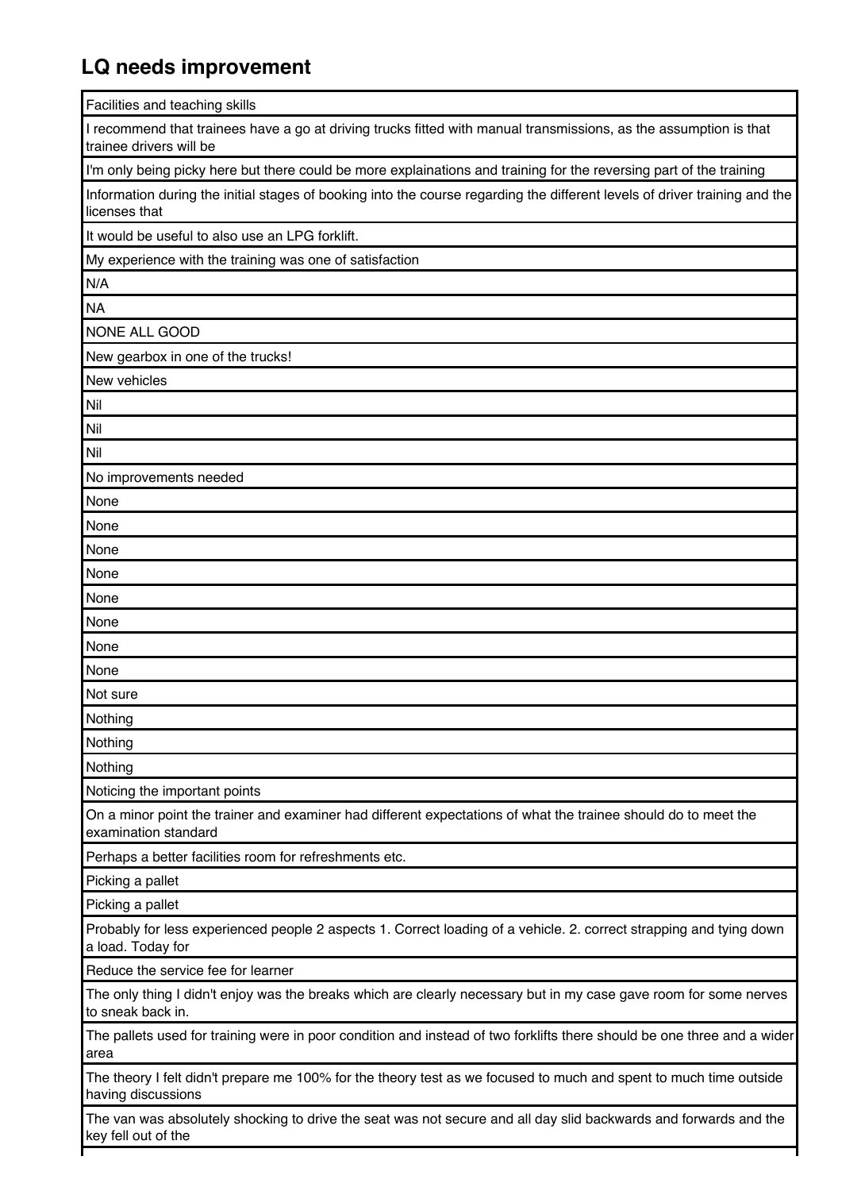## LQ needs improvement

| Facilities and teaching skills |
|---|
| I recommend that trainees have a go at driving trucks fitted with manual transmissions, as the assumption is that trainee drivers will be |
| I'm only being picky here but there could be more explainations and training for the reversing part of the training |
| Information during the initial stages of booking into the course regarding the different levels of driver training and the licenses that |
| It would be useful to also use an LPG forklift. |
| My experience with the training was one of satisfaction |
| N/A |
| NA |
| NONE ALL GOOD |
| New gearbox in one of the trucks! |
| New vehicles |
| Nil |
| Nil |
| Nil |
| No improvements needed |
| None |
| None |
| None |
| None |
| None |
| None |
| None |
| None |
| Not sure |
| Nothing |
| Nothing |
| Nothing |
| Noticing the important points |
| On a minor point the trainer and examiner had different expectations of what the trainee should do to meet the examination standard |
| Perhaps a better facilities room for refreshments etc. |
| Picking a pallet |
| Picking a pallet |
| Probably for less experienced people 2 aspects 1. Correct loading of a vehicle. 2. correct strapping and tying down a load. Today for |
| Reduce the service fee for learner |
| The only thing I didn't enjoy was the breaks which are clearly necessary but in my case gave room for some nerves to sneak back in. |
| The pallets used for training were in poor condition and instead of two forklifts there should be one three and a wider area |
| The theory I felt didn't prepare me 100% for the theory test as we focused to much and spent to much time outside having discussions |
| The van was absolutely shocking to drive the seat was not secure and all day slid backwards and forwards and the key fell out of the |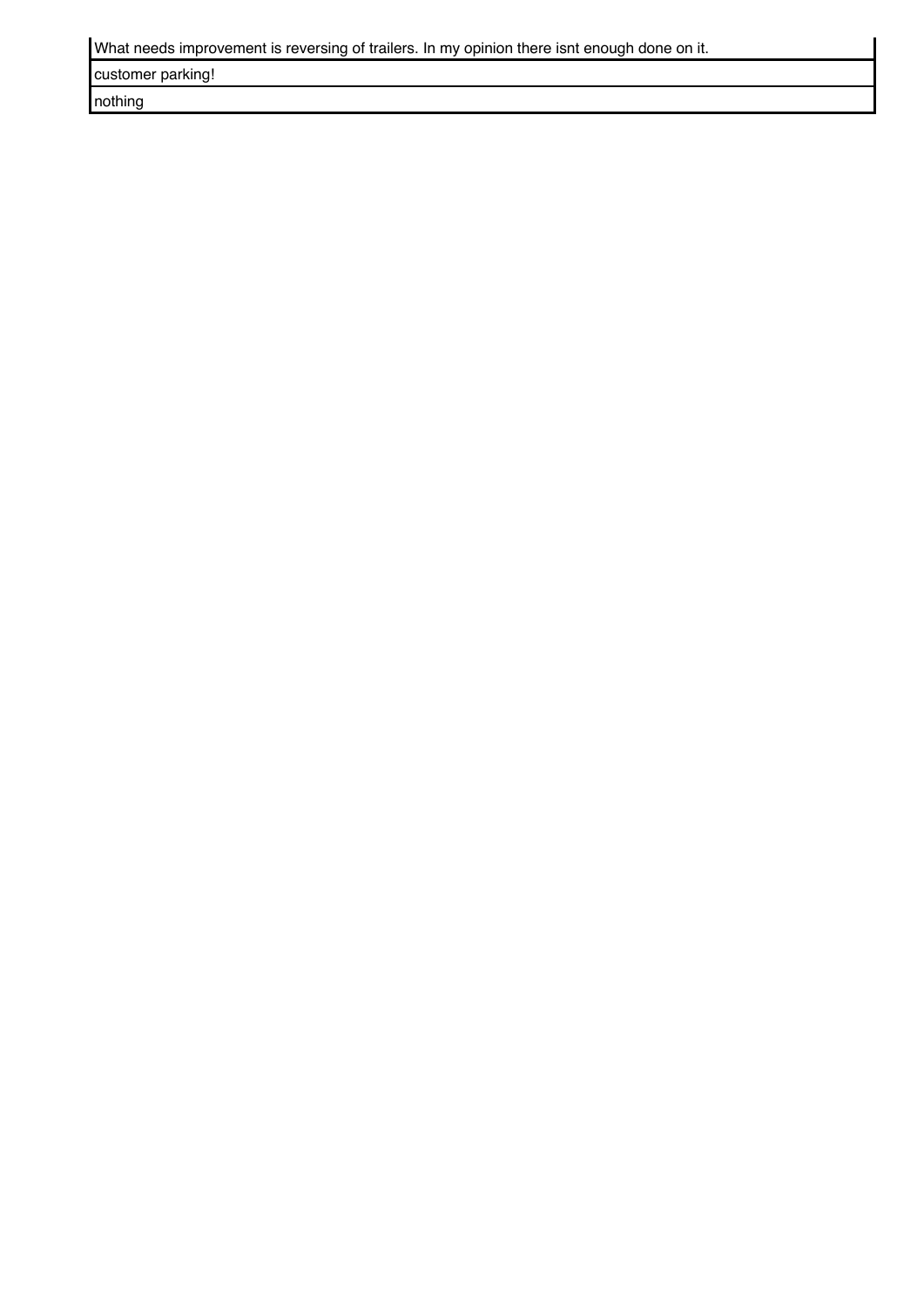| What needs improvement is reversing of trailers. In my opinion there isnt enough done on it. |
| --- |
| customer parking! |
| nothing |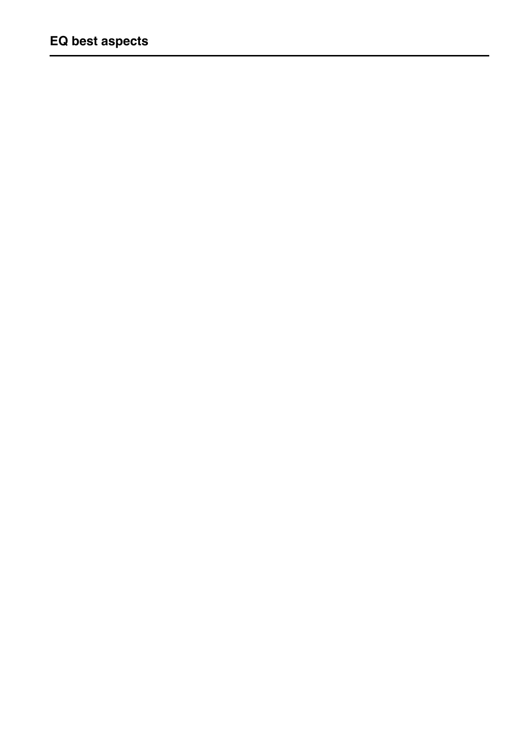## EQ best aspects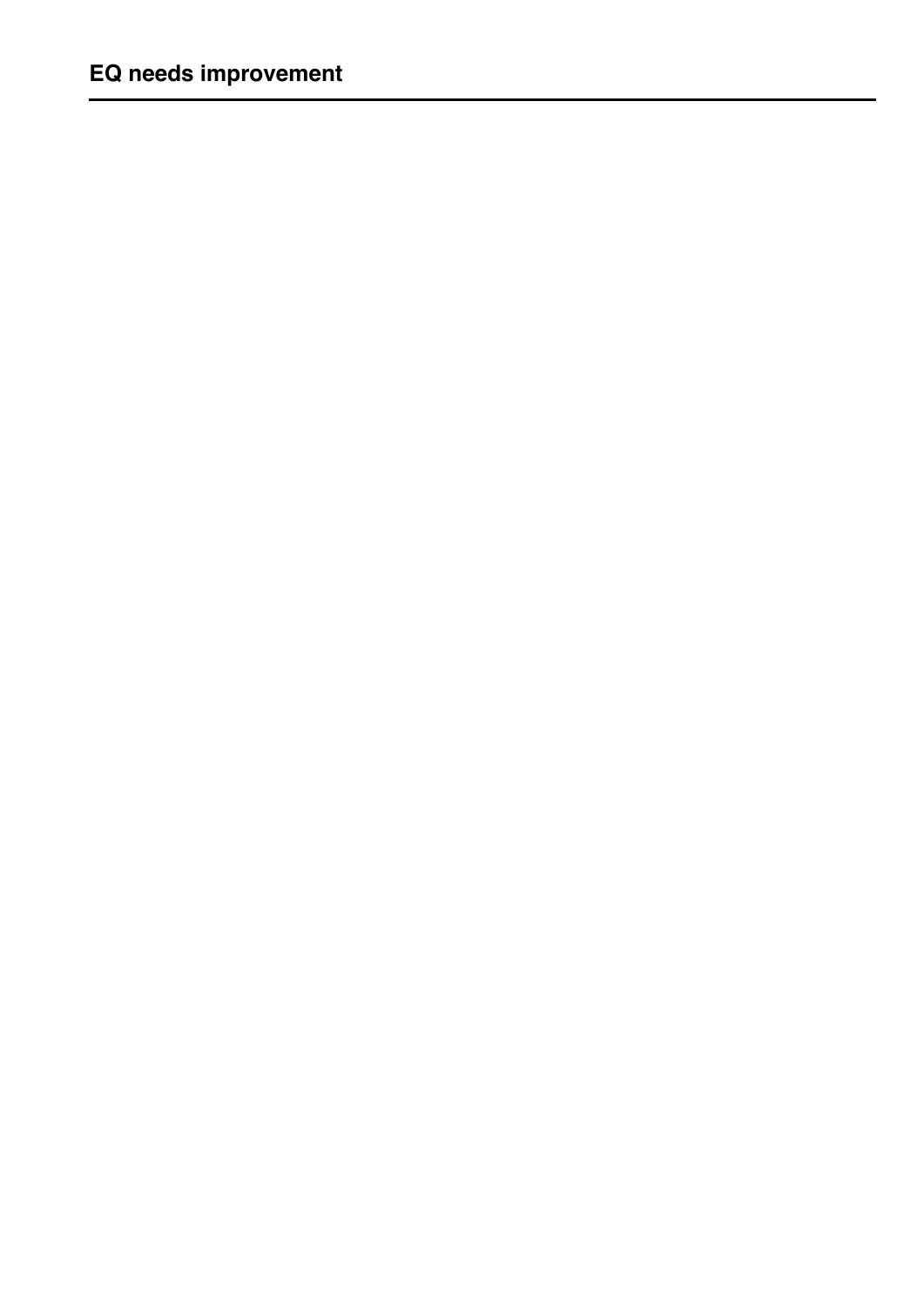## EQ needs improvement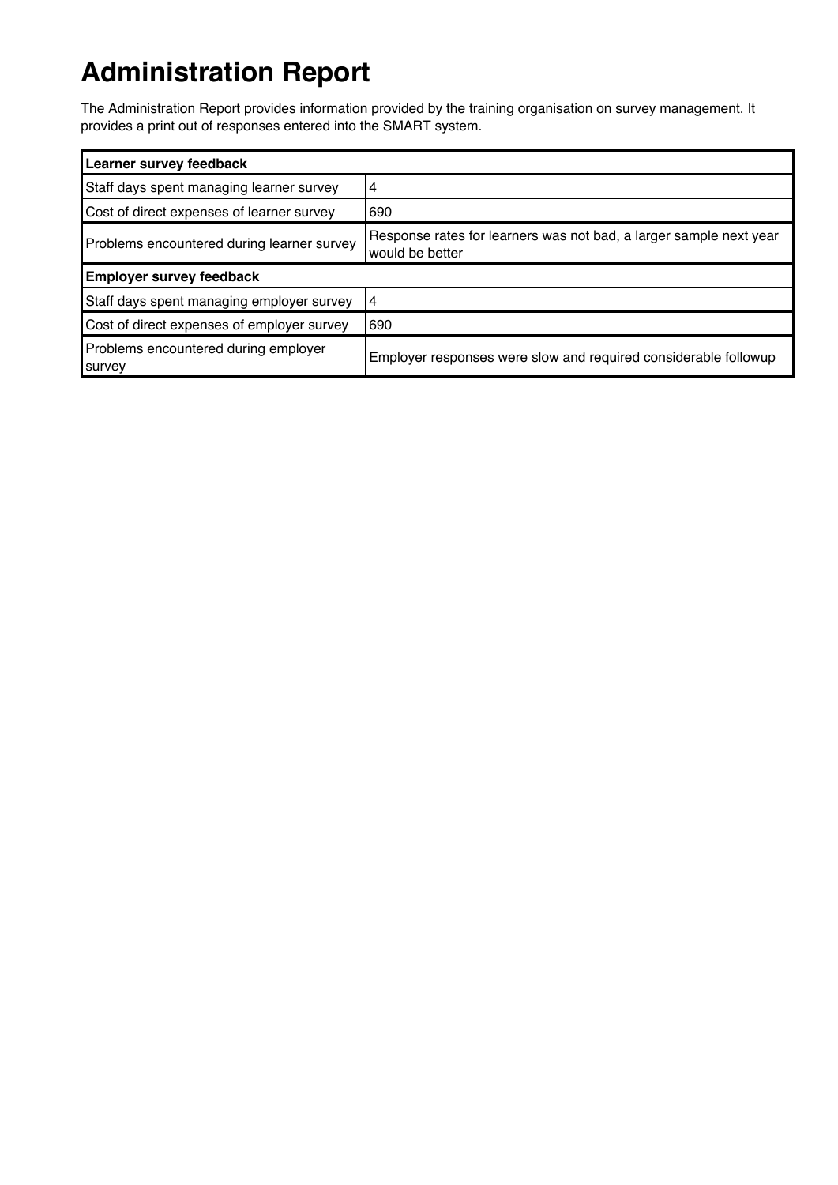# Administration Report

The Administration Report provides information provided by the training organisation on survey management. It provides a print out of responses entered into the SMART system.

| Learner survey feedback | |
|---|---|
| Staff days spent managing learner survey | 4 |
| Cost of direct expenses of learner survey | 690 |
| Problems encountered during learner survey | Response rates for learners was not bad, a larger sample next year would be better |
| **Employer survey feedback** | |
| Staff days spent managing employer survey | 4 |
| Cost of direct expenses of employer survey | 690 |
| Problems encountered during employer survey | Employer responses were slow and required considerable followup |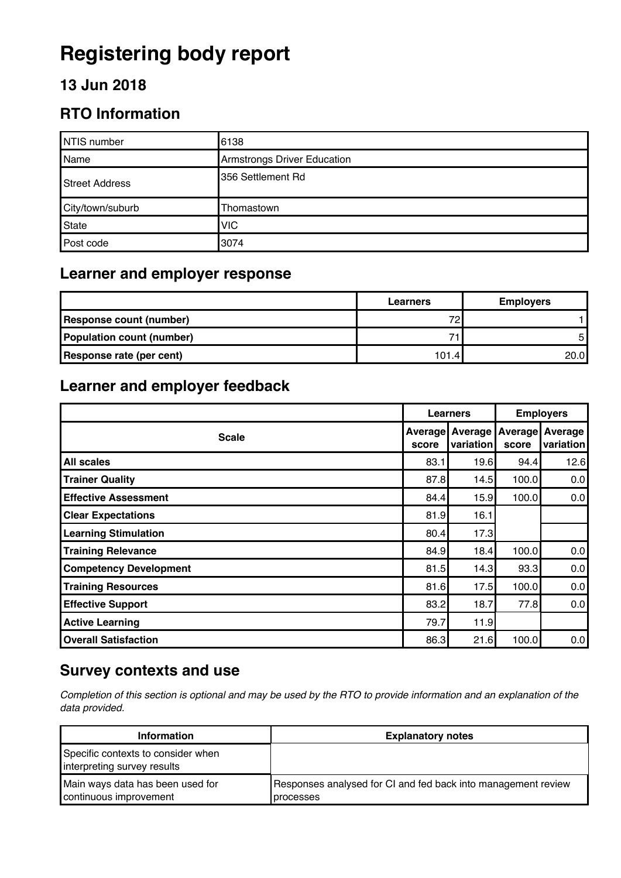# Registering body report

## 13 Jun 2018

## RTO Information

| | |
|---|---|
| NTIS number | 6138 |
| Name | Armstrongs Driver Education |
| Street Address | 356 Settlement Rd |
| City/town/suburb | Thomastown |
| State | VIC |
| Post code | 3074 |

## Learner and employer response

| | Learners | Employers |
|---|---|---|
| **Response count (number)** | 72 | 1 |
| **Population count (number)** | 71 | 5 |
| **Response rate (per cent)** | 101.4 | 20.0 |

## Learner and employer feedback

| | Learners | | Employers | |
|---|---|---|---|---|
| **Scale** | **Average score** | **Average variation** | **Average score** | **Average variation** |
| **All scales** | 83.1 | 19.6 | 94.4 | 12.6 |
| **Trainer Quality** | 87.8 | 14.5 | 100.0 | 0.0 |
| **Effective Assessment** | 84.4 | 15.9 | 100.0 | 0.0 |
| **Clear Expectations** | 81.9 | 16.1 | | |
| **Learning Stimulation** | 80.4 | 17.3 | | |
| **Training Relevance** | 84.9 | 18.4 | 100.0 | 0.0 |
| **Competency Development** | 81.5 | 14.3 | 93.3 | 0.0 |
| **Training Resources** | 81.6 | 17.5 | 100.0 | 0.0 |
| **Effective Support** | 83.2 | 18.7 | 77.8 | 0.0 |
| **Active Learning** | 79.7 | 11.9 | | |
| **Overall Satisfaction** | 86.3 | 21.6 | 100.0 | 0.0 |

## Survey contexts and use

*Completion of this section is optional and may be used by the RTO to provide information and an explanation of the data provided.*

| Information | Explanatory notes |
|---|---|
| Specific contexts to consider when interpreting survey results | |
| Main ways data has been used for continuous improvement | Responses analysed for CI and fed back into management review processes |